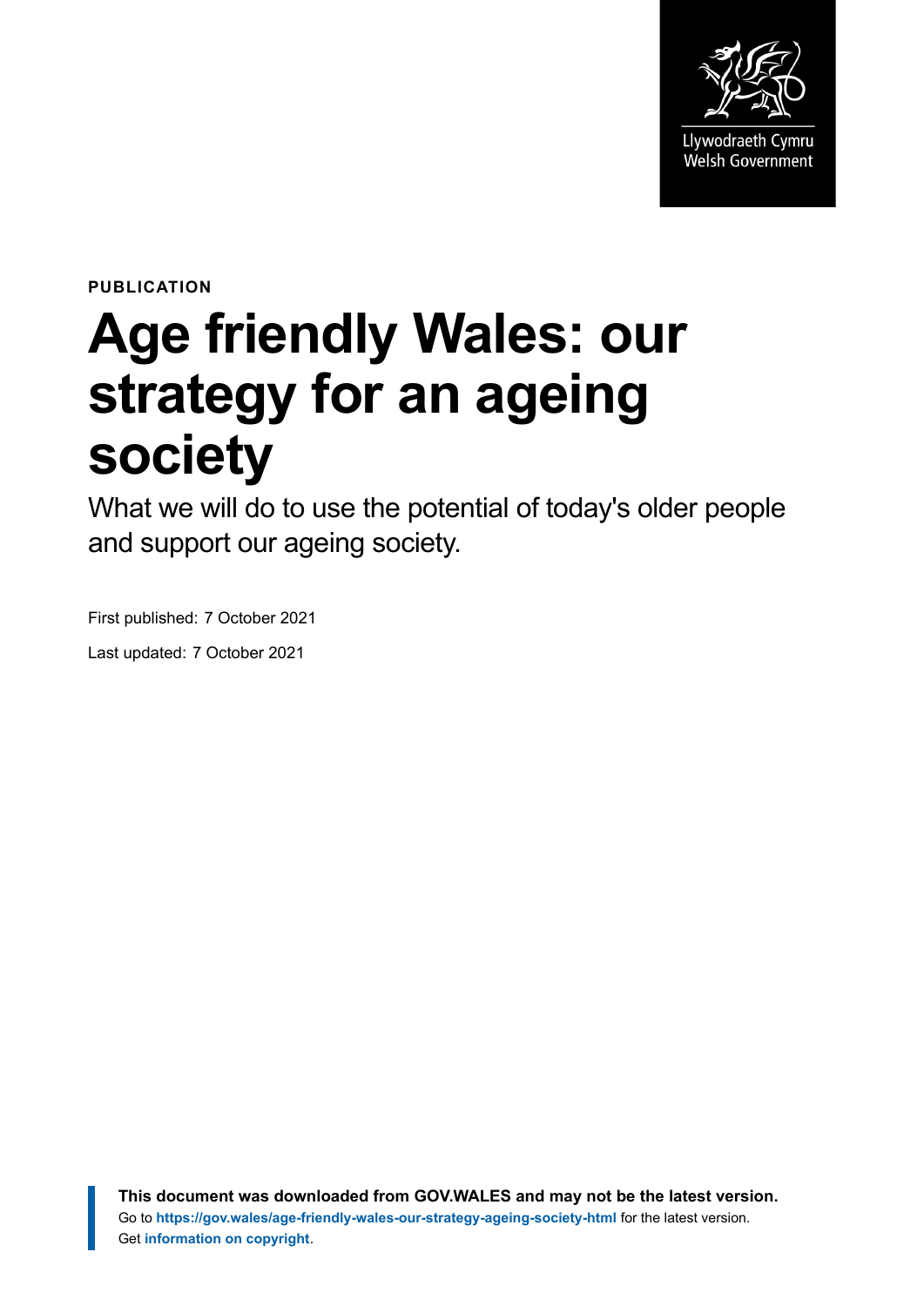Llywodraeth Cymru
Welsh Government

**PUBLICATION**

# Age friendly Wales: our strategy for an ageing society

What we will do to use the potential of today's older people and support our ageing society.

First published: 7 October 2021

Last updated: 7 October 2021

**This document was downloaded from GOV.WALES and may not be the latest version.**
Go to **https://gov.wales/age-friendly-wales-our-strategy-ageing-society-html** for the latest version.
Get **information on copyright**.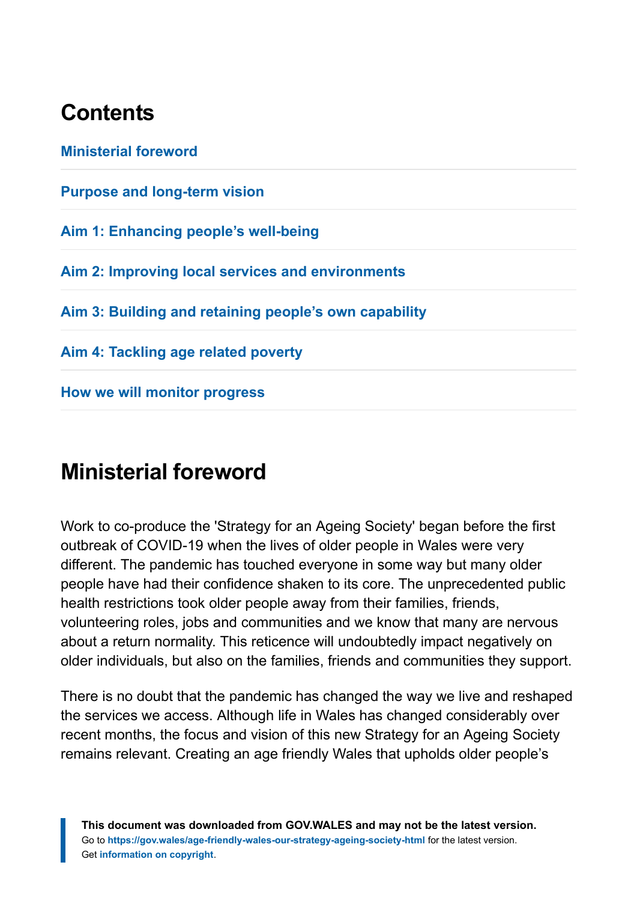## Contents

Ministerial foreword

Purpose and long-term vision

Aim 1: Enhancing people's well-being

Aim 2: Improving local services and environments

Aim 3: Building and retaining people's own capability

Aim 4: Tackling age related poverty

How we will monitor progress

## Ministerial foreword

Work to co-produce the 'Strategy for an Ageing Society' began before the first outbreak of COVID-19 when the lives of older people in Wales were very different. The pandemic has touched everyone in some way but many older people have had their confidence shaken to its core. The unprecedented public health restrictions took older people away from their families, friends, volunteering roles, jobs and communities and we know that many are nervous about a return normality. This reticence will undoubtedly impact negatively on older individuals, but also on the families, friends and communities they support.

There is no doubt that the pandemic has changed the way we live and reshaped the services we access. Although life in Wales has changed considerably over recent months, the focus and vision of this new Strategy for an Ageing Society remains relevant. Creating an age friendly Wales that upholds older people's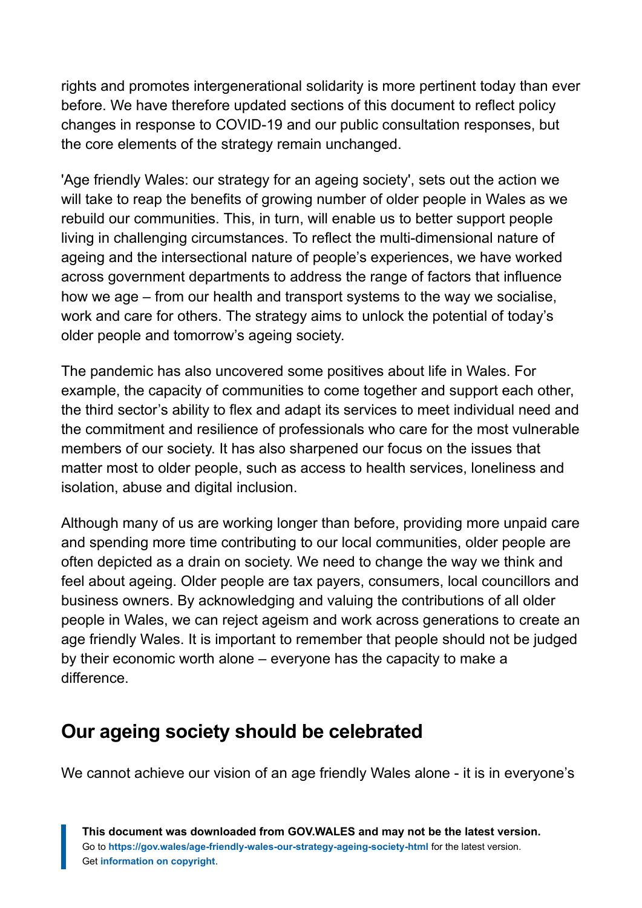rights and promotes intergenerational solidarity is more pertinent today than ever before. We have therefore updated sections of this document to reflect policy changes in response to COVID-19 and our public consultation responses, but the core elements of the strategy remain unchanged.

'Age friendly Wales: our strategy for an ageing society', sets out the action we will take to reap the benefits of growing number of older people in Wales as we rebuild our communities. This, in turn, will enable us to better support people living in challenging circumstances. To reflect the multi-dimensional nature of ageing and the intersectional nature of people's experiences, we have worked across government departments to address the range of factors that influence how we age – from our health and transport systems to the way we socialise, work and care for others. The strategy aims to unlock the potential of today's older people and tomorrow's ageing society.

The pandemic has also uncovered some positives about life in Wales. For example, the capacity of communities to come together and support each other, the third sector's ability to flex and adapt its services to meet individual need and the commitment and resilience of professionals who care for the most vulnerable members of our society. It has also sharpened our focus on the issues that matter most to older people, such as access to health services, loneliness and isolation, abuse and digital inclusion.

Although many of us are working longer than before, providing more unpaid care and spending more time contributing to our local communities, older people are often depicted as a drain on society. We need to change the way we think and feel about ageing. Older people are tax payers, consumers, local councillors and business owners. By acknowledging and valuing the contributions of all older people in Wales, we can reject ageism and work across generations to create an age friendly Wales. It is important to remember that people should not be judged by their economic worth alone – everyone has the capacity to make a difference.

## Our ageing society should be celebrated

We cannot achieve our vision of an age friendly Wales alone - it is in everyone's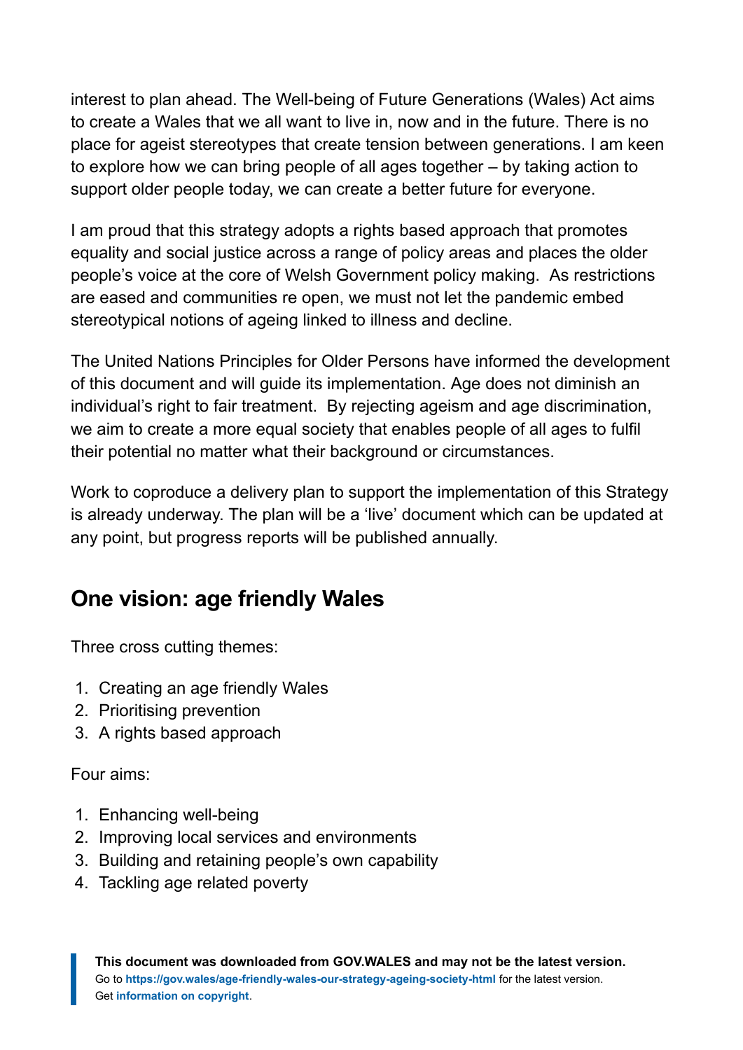interest to plan ahead. The Well-being of Future Generations (Wales) Act aims to create a Wales that we all want to live in, now and in the future. There is no place for ageist stereotypes that create tension between generations. I am keen to explore how we can bring people of all ages together – by taking action to support older people today, we can create a better future for everyone.

I am proud that this strategy adopts a rights based approach that promotes equality and social justice across a range of policy areas and places the older people's voice at the core of Welsh Government policy making. As restrictions are eased and communities re open, we must not let the pandemic embed stereotypical notions of ageing linked to illness and decline.

The United Nations Principles for Older Persons have informed the development of this document and will guide its implementation. Age does not diminish an individual's right to fair treatment. By rejecting ageism and age discrimination, we aim to create a more equal society that enables people of all ages to fulfil their potential no matter what their background or circumstances.

Work to coproduce a delivery plan to support the implementation of this Strategy is already underway. The plan will be a 'live' document which can be updated at any point, but progress reports will be published annually.

## One vision: age friendly Wales

Three cross cutting themes:

1. Creating an age friendly Wales
2. Prioritising prevention
3. A rights based approach

Four aims:

1. Enhancing well-being
2. Improving local services and environments
3. Building and retaining people's own capability
4. Tackling age related poverty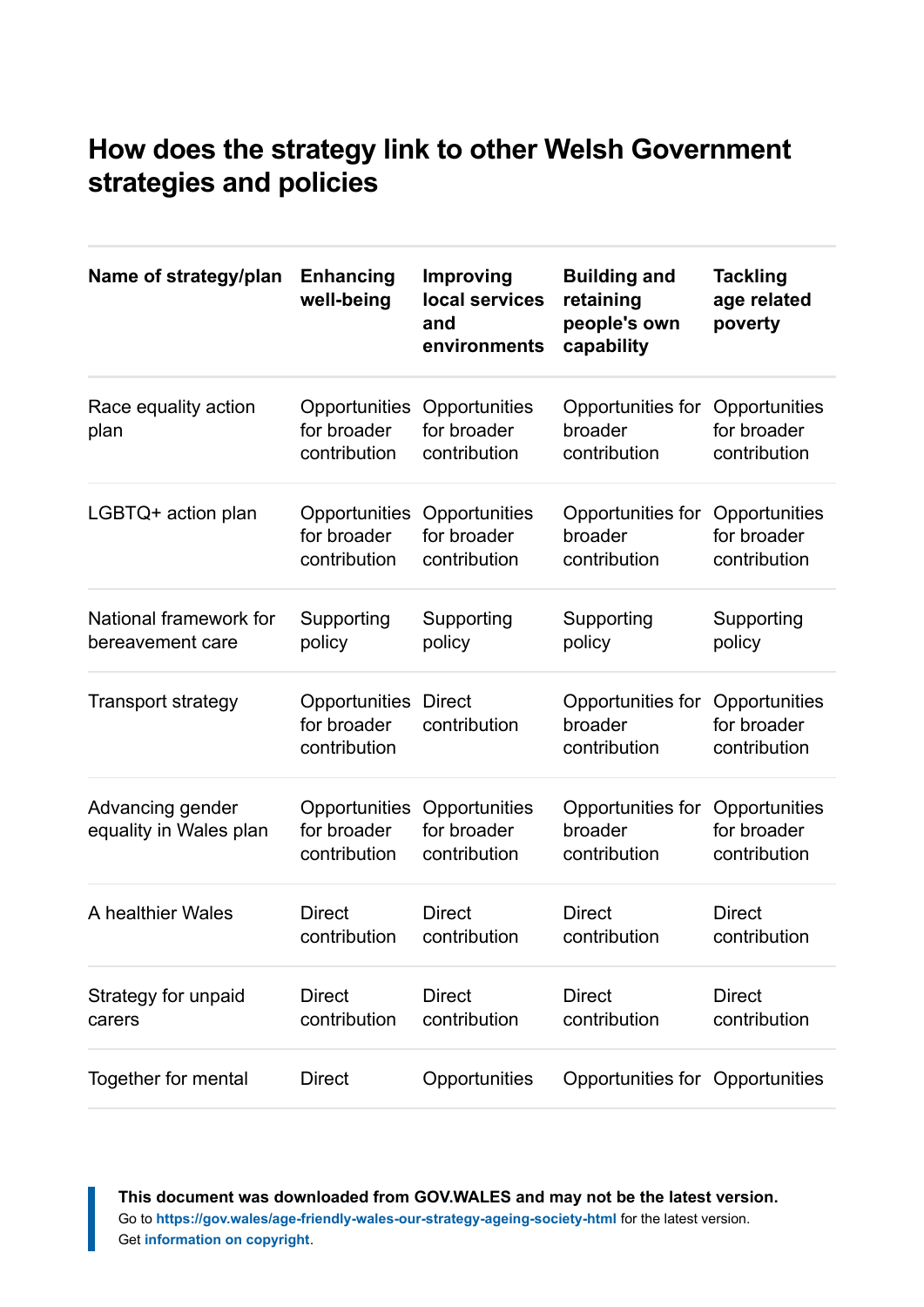## How does the strategy link to other Welsh Government strategies and policies

| Name of strategy/plan | Enhancing well-being | Improving local services and environments | Building and retaining people's own capability | Tackling age related poverty |
|---|---|---|---|---|
| Race equality action plan | Opportunities for broader contribution | Opportunities for broader contribution | Opportunities for broader contribution | Opportunities for broader contribution |
| LGBTQ+ action plan | Opportunities for broader contribution | Opportunities for broader contribution | Opportunities for broader contribution | Opportunities for broader contribution |
| National framework for bereavement care | Supporting policy | Supporting policy | Supporting policy | Supporting policy |
| Transport strategy | Opportunities for broader contribution | Direct contribution | Opportunities for broader contribution | Opportunities for broader contribution |
| Advancing gender equality in Wales plan | Opportunities for broader contribution | Opportunities for broader contribution | Opportunities for broader contribution | Opportunities for broader contribution |
| A healthier Wales | Direct contribution | Direct contribution | Direct contribution | Direct contribution |
| Strategy for unpaid carers | Direct contribution | Direct contribution | Direct contribution | Direct contribution |
| Together for mental | Direct | Opportunities | Opportunities for | Opportunities |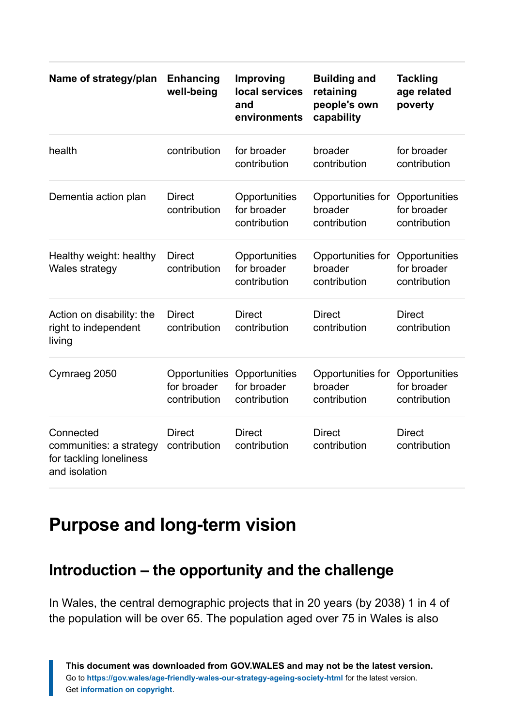| Name of strategy/plan | Enhancing well-being | Improving local services and environments | Building and retaining people's own capability | Tackling age related poverty |
|---|---|---|---|---|
| health | contribution | for broader contribution | broader contribution | for broader contribution |
| Dementia action plan | Direct contribution | Opportunities for broader contribution | Opportunities for broader contribution | Opportunities for broader contribution |
| Healthy weight: healthy Wales strategy | Direct contribution | Opportunities for broader contribution | Opportunities for broader contribution | Opportunities for broader contribution |
| Action on disability: the right to independent living | Direct contribution | Direct contribution | Direct contribution | Direct contribution |
| Cymraeg 2050 | Opportunities for broader contribution | Opportunities for broader contribution | Opportunities for broader contribution | Opportunities for broader contribution |
| Connected communities: a strategy for tackling loneliness and isolation | Direct contribution | Direct contribution | Direct contribution | Direct contribution |

# Purpose and long-term vision

## Introduction – the opportunity and the challenge

In Wales, the central demographic projects that in 20 years (by 2038) 1 in 4 of the population will be over 65. The population aged over 75 in Wales is also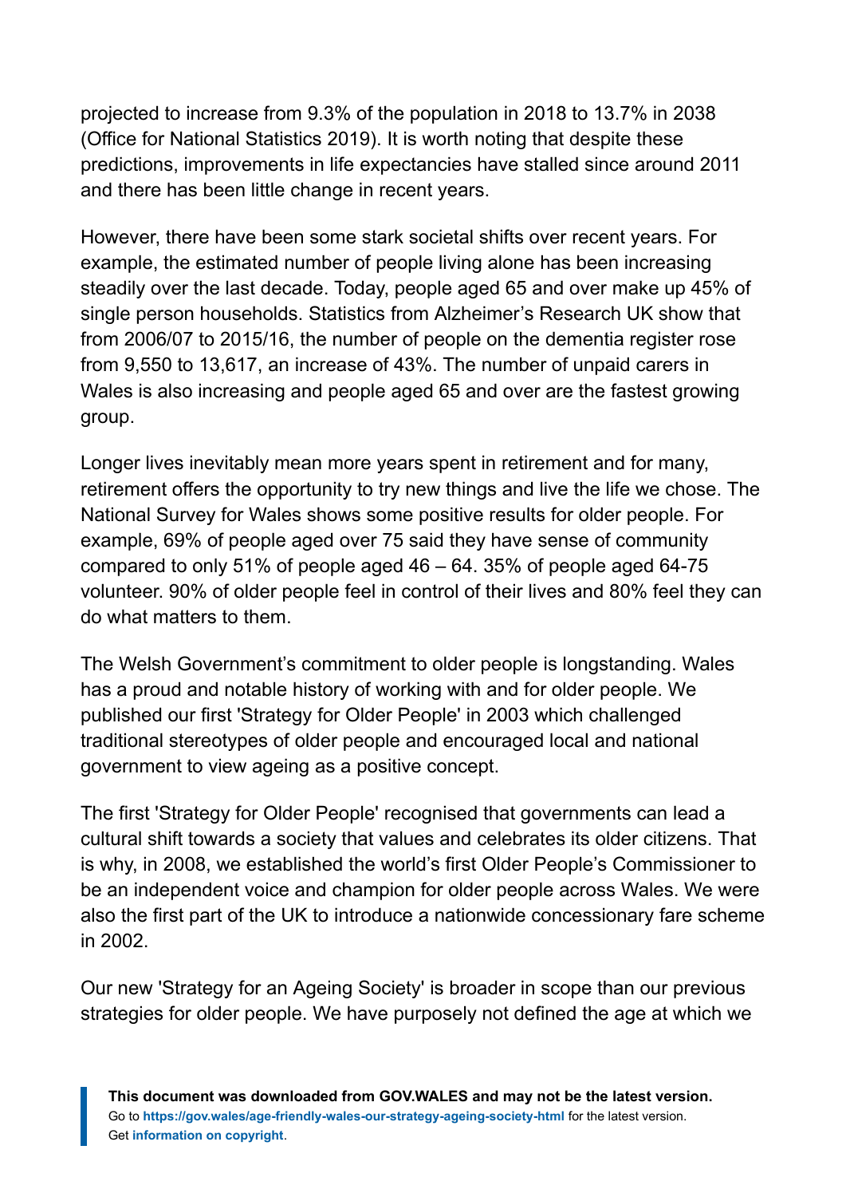projected to increase from 9.3% of the population in 2018 to 13.7% in 2038 (Office for National Statistics 2019). It is worth noting that despite these predictions, improvements in life expectancies have stalled since around 2011 and there has been little change in recent years.

However, there have been some stark societal shifts over recent years. For example, the estimated number of people living alone has been increasing steadily over the last decade. Today, people aged 65 and over make up 45% of single person households. Statistics from Alzheimer's Research UK show that from 2006/07 to 2015/16, the number of people on the dementia register rose from 9,550 to 13,617, an increase of 43%. The number of unpaid carers in Wales is also increasing and people aged 65 and over are the fastest growing group.

Longer lives inevitably mean more years spent in retirement and for many, retirement offers the opportunity to try new things and live the life we chose. The National Survey for Wales shows some positive results for older people. For example, 69% of people aged over 75 said they have sense of community compared to only 51% of people aged 46 – 64. 35% of people aged 64-75 volunteer. 90% of older people feel in control of their lives and 80% feel they can do what matters to them.

The Welsh Government's commitment to older people is longstanding. Wales has a proud and notable history of working with and for older people. We published our first 'Strategy for Older People' in 2003 which challenged traditional stereotypes of older people and encouraged local and national government to view ageing as a positive concept.

The first 'Strategy for Older People' recognised that governments can lead a cultural shift towards a society that values and celebrates its older citizens. That is why, in 2008, we established the world's first Older People's Commissioner to be an independent voice and champion for older people across Wales. We were also the first part of the UK to introduce a nationwide concessionary fare scheme in 2002.

Our new 'Strategy for an Ageing Society' is broader in scope than our previous strategies for older people. We have purposely not defined the age at which we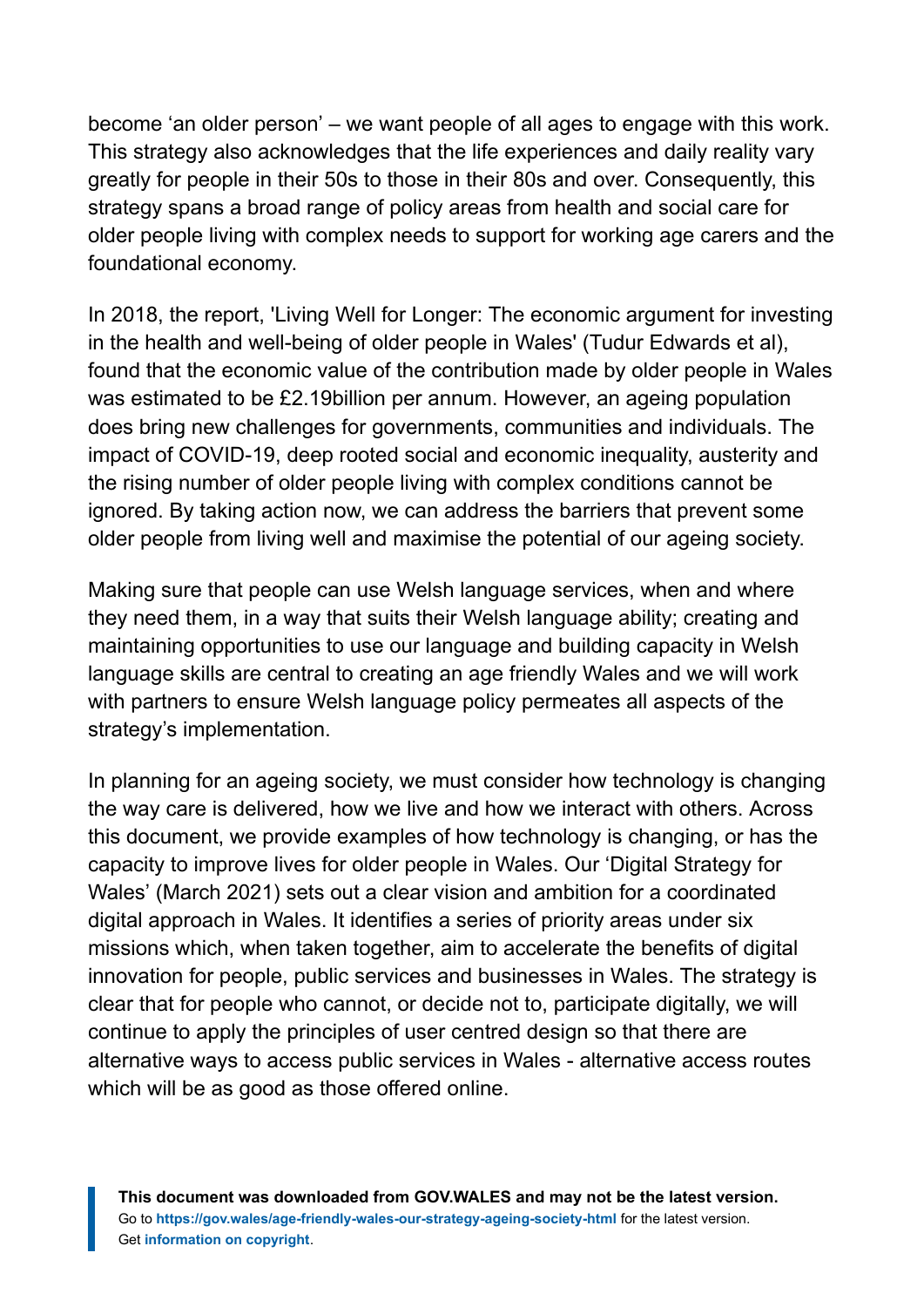become 'an older person' – we want people of all ages to engage with this work. This strategy also acknowledges that the life experiences and daily reality vary greatly for people in their 50s to those in their 80s and over. Consequently, this strategy spans a broad range of policy areas from health and social care for older people living with complex needs to support for working age carers and the foundational economy.

In 2018, the report, 'Living Well for Longer: The economic argument for investing in the health and well-being of older people in Wales' (Tudur Edwards et al), found that the economic value of the contribution made by older people in Wales was estimated to be £2.19billion per annum. However, an ageing population does bring new challenges for governments, communities and individuals. The impact of COVID-19, deep rooted social and economic inequality, austerity and the rising number of older people living with complex conditions cannot be ignored. By taking action now, we can address the barriers that prevent some older people from living well and maximise the potential of our ageing society.

Making sure that people can use Welsh language services, when and where they need them, in a way that suits their Welsh language ability; creating and maintaining opportunities to use our language and building capacity in Welsh language skills are central to creating an age friendly Wales and we will work with partners to ensure Welsh language policy permeates all aspects of the strategy's implementation.

In planning for an ageing society, we must consider how technology is changing the way care is delivered, how we live and how we interact with others. Across this document, we provide examples of how technology is changing, or has the capacity to improve lives for older people in Wales. Our 'Digital Strategy for Wales' (March 2021) sets out a clear vision and ambition for a coordinated digital approach in Wales. It identifies a series of priority areas under six missions which, when taken together, aim to accelerate the benefits of digital innovation for people, public services and businesses in Wales. The strategy is clear that for people who cannot, or decide not to, participate digitally, we will continue to apply the principles of user centred design so that there are alternative ways to access public services in Wales - alternative access routes which will be as good as those offered online.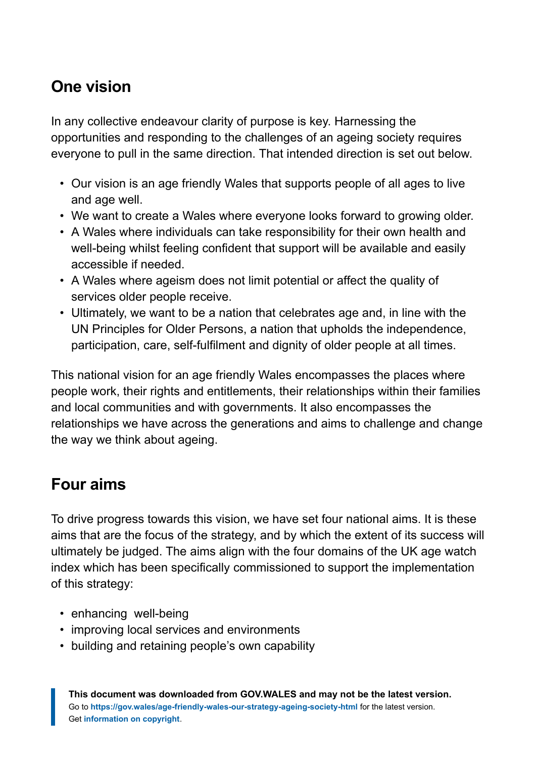## One vision

In any collective endeavour clarity of purpose is key. Harnessing the opportunities and responding to the challenges of an ageing society requires everyone to pull in the same direction. That intended direction is set out below.

- Our vision is an age friendly Wales that supports people of all ages to live and age well.
- We want to create a Wales where everyone looks forward to growing older.
- A Wales where individuals can take responsibility for their own health and well-being whilst feeling confident that support will be available and easily accessible if needed.
- A Wales where ageism does not limit potential or affect the quality of services older people receive.
- Ultimately, we want to be a nation that celebrates age and, in line with the UN Principles for Older Persons, a nation that upholds the independence, participation, care, self-fulfilment and dignity of older people at all times.

This national vision for an age friendly Wales encompasses the places where people work, their rights and entitlements, their relationships within their families and local communities and with governments. It also encompasses the relationships we have across the generations and aims to challenge and change the way we think about ageing.

## Four aims

To drive progress towards this vision, we have set four national aims. It is these aims that are the focus of the strategy, and by which the extent of its success will ultimately be judged. The aims align with the four domains of the UK age watch index which has been specifically commissioned to support the implementation of this strategy:

- enhancing well-being
- improving local services and environments
- building and retaining people's own capability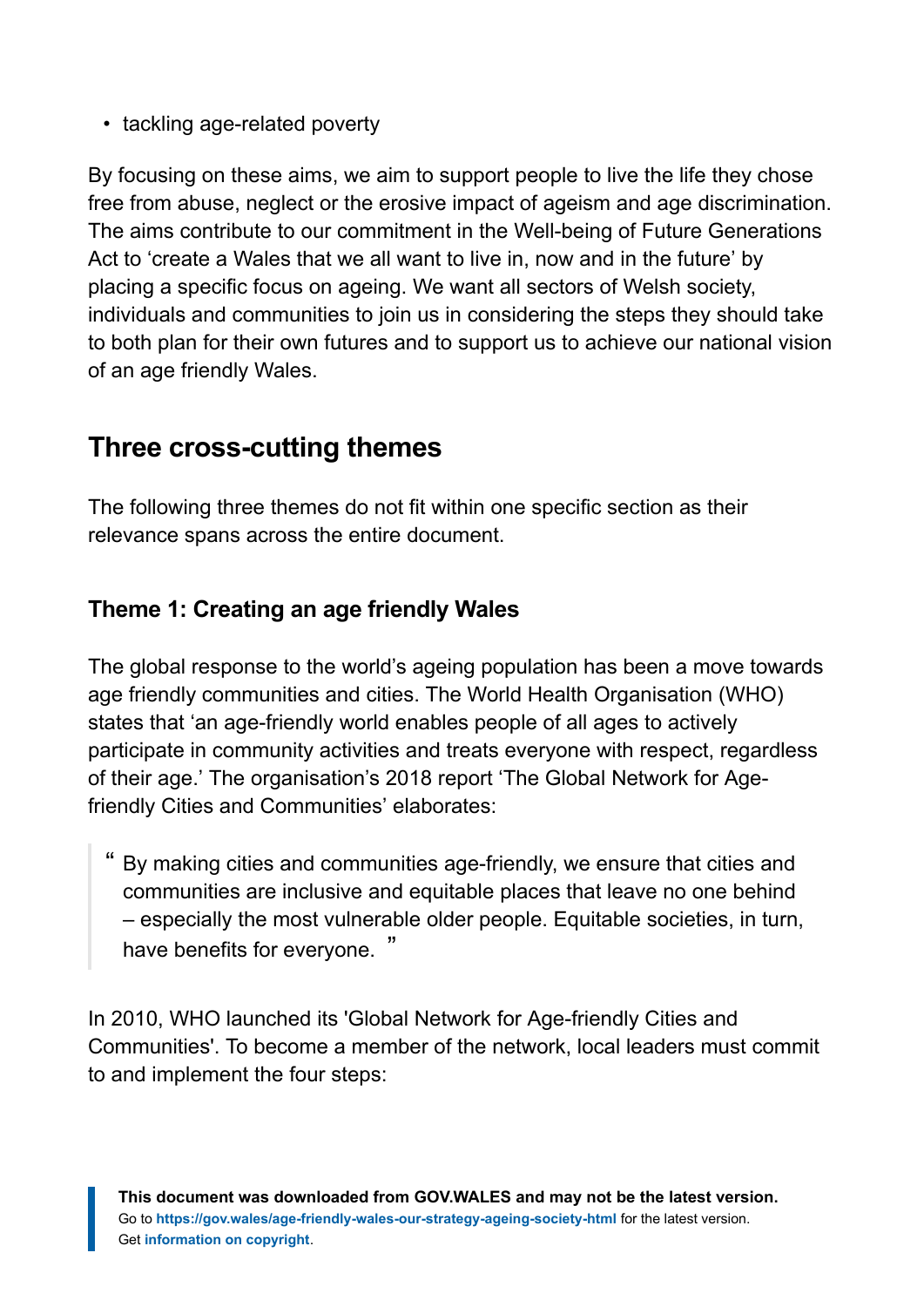- tackling age-related poverty

By focusing on these aims, we aim to support people to live the life they chose free from abuse, neglect or the erosive impact of ageism and age discrimination. The aims contribute to our commitment in the Well-being of Future Generations Act to 'create a Wales that we all want to live in, now and in the future' by placing a specific focus on ageing. We want all sectors of Welsh society, individuals and communities to join us in considering the steps they should take to both plan for their own futures and to support us to achieve our national vision of an age friendly Wales.

## Three cross-cutting themes

The following three themes do not fit within one specific section as their relevance spans across the entire document.

### Theme 1: Creating an age friendly Wales

The global response to the world's ageing population has been a move towards age friendly communities and cities. The World Health Organisation (WHO) states that 'an age-friendly world enables people of all ages to actively participate in community activities and treats everyone with respect, regardless of their age.' The organisation's 2018 report 'The Global Network for Age-friendly Cities and Communities' elaborates:

> "By making cities and communities age-friendly, we ensure that cities and communities are inclusive and equitable places that leave no one behind – especially the most vulnerable older people. Equitable societies, in turn, have benefits for everyone."

In 2010, WHO launched its 'Global Network for Age-friendly Cities and Communities'. To become a member of the network, local leaders must commit to and implement the four steps: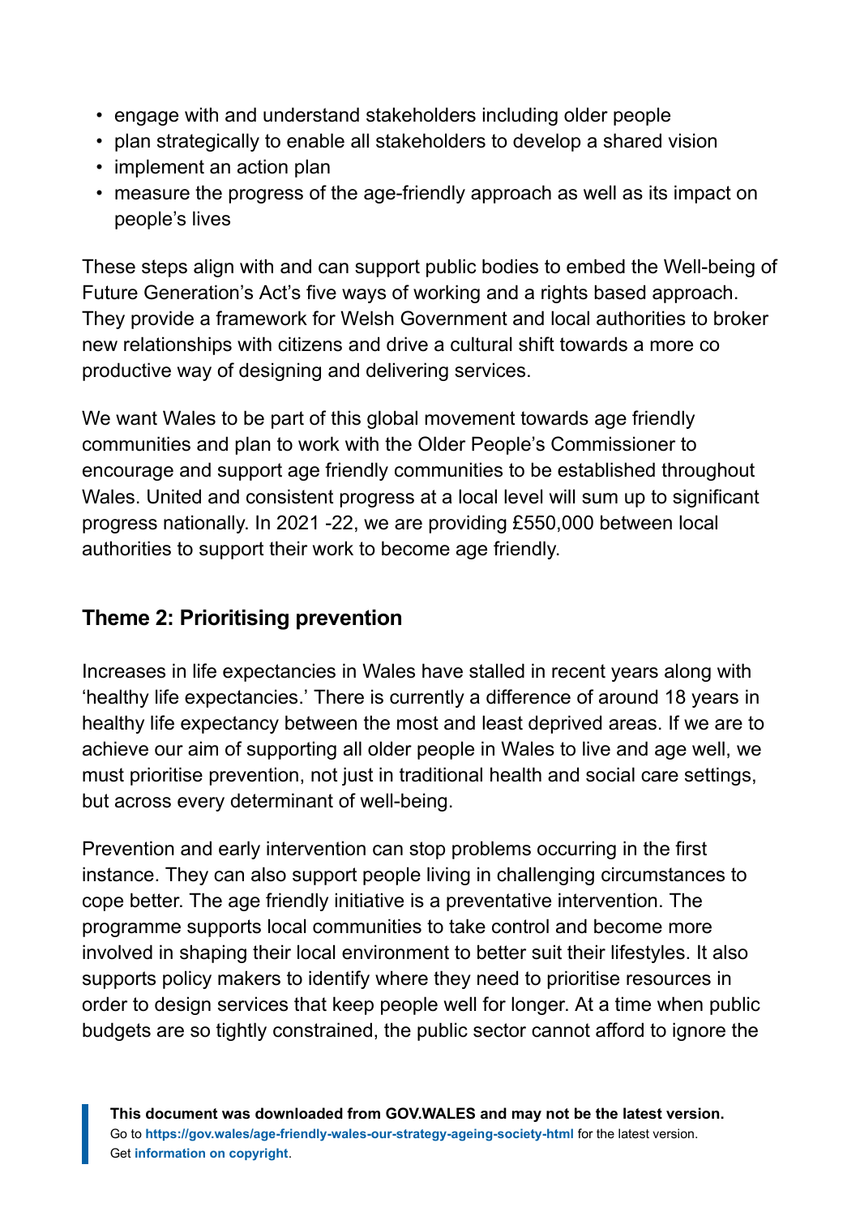- engage with and understand stakeholders including older people
- plan strategically to enable all stakeholders to develop a shared vision
- implement an action plan
- measure the progress of the age-friendly approach as well as its impact on people's lives

These steps align with and can support public bodies to embed the Well-being of Future Generation's Act's five ways of working and a rights based approach. They provide a framework for Welsh Government and local authorities to broker new relationships with citizens and drive a cultural shift towards a more co productive way of designing and delivering services.

We want Wales to be part of this global movement towards age friendly communities and plan to work with the Older People's Commissioner to encourage and support age friendly communities to be established throughout Wales. United and consistent progress at a local level will sum up to significant progress nationally. In 2021 -22, we are providing £550,000 between local authorities to support their work to become age friendly.

## Theme 2: Prioritising prevention

Increases in life expectancies in Wales have stalled in recent years along with 'healthy life expectancies.' There is currently a difference of around 18 years in healthy life expectancy between the most and least deprived areas. If we are to achieve our aim of supporting all older people in Wales to live and age well, we must prioritise prevention, not just in traditional health and social care settings, but across every determinant of well-being.

Prevention and early intervention can stop problems occurring in the first instance. They can also support people living in challenging circumstances to cope better. The age friendly initiative is a preventative intervention. The programme supports local communities to take control and become more involved in shaping their local environment to better suit their lifestyles. It also supports policy makers to identify where they need to prioritise resources in order to design services that keep people well for longer. At a time when public budgets are so tightly constrained, the public sector cannot afford to ignore the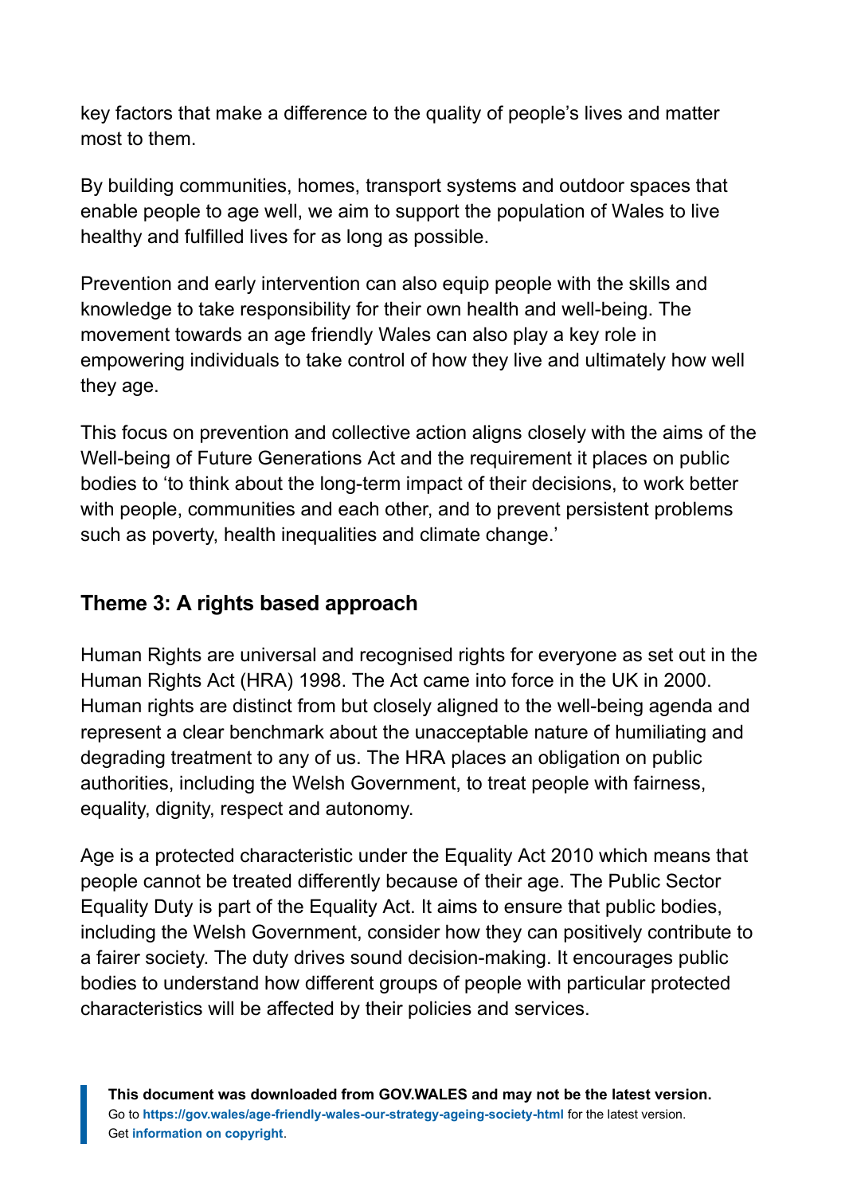key factors that make a difference to the quality of people's lives and matter most to them.

By building communities, homes, transport systems and outdoor spaces that enable people to age well, we aim to support the population of Wales to live healthy and fulfilled lives for as long as possible.

Prevention and early intervention can also equip people with the skills and knowledge to take responsibility for their own health and well-being. The movement towards an age friendly Wales can also play a key role in empowering individuals to take control of how they live and ultimately how well they age.

This focus on prevention and collective action aligns closely with the aims of the Well-being of Future Generations Act and the requirement it places on public bodies to 'to think about the long-term impact of their decisions, to work better with people, communities and each other, and to prevent persistent problems such as poverty, health inequalities and climate change.'

## Theme 3: A rights based approach

Human Rights are universal and recognised rights for everyone as set out in the Human Rights Act (HRA) 1998. The Act came into force in the UK in 2000. Human rights are distinct from but closely aligned to the well-being agenda and represent a clear benchmark about the unacceptable nature of humiliating and degrading treatment to any of us. The HRA places an obligation on public authorities, including the Welsh Government, to treat people with fairness, equality, dignity, respect and autonomy.

Age is a protected characteristic under the Equality Act 2010 which means that people cannot be treated differently because of their age. The Public Sector Equality Duty is part of the Equality Act. It aims to ensure that public bodies, including the Welsh Government, consider how they can positively contribute to a fairer society. The duty drives sound decision-making. It encourages public bodies to understand how different groups of people with particular protected characteristics will be affected by their policies and services.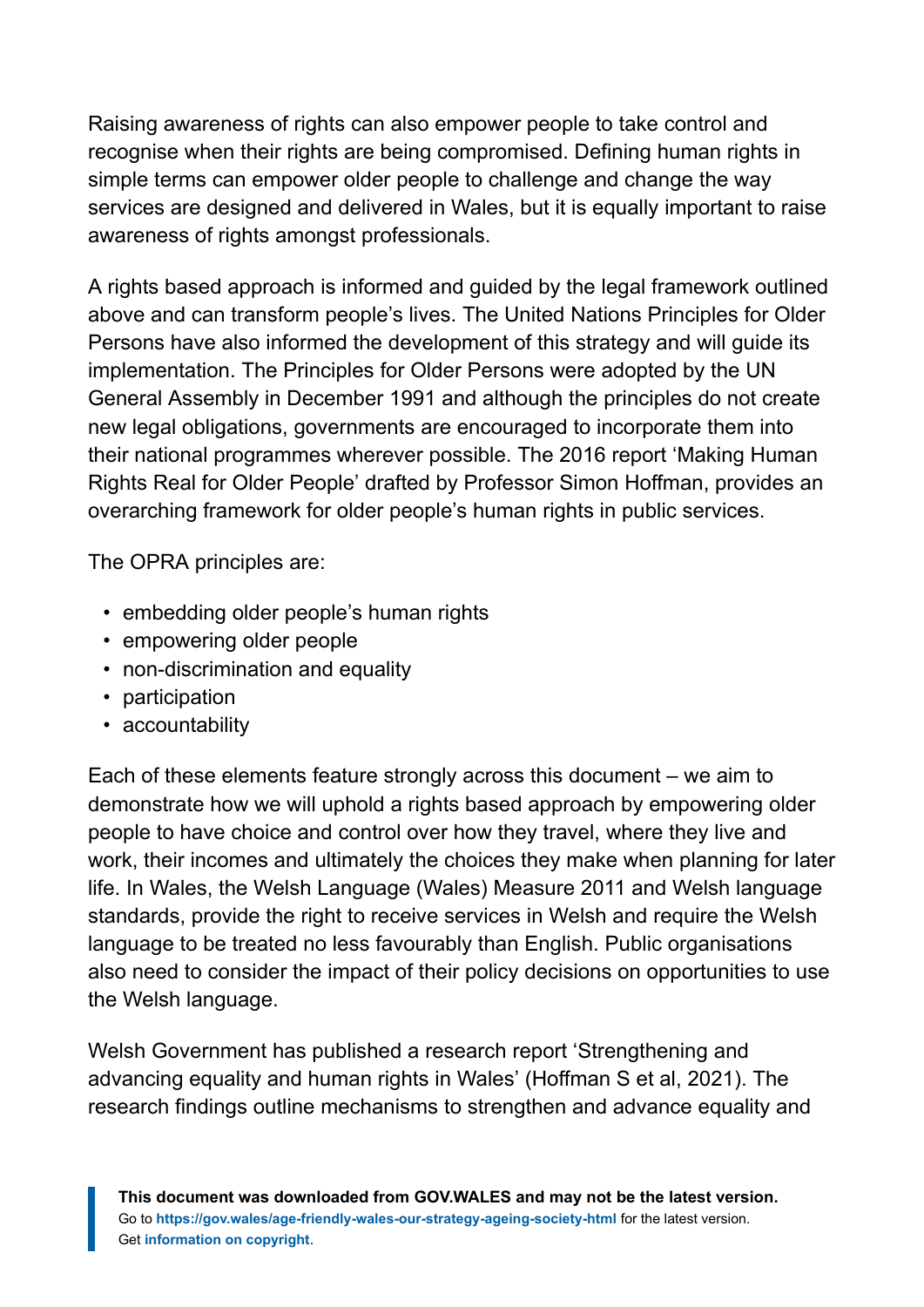Raising awareness of rights can also empower people to take control and recognise when their rights are being compromised. Defining human rights in simple terms can empower older people to challenge and change the way services are designed and delivered in Wales, but it is equally important to raise awareness of rights amongst professionals.

A rights based approach is informed and guided by the legal framework outlined above and can transform people's lives. The United Nations Principles for Older Persons have also informed the development of this strategy and will guide its implementation. The Principles for Older Persons were adopted by the UN General Assembly in December 1991 and although the principles do not create new legal obligations, governments are encouraged to incorporate them into their national programmes wherever possible. The 2016 report 'Making Human Rights Real for Older People' drafted by Professor Simon Hoffman, provides an overarching framework for older people's human rights in public services.

The OPRA principles are:

- embedding older people's human rights
- empowering older people
- non-discrimination and equality
- participation
- accountability

Each of these elements feature strongly across this document – we aim to demonstrate how we will uphold a rights based approach by empowering older people to have choice and control over how they travel, where they live and work, their incomes and ultimately the choices they make when planning for later life. In Wales, the Welsh Language (Wales) Measure 2011 and Welsh language standards, provide the right to receive services in Welsh and require the Welsh language to be treated no less favourably than English. Public organisations also need to consider the impact of their policy decisions on opportunities to use the Welsh language.

Welsh Government has published a research report 'Strengthening and advancing equality and human rights in Wales' (Hoffman S et al, 2021). The research findings outline mechanisms to strengthen and advance equality and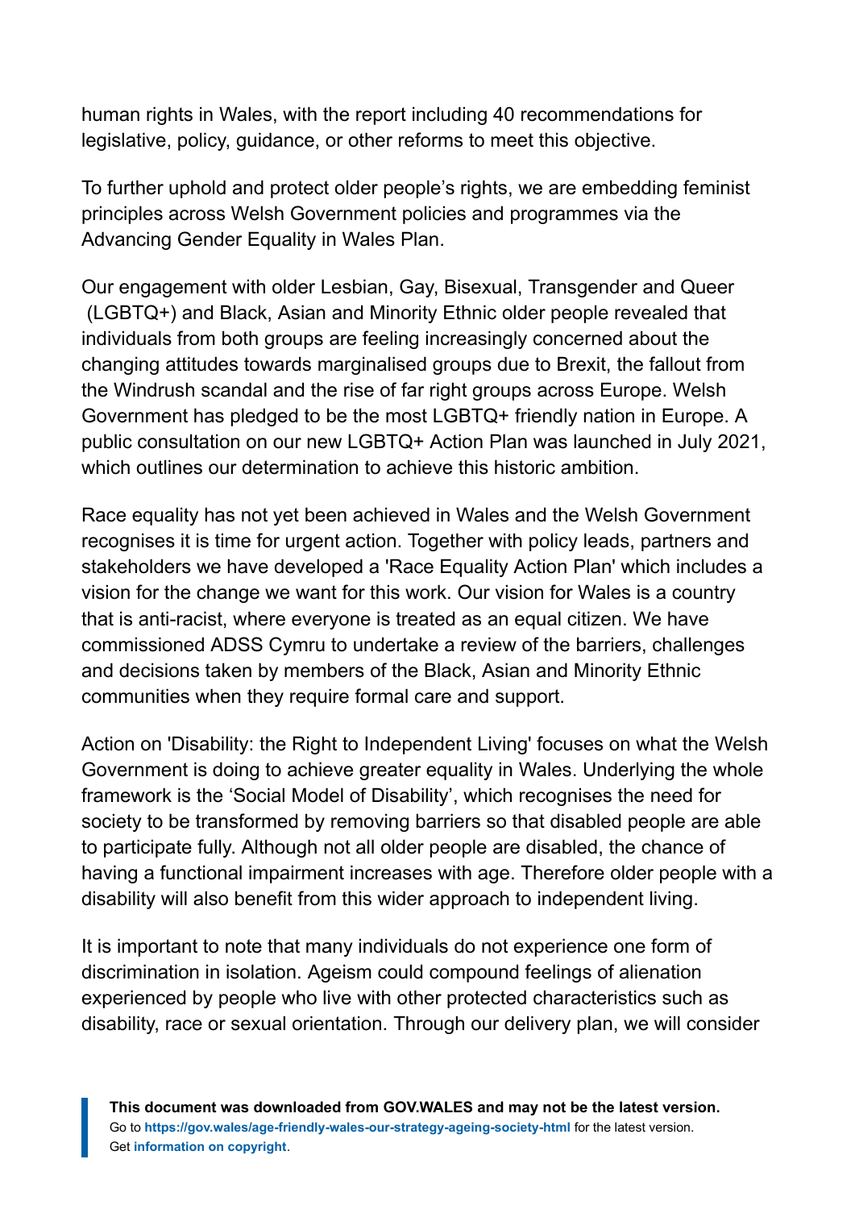human rights in Wales, with the report including 40 recommendations for legislative, policy, guidance, or other reforms to meet this objective.

To further uphold and protect older people's rights, we are embedding feminist principles across Welsh Government policies and programmes via the Advancing Gender Equality in Wales Plan.

Our engagement with older Lesbian, Gay, Bisexual, Transgender and Queer (LGBTQ+) and Black, Asian and Minority Ethnic older people revealed that individuals from both groups are feeling increasingly concerned about the changing attitudes towards marginalised groups due to Brexit, the fallout from the Windrush scandal and the rise of far right groups across Europe. Welsh Government has pledged to be the most LGBTQ+ friendly nation in Europe. A public consultation on our new LGBTQ+ Action Plan was launched in July 2021, which outlines our determination to achieve this historic ambition.

Race equality has not yet been achieved in Wales and the Welsh Government recognises it is time for urgent action. Together with policy leads, partners and stakeholders we have developed a 'Race Equality Action Plan' which includes a vision for the change we want for this work. Our vision for Wales is a country that is anti-racist, where everyone is treated as an equal citizen. We have commissioned ADSS Cymru to undertake a review of the barriers, challenges and decisions taken by members of the Black, Asian and Minority Ethnic communities when they require formal care and support.

Action on 'Disability: the Right to Independent Living' focuses on what the Welsh Government is doing to achieve greater equality in Wales. Underlying the whole framework is the 'Social Model of Disability', which recognises the need for society to be transformed by removing barriers so that disabled people are able to participate fully. Although not all older people are disabled, the chance of having a functional impairment increases with age. Therefore older people with a disability will also benefit from this wider approach to independent living.

It is important to note that many individuals do not experience one form of discrimination in isolation. Ageism could compound feelings of alienation experienced by people who live with other protected characteristics such as disability, race or sexual orientation. Through our delivery plan, we will consider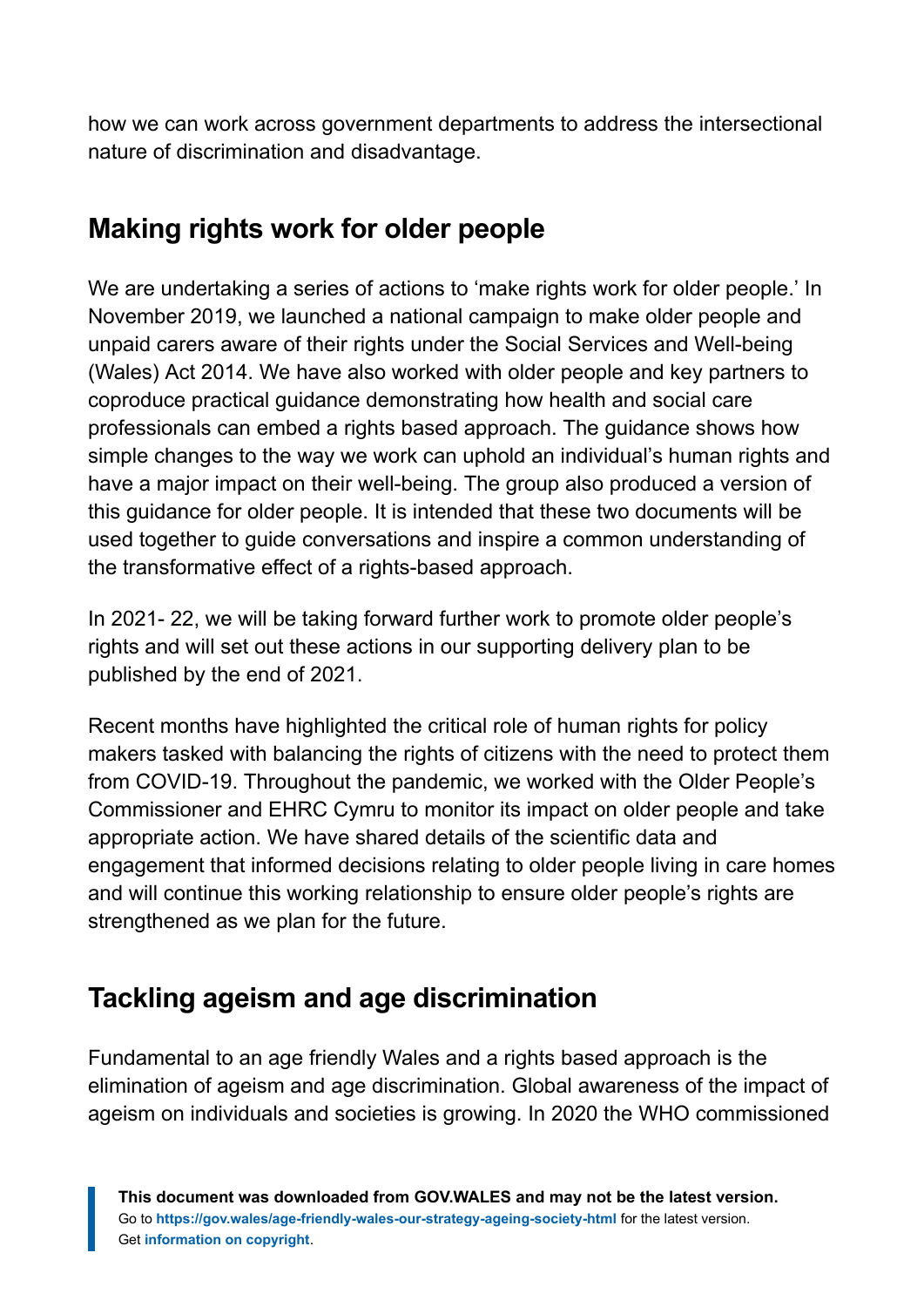how we can work across government departments to address the intersectional nature of discrimination and disadvantage.

## Making rights work for older people

We are undertaking a series of actions to ‘make rights work for older people.’ In November 2019, we launched a national campaign to make older people and unpaid carers aware of their rights under the Social Services and Well-being (Wales) Act 2014. We have also worked with older people and key partners to coproduce practical guidance demonstrating how health and social care professionals can embed a rights based approach. The guidance shows how simple changes to the way we work can uphold an individual’s human rights and have a major impact on their well-being. The group also produced a version of this guidance for older people. It is intended that these two documents will be used together to guide conversations and inspire a common understanding of the transformative effect of a rights-based approach.

In 2021- 22, we will be taking forward further work to promote older people’s rights and will set out these actions in our supporting delivery plan to be published by the end of 2021.

Recent months have highlighted the critical role of human rights for policy makers tasked with balancing the rights of citizens with the need to protect them from COVID-19. Throughout the pandemic, we worked with the Older People’s Commissioner and EHRC Cymru to monitor its impact on older people and take appropriate action. We have shared details of the scientific data and engagement that informed decisions relating to older people living in care homes and will continue this working relationship to ensure older people’s rights are strengthened as we plan for the future.

## Tackling ageism and age discrimination

Fundamental to an age friendly Wales and a rights based approach is the elimination of ageism and age discrimination. Global awareness of the impact of ageism on individuals and societies is growing. In 2020 the WHO commissioned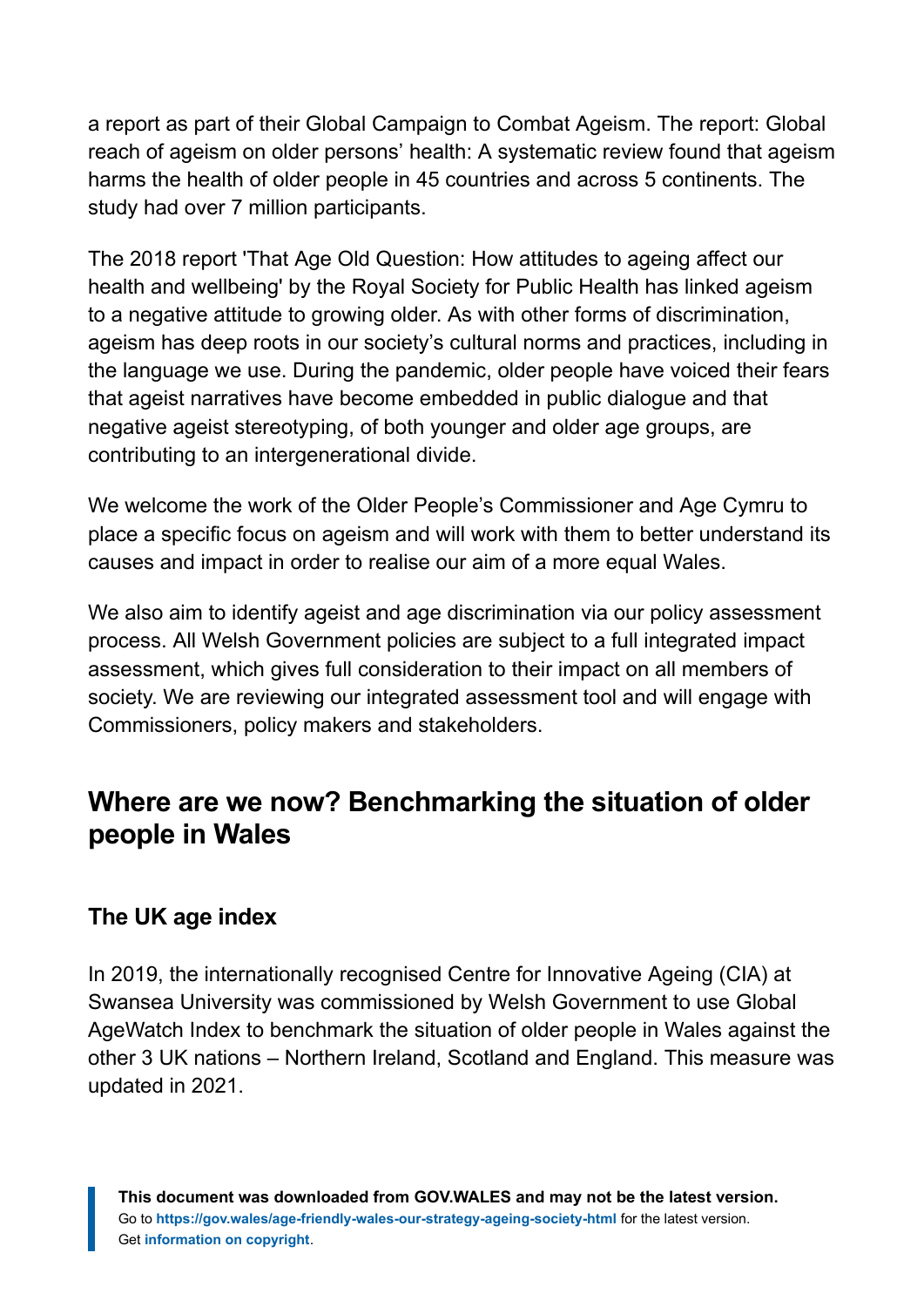a report as part of their Global Campaign to Combat Ageism. The report: Global reach of ageism on older persons' health: A systematic review found that ageism harms the health of older people in 45 countries and across 5 continents. The study had over 7 million participants.

The 2018 report 'That Age Old Question: How attitudes to ageing affect our health and wellbeing' by the Royal Society for Public Health has linked ageism to a negative attitude to growing older. As with other forms of discrimination, ageism has deep roots in our society's cultural norms and practices, including in the language we use. During the pandemic, older people have voiced their fears that ageist narratives have become embedded in public dialogue and that negative ageist stereotyping, of both younger and older age groups, are contributing to an intergenerational divide.

We welcome the work of the Older People's Commissioner and Age Cymru to place a specific focus on ageism and will work with them to better understand its causes and impact in order to realise our aim of a more equal Wales.

We also aim to identify ageist and age discrimination via our policy assessment process. All Welsh Government policies are subject to a full integrated impact assessment, which gives full consideration to their impact on all members of society. We are reviewing our integrated assessment tool and will engage with Commissioners, policy makers and stakeholders.

## Where are we now? Benchmarking the situation of older people in Wales

### The UK age index

In 2019, the internationally recognised Centre for Innovative Ageing (CIA) at Swansea University was commissioned by Welsh Government to use Global AgeWatch Index to benchmark the situation of older people in Wales against the other 3 UK nations – Northern Ireland, Scotland and England. This measure was updated in 2021.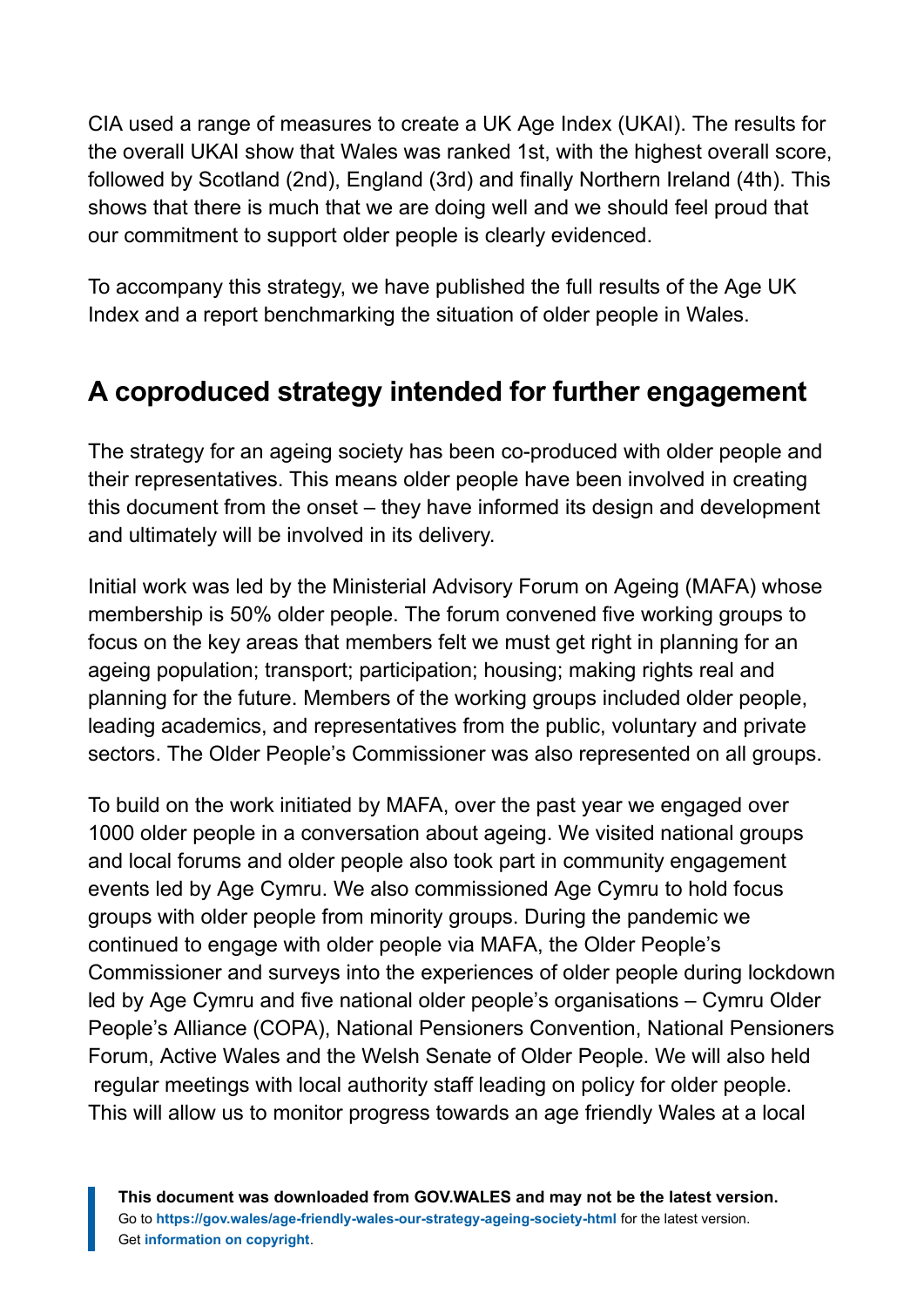CIA used a range of measures to create a UK Age Index (UKAI). The results for the overall UKAI show that Wales was ranked 1st, with the highest overall score, followed by Scotland (2nd), England (3rd) and finally Northern Ireland (4th). This shows that there is much that we are doing well and we should feel proud that our commitment to support older people is clearly evidenced.

To accompany this strategy, we have published the full results of the Age UK Index and a report benchmarking the situation of older people in Wales.

## A coproduced strategy intended for further engagement

The strategy for an ageing society has been co-produced with older people and their representatives. This means older people have been involved in creating this document from the onset – they have informed its design and development and ultimately will be involved in its delivery.

Initial work was led by the Ministerial Advisory Forum on Ageing (MAFA) whose membership is 50% older people. The forum convened five working groups to focus on the key areas that members felt we must get right in planning for an ageing population; transport; participation; housing; making rights real and planning for the future. Members of the working groups included older people, leading academics, and representatives from the public, voluntary and private sectors. The Older People's Commissioner was also represented on all groups.

To build on the work initiated by MAFA, over the past year we engaged over 1000 older people in a conversation about ageing. We visited national groups and local forums and older people also took part in community engagement events led by Age Cymru. We also commissioned Age Cymru to hold focus groups with older people from minority groups. During the pandemic we continued to engage with older people via MAFA, the Older People's Commissioner and surveys into the experiences of older people during lockdown led by Age Cymru and five national older people's organisations – Cymru Older People's Alliance (COPA), National Pensioners Convention, National Pensioners Forum, Active Wales and the Welsh Senate of Older People. We will also held regular meetings with local authority staff leading on policy for older people. This will allow us to monitor progress towards an age friendly Wales at a local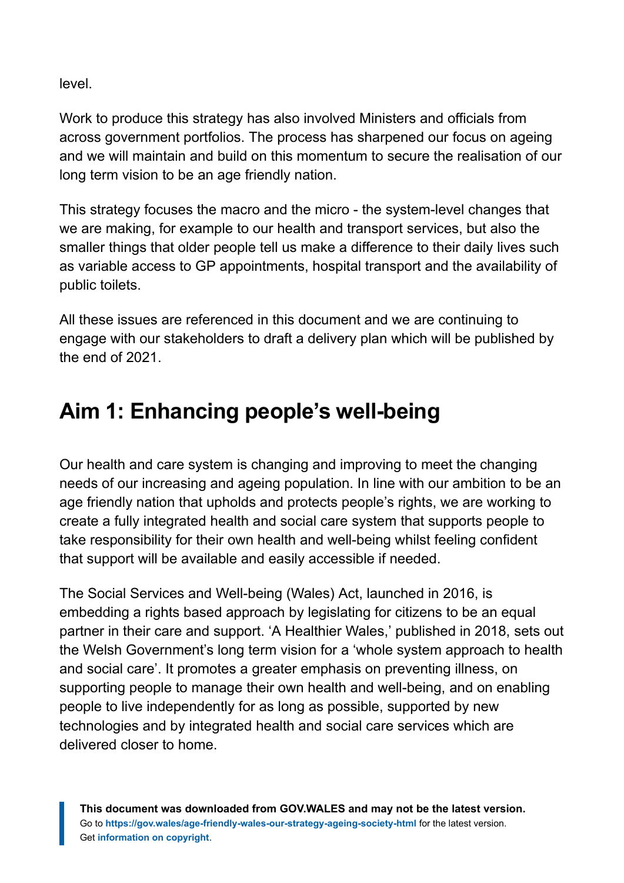level.

Work to produce this strategy has also involved Ministers and officials from across government portfolios. The process has sharpened our focus on ageing and we will maintain and build on this momentum to secure the realisation of our long term vision to be an age friendly nation.

This strategy focuses the macro and the micro - the system-level changes that we are making, for example to our health and transport services, but also the smaller things that older people tell us make a difference to their daily lives such as variable access to GP appointments, hospital transport and the availability of public toilets.

All these issues are referenced in this document and we are continuing to engage with our stakeholders to draft a delivery plan which will be published by the end of 2021.

## Aim 1: Enhancing people's well-being

Our health and care system is changing and improving to meet the changing needs of our increasing and ageing population. In line with our ambition to be an age friendly nation that upholds and protects people's rights, we are working to create a fully integrated health and social care system that supports people to take responsibility for their own health and well-being whilst feeling confident that support will be available and easily accessible if needed.

The Social Services and Well-being (Wales) Act, launched in 2016, is embedding a rights based approach by legislating for citizens to be an equal partner in their care and support. 'A Healthier Wales,' published in 2018, sets out the Welsh Government's long term vision for a 'whole system approach to health and social care'. It promotes a greater emphasis on preventing illness, on supporting people to manage their own health and well-being, and on enabling people to live independently for as long as possible, supported by new technologies and by integrated health and social care services which are delivered closer to home.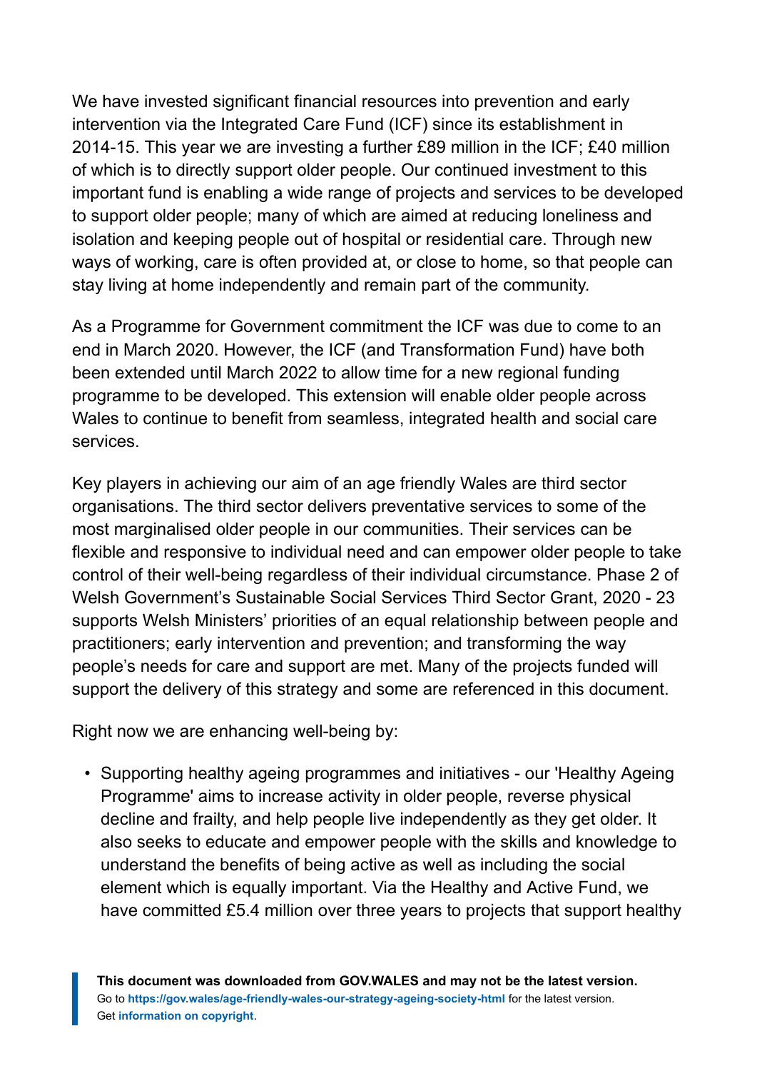We have invested significant financial resources into prevention and early intervention via the Integrated Care Fund (ICF) since its establishment in 2014-15. This year we are investing a further £89 million in the ICF; £40 million of which is to directly support older people. Our continued investment to this important fund is enabling a wide range of projects and services to be developed to support older people; many of which are aimed at reducing loneliness and isolation and keeping people out of hospital or residential care. Through new ways of working, care is often provided at, or close to home, so that people can stay living at home independently and remain part of the community.

As a Programme for Government commitment the ICF was due to come to an end in March 2020. However, the ICF (and Transformation Fund) have both been extended until March 2022 to allow time for a new regional funding programme to be developed. This extension will enable older people across Wales to continue to benefit from seamless, integrated health and social care services.

Key players in achieving our aim of an age friendly Wales are third sector organisations. The third sector delivers preventative services to some of the most marginalised older people in our communities. Their services can be flexible and responsive to individual need and can empower older people to take control of their well-being regardless of their individual circumstance. Phase 2 of Welsh Government's Sustainable Social Services Third Sector Grant, 2020 - 23 supports Welsh Ministers' priorities of an equal relationship between people and practitioners; early intervention and prevention; and transforming the way people's needs for care and support are met. Many of the projects funded will support the delivery of this strategy and some are referenced in this document.

Right now we are enhancing well-being by:

- Supporting healthy ageing programmes and initiatives - our 'Healthy Ageing Programme' aims to increase activity in older people, reverse physical decline and frailty, and help people live independently as they get older. It also seeks to educate and empower people with the skills and knowledge to understand the benefits of being active as well as including the social element which is equally important. Via the Healthy and Active Fund, we have committed £5.4 million over three years to projects that support healthy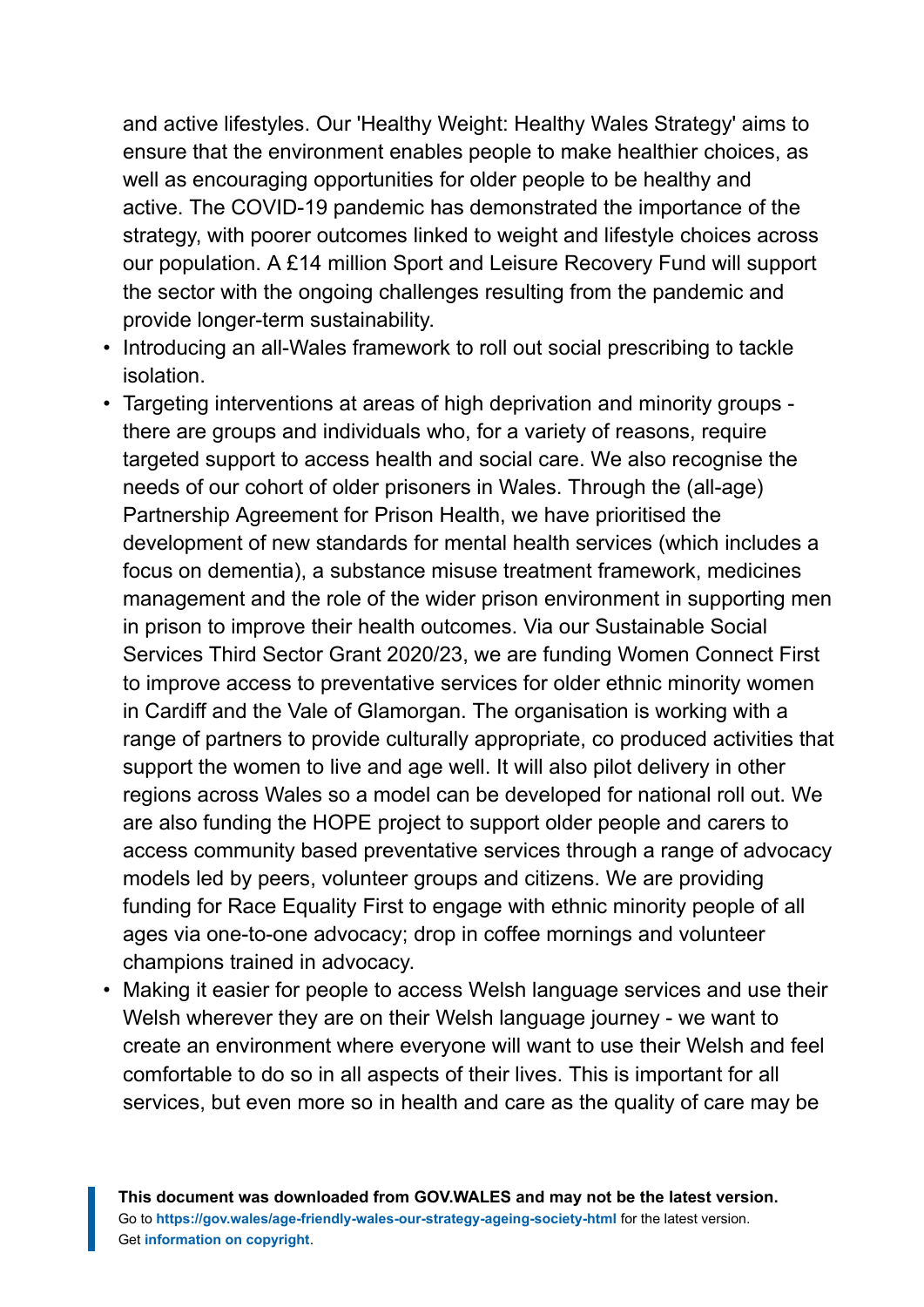and active lifestyles. Our 'Healthy Weight: Healthy Wales Strategy' aims to ensure that the environment enables people to make healthier choices, as well as encouraging opportunities for older people to be healthy and active. The COVID-19 pandemic has demonstrated the importance of the strategy, with poorer outcomes linked to weight and lifestyle choices across our population. A £14 million Sport and Leisure Recovery Fund will support the sector with the ongoing challenges resulting from the pandemic and provide longer-term sustainability.

- Introducing an all-Wales framework to roll out social prescribing to tackle isolation.
- Targeting interventions at areas of high deprivation and minority groups - there are groups and individuals who, for a variety of reasons, require targeted support to access health and social care. We also recognise the needs of our cohort of older prisoners in Wales. Through the (all-age) Partnership Agreement for Prison Health, we have prioritised the development of new standards for mental health services (which includes a focus on dementia), a substance misuse treatment framework, medicines management and the role of the wider prison environment in supporting men in prison to improve their health outcomes. Via our Sustainable Social Services Third Sector Grant 2020/23, we are funding Women Connect First to improve access to preventative services for older ethnic minority women in Cardiff and the Vale of Glamorgan. The organisation is working with a range of partners to provide culturally appropriate, co produced activities that support the women to live and age well. It will also pilot delivery in other regions across Wales so a model can be developed for national roll out. We are also funding the HOPE project to support older people and carers to access community based preventative services through a range of advocacy models led by peers, volunteer groups and citizens. We are providing funding for Race Equality First to engage with ethnic minority people of all ages via one-to-one advocacy; drop in coffee mornings and volunteer champions trained in advocacy.
- Making it easier for people to access Welsh language services and use their Welsh wherever they are on their Welsh language journey - we want to create an environment where everyone will want to use their Welsh and feel comfortable to do so in all aspects of their lives. This is important for all services, but even more so in health and care as the quality of care may be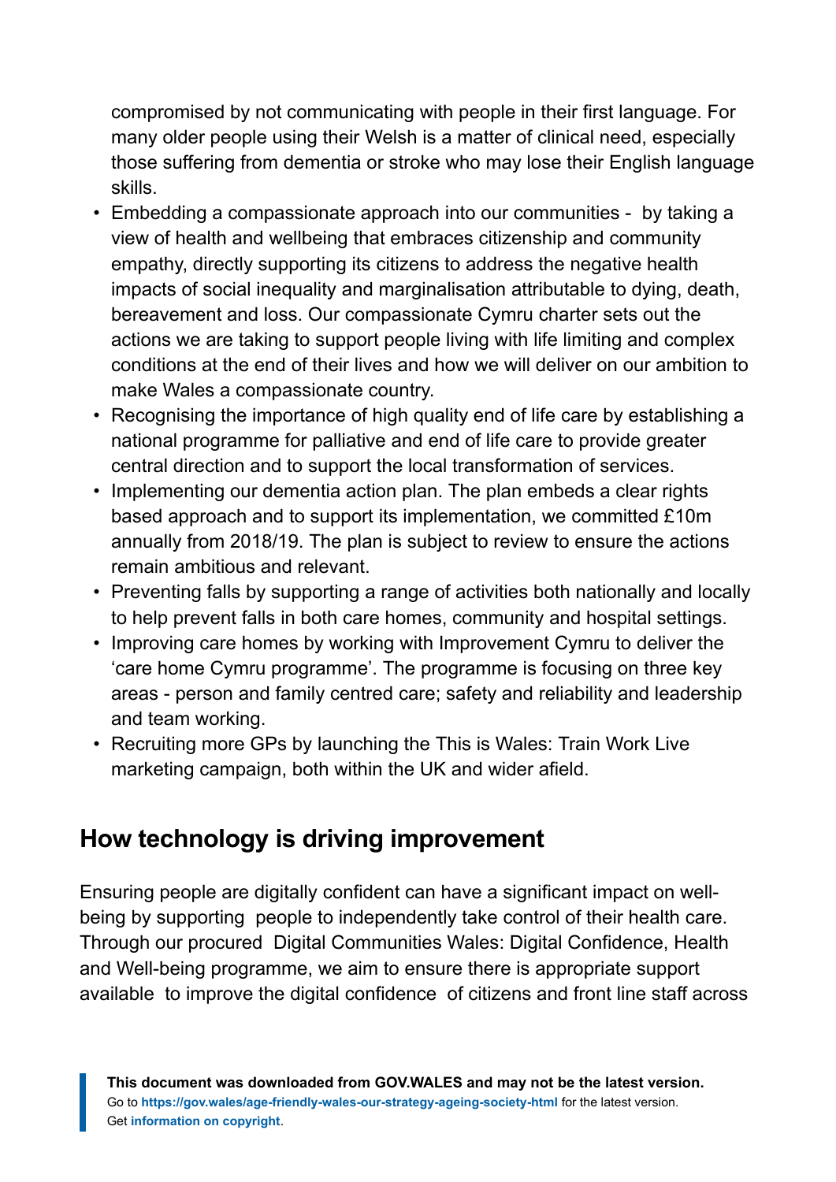compromised by not communicating with people in their first language. For many older people using their Welsh is a matter of clinical need, especially those suffering from dementia or stroke who may lose their English language skills.

- Embedding a compassionate approach into our communities - by taking a view of health and wellbeing that embraces citizenship and community empathy, directly supporting its citizens to address the negative health impacts of social inequality and marginalisation attributable to dying, death, bereavement and loss. Our compassionate Cymru charter sets out the actions we are taking to support people living with life limiting and complex conditions at the end of their lives and how we will deliver on our ambition to make Wales a compassionate country.
- Recognising the importance of high quality end of life care by establishing a national programme for palliative and end of life care to provide greater central direction and to support the local transformation of services.
- Implementing our dementia action plan. The plan embeds a clear rights based approach and to support its implementation, we committed £10m annually from 2018/19. The plan is subject to review to ensure the actions remain ambitious and relevant.
- Preventing falls by supporting a range of activities both nationally and locally to help prevent falls in both care homes, community and hospital settings.
- Improving care homes by working with Improvement Cymru to deliver the 'care home Cymru programme'. The programme is focusing on three key areas - person and family centred care; safety and reliability and leadership and team working.
- Recruiting more GPs by launching the This is Wales: Train Work Live marketing campaign, both within the UK and wider afield.

## How technology is driving improvement

Ensuring people are digitally confident can have a significant impact on well-being by supporting people to independently take control of their health care. Through our procured Digital Communities Wales: Digital Confidence, Health and Well-being programme, we aim to ensure there is appropriate support available to improve the digital confidence of citizens and front line staff across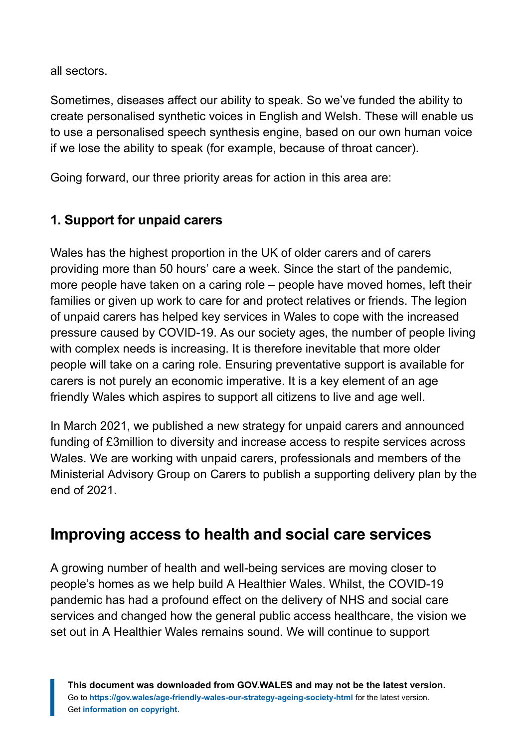all sectors.

Sometimes, diseases affect our ability to speak. So we've funded the ability to create personalised synthetic voices in English and Welsh. These will enable us to use a personalised speech synthesis engine, based on our own human voice if we lose the ability to speak (for example, because of throat cancer).

Going forward, our three priority areas for action in this area are:

### 1. Support for unpaid carers

Wales has the highest proportion in the UK of older carers and of carers providing more than 50 hours' care a week. Since the start of the pandemic, more people have taken on a caring role – people have moved homes, left their families or given up work to care for and protect relatives or friends. The legion of unpaid carers has helped key services in Wales to cope with the increased pressure caused by COVID-19. As our society ages, the number of people living with complex needs is increasing. It is therefore inevitable that more older people will take on a caring role. Ensuring preventative support is available for carers is not purely an economic imperative. It is a key element of an age friendly Wales which aspires to support all citizens to live and age well.

In March 2021, we published a new strategy for unpaid carers and announced funding of £3million to diversity and increase access to respite services across Wales. We are working with unpaid carers, professionals and members of the Ministerial Advisory Group on Carers to publish a supporting delivery plan by the end of 2021.

## Improving access to health and social care services

A growing number of health and well-being services are moving closer to people's homes as we help build A Healthier Wales. Whilst, the COVID-19 pandemic has had a profound effect on the delivery of NHS and social care services and changed how the general public access healthcare, the vision we set out in A Healthier Wales remains sound. We will continue to support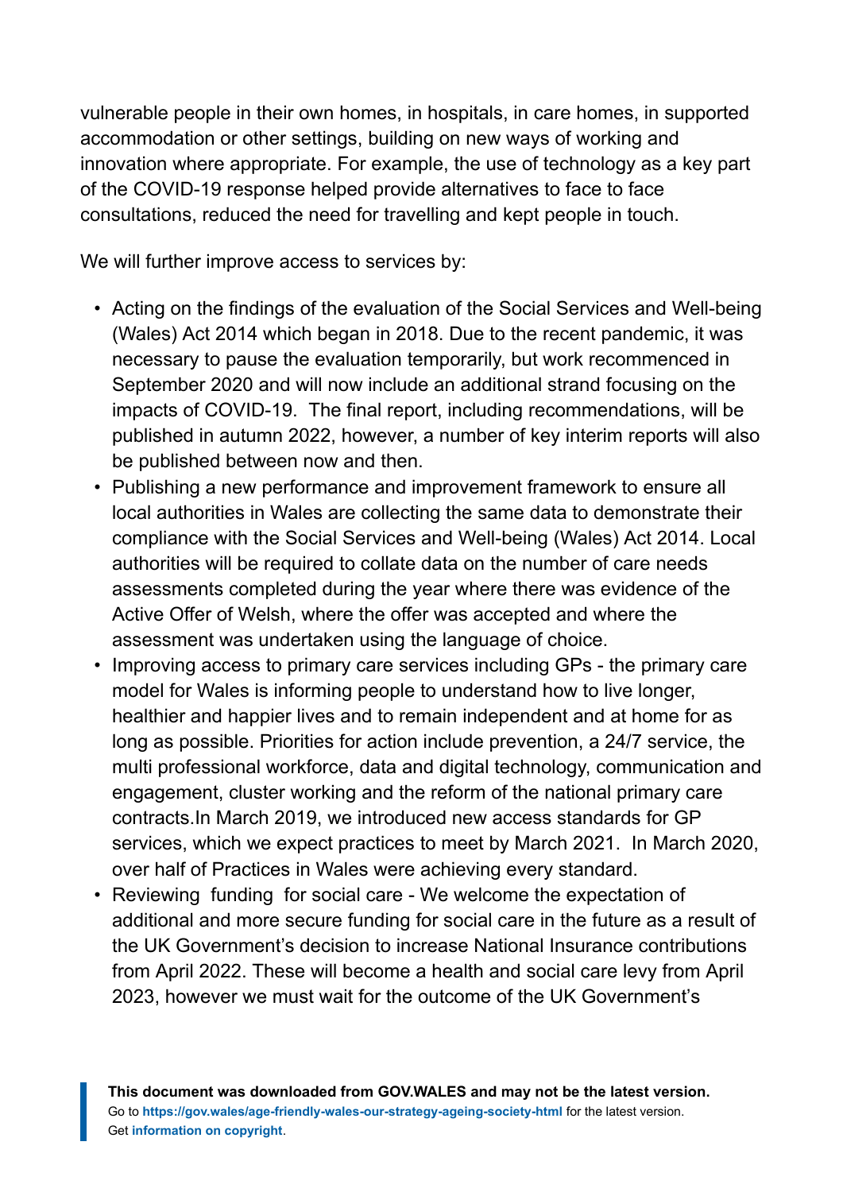vulnerable people in their own homes, in hospitals, in care homes, in supported accommodation or other settings, building on new ways of working and innovation where appropriate. For example, the use of technology as a key part of the COVID-19 response helped provide alternatives to face to face consultations, reduced the need for travelling and kept people in touch.

We will further improve access to services by:

- Acting on the findings of the evaluation of the Social Services and Well-being (Wales) Act 2014 which began in 2018. Due to the recent pandemic, it was necessary to pause the evaluation temporarily, but work recommenced in September 2020 and will now include an additional strand focusing on the impacts of COVID-19. The final report, including recommendations, will be published in autumn 2022, however, a number of key interim reports will also be published between now and then.
- Publishing a new performance and improvement framework to ensure all local authorities in Wales are collecting the same data to demonstrate their compliance with the Social Services and Well-being (Wales) Act 2014. Local authorities will be required to collate data on the number of care needs assessments completed during the year where there was evidence of the Active Offer of Welsh, where the offer was accepted and where the assessment was undertaken using the language of choice.
- Improving access to primary care services including GPs - the primary care model for Wales is informing people to understand how to live longer, healthier and happier lives and to remain independent and at home for as long as possible. Priorities for action include prevention, a 24/7 service, the multi professional workforce, data and digital technology, communication and engagement, cluster working and the reform of the national primary care contracts.In March 2019, we introduced new access standards for GP services, which we expect practices to meet by March 2021. In March 2020, over half of Practices in Wales were achieving every standard.
- Reviewing funding for social care - We welcome the expectation of additional and more secure funding for social care in the future as a result of the UK Government's decision to increase National Insurance contributions from April 2022. These will become a health and social care levy from April 2023, however we must wait for the outcome of the UK Government's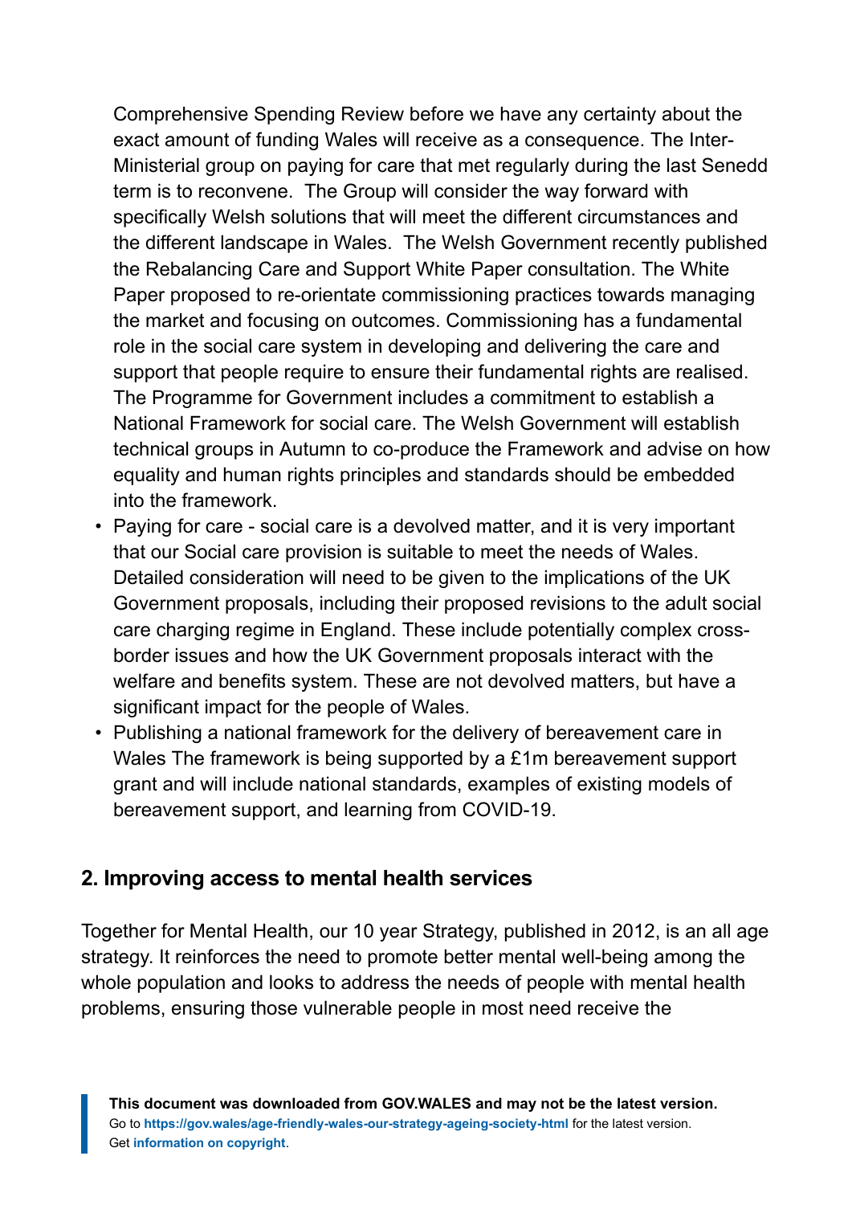Comprehensive Spending Review before we have any certainty about the exact amount of funding Wales will receive as a consequence. The Inter-Ministerial group on paying for care that met regularly during the last Senedd term is to reconvene. The Group will consider the way forward with specifically Welsh solutions that will meet the different circumstances and the different landscape in Wales. The Welsh Government recently published the Rebalancing Care and Support White Paper consultation. The White Paper proposed to re-orientate commissioning practices towards managing the market and focusing on outcomes. Commissioning has a fundamental role in the social care system in developing and delivering the care and support that people require to ensure their fundamental rights are realised. The Programme for Government includes a commitment to establish a National Framework for social care. The Welsh Government will establish technical groups in Autumn to co-produce the Framework and advise on how equality and human rights principles and standards should be embedded into the framework.

- Paying for care - social care is a devolved matter, and it is very important that our Social care provision is suitable to meet the needs of Wales. Detailed consideration will need to be given to the implications of the UK Government proposals, including their proposed revisions to the adult social care charging regime in England. These include potentially complex cross-border issues and how the UK Government proposals interact with the welfare and benefits system. These are not devolved matters, but have a significant impact for the people of Wales.
- Publishing a national framework for the delivery of bereavement care in Wales The framework is being supported by a £1m bereavement support grant and will include national standards, examples of existing models of bereavement support, and learning from COVID-19.

## 2. Improving access to mental health services

Together for Mental Health, our 10 year Strategy, published in 2012, is an all age strategy. It reinforces the need to promote better mental well-being among the whole population and looks to address the needs of people with mental health problems, ensuring those vulnerable people in most need receive the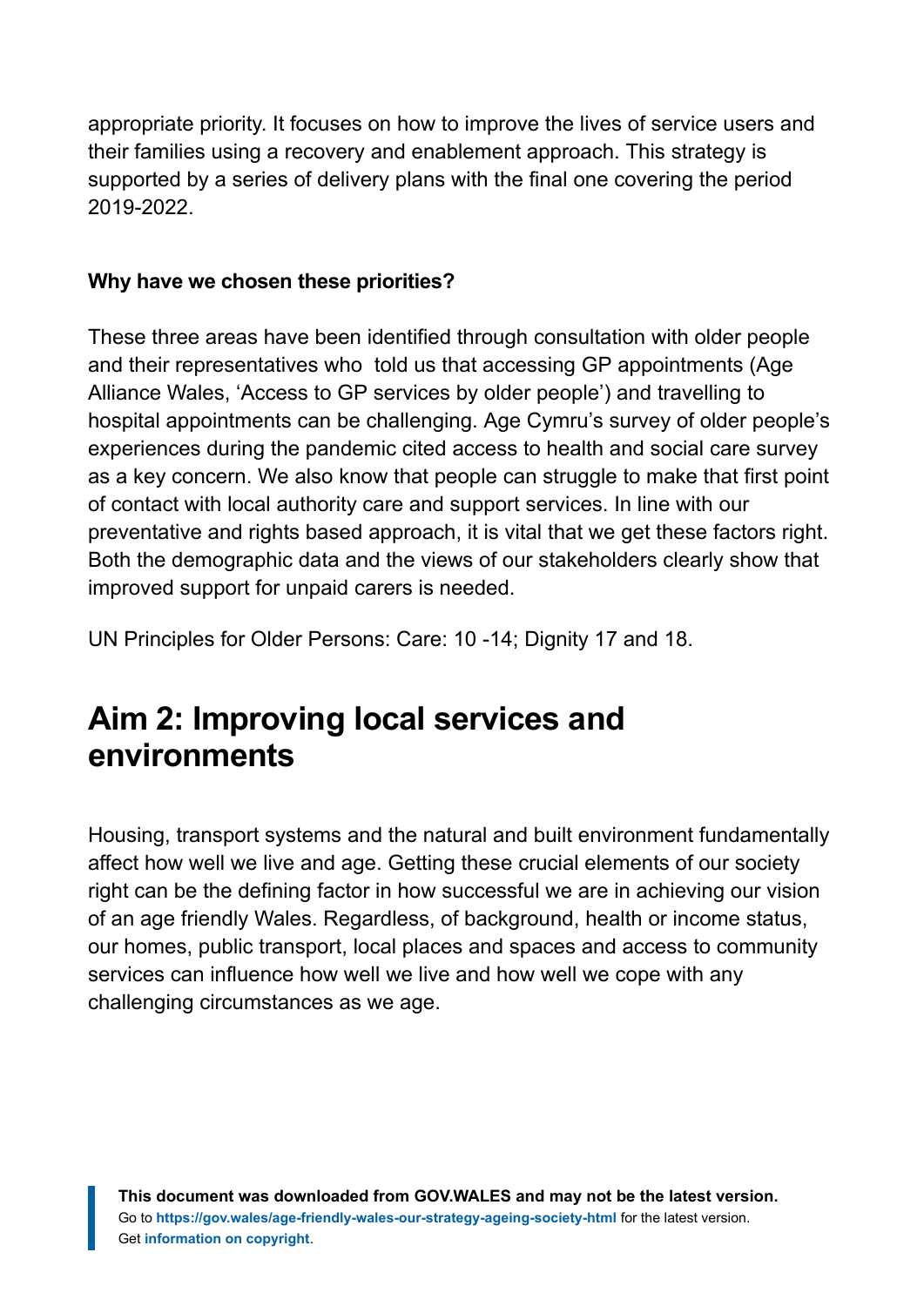appropriate priority. It focuses on how to improve the lives of service users and their families using a recovery and enablement approach. This strategy is supported by a series of delivery plans with the final one covering the period 2019-2022.

**Why have we chosen these priorities?**

These three areas have been identified through consultation with older people and their representatives who  told us that accessing GP appointments (Age Alliance Wales, 'Access to GP services by older people') and travelling to hospital appointments can be challenging. Age Cymru's survey of older people's experiences during the pandemic cited access to health and social care survey as a key concern. We also know that people can struggle to make that first point of contact with local authority care and support services. In line with our preventative and rights based approach, it is vital that we get these factors right. Both the demographic data and the views of our stakeholders clearly show that improved support for unpaid carers is needed.

UN Principles for Older Persons: Care: 10 -14; Dignity 17 and 18.

## Aim 2: Improving local services and environments

Housing, transport systems and the natural and built environment fundamentally affect how well we live and age. Getting these crucial elements of our society right can be the defining factor in how successful we are in achieving our vision of an age friendly Wales. Regardless, of background, health or income status, our homes, public transport, local places and spaces and access to community services can influence how well we live and how well we cope with any challenging circumstances as we age.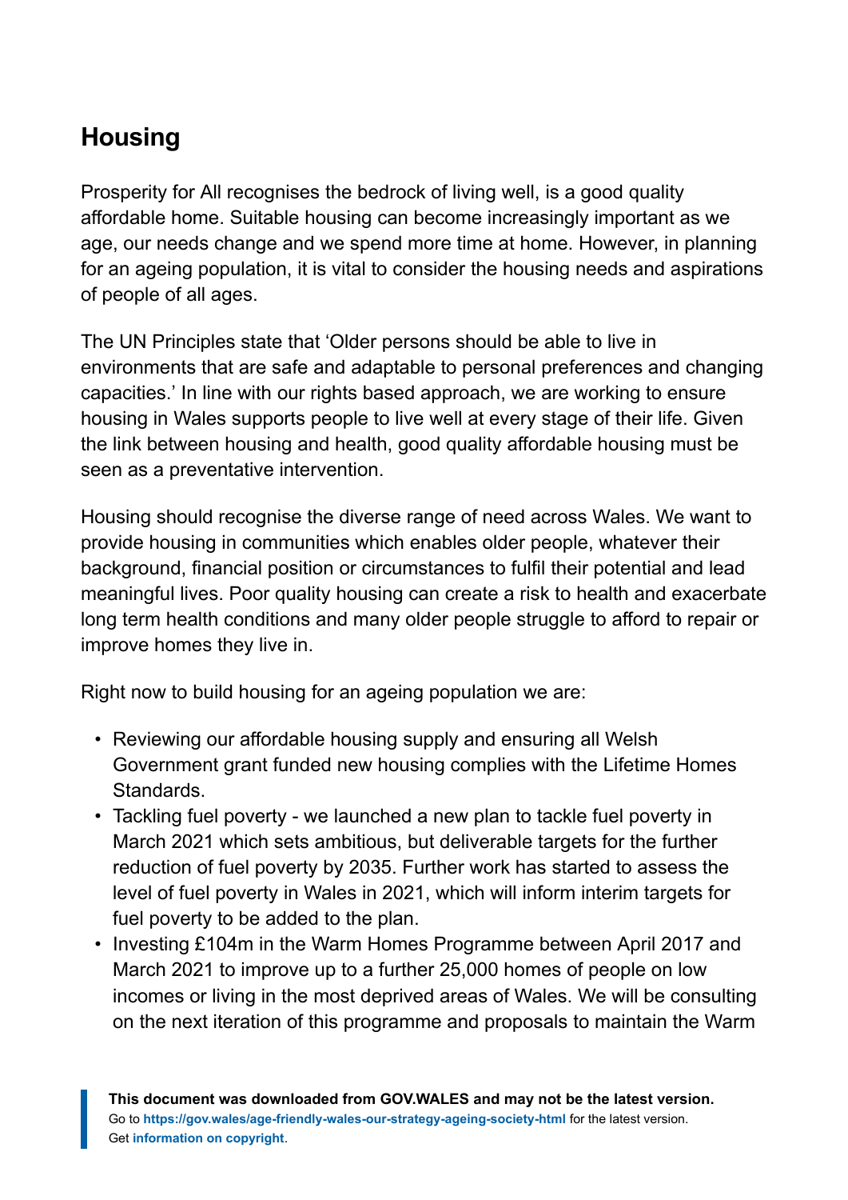## Housing

Prosperity for All recognises the bedrock of living well, is a good quality affordable home. Suitable housing can become increasingly important as we age, our needs change and we spend more time at home. However, in planning for an ageing population, it is vital to consider the housing needs and aspirations of people of all ages.

The UN Principles state that 'Older persons should be able to live in environments that are safe and adaptable to personal preferences and changing capacities.' In line with our rights based approach, we are working to ensure housing in Wales supports people to live well at every stage of their life. Given the link between housing and health, good quality affordable housing must be seen as a preventative intervention.

Housing should recognise the diverse range of need across Wales. We want to provide housing in communities which enables older people, whatever their background, financial position or circumstances to fulfil their potential and lead meaningful lives. Poor quality housing can create a risk to health and exacerbate long term health conditions and many older people struggle to afford to repair or improve homes they live in.

Right now to build housing for an ageing population we are:

- Reviewing our affordable housing supply and ensuring all Welsh Government grant funded new housing complies with the Lifetime Homes Standards.
- Tackling fuel poverty - we launched a new plan to tackle fuel poverty in March 2021 which sets ambitious, but deliverable targets for the further reduction of fuel poverty by 2035. Further work has started to assess the level of fuel poverty in Wales in 2021, which will inform interim targets for fuel poverty to be added to the plan.
- Investing £104m in the Warm Homes Programme between April 2017 and March 2021 to improve up to a further 25,000 homes of people on low incomes or living in the most deprived areas of Wales. We will be consulting on the next iteration of this programme and proposals to maintain the Warm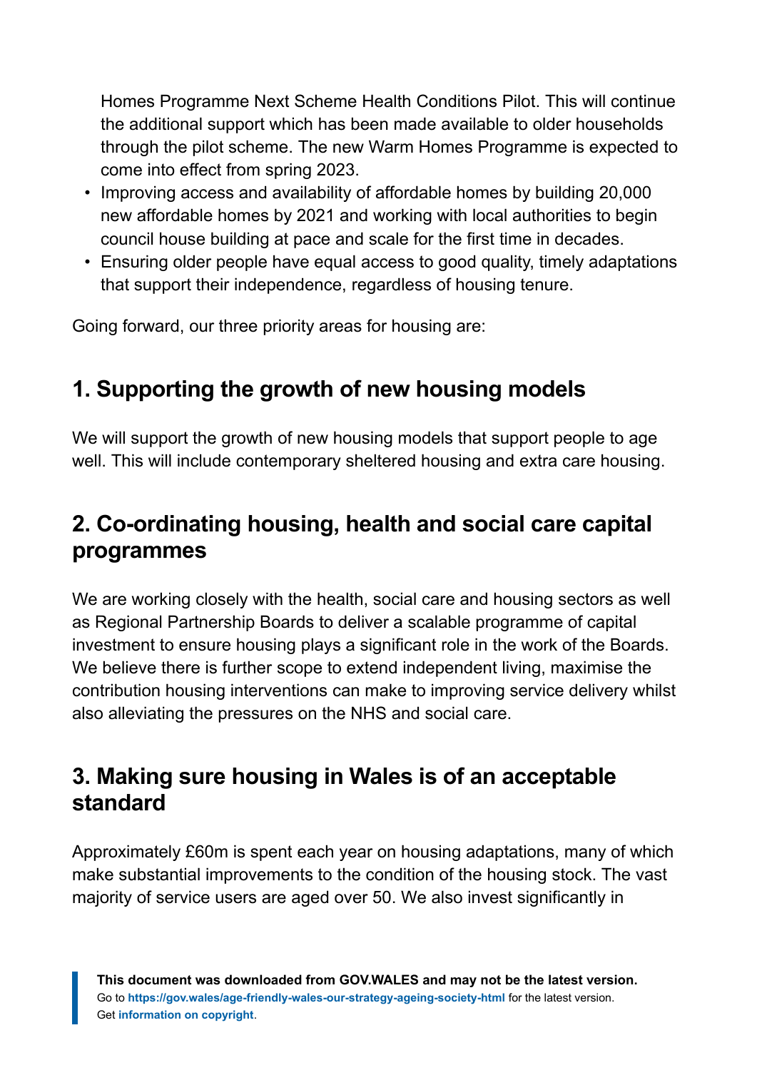Homes Programme Next Scheme Health Conditions Pilot. This will continue the additional support which has been made available to older households through the pilot scheme. The new Warm Homes Programme is expected to come into effect from spring 2023.

- Improving access and availability of affordable homes by building 20,000 new affordable homes by 2021 and working with local authorities to begin council house building at pace and scale for the first time in decades.
- Ensuring older people have equal access to good quality, timely adaptations that support their independence, regardless of housing tenure.

Going forward, our three priority areas for housing are:

## 1. Supporting the growth of new housing models

We will support the growth of new housing models that support people to age well. This will include contemporary sheltered housing and extra care housing.

## 2. Co-ordinating housing, health and social care capital programmes

We are working closely with the health, social care and housing sectors as well as Regional Partnership Boards to deliver a scalable programme of capital investment to ensure housing plays a significant role in the work of the Boards. We believe there is further scope to extend independent living, maximise the contribution housing interventions can make to improving service delivery whilst also alleviating the pressures on the NHS and social care.

## 3. Making sure housing in Wales is of an acceptable standard

Approximately £60m is spent each year on housing adaptations, many of which make substantial improvements to the condition of the housing stock. The vast majority of service users are aged over 50. We also invest significantly in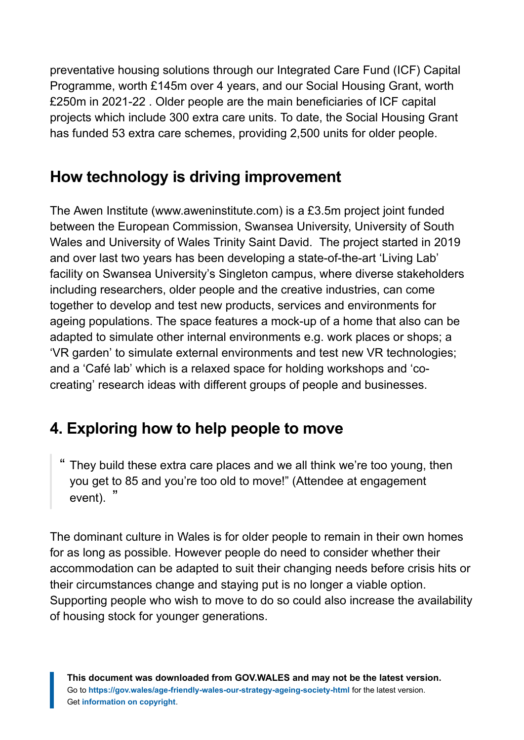preventative housing solutions through our Integrated Care Fund (ICF) Capital Programme, worth £145m over 4 years, and our Social Housing Grant, worth £250m in 2021-22 . Older people are the main beneficiaries of ICF capital projects which include 300 extra care units. To date, the Social Housing Grant has funded 53 extra care schemes, providing 2,500 units for older people.

## How technology is driving improvement

The Awen Institute (www.aweninstitute.com) is a £3.5m project joint funded between the European Commission, Swansea University, University of South Wales and University of Wales Trinity Saint David. The project started in 2019 and over last two years has been developing a state-of-the-art 'Living Lab' facility on Swansea University's Singleton campus, where diverse stakeholders including researchers, older people and the creative industries, can come together to develop and test new products, services and environments for ageing populations. The space features a mock-up of a home that also can be adapted to simulate other internal environments e.g. work places or shops; a 'VR garden' to simulate external environments and test new VR technologies; and a 'Café lab' which is a relaxed space for holding workshops and 'co-creating' research ideas with different groups of people and businesses.

## 4. Exploring how to help people to move

> " They build these extra care places and we all think we're too young, then you get to 85 and you're too old to move!" (Attendee at engagement event). "

The dominant culture in Wales is for older people to remain in their own homes for as long as possible. However people do need to consider whether their accommodation can be adapted to suit their changing needs before crisis hits or their circumstances change and staying put is no longer a viable option. Supporting people who wish to move to do so could also increase the availability of housing stock for younger generations.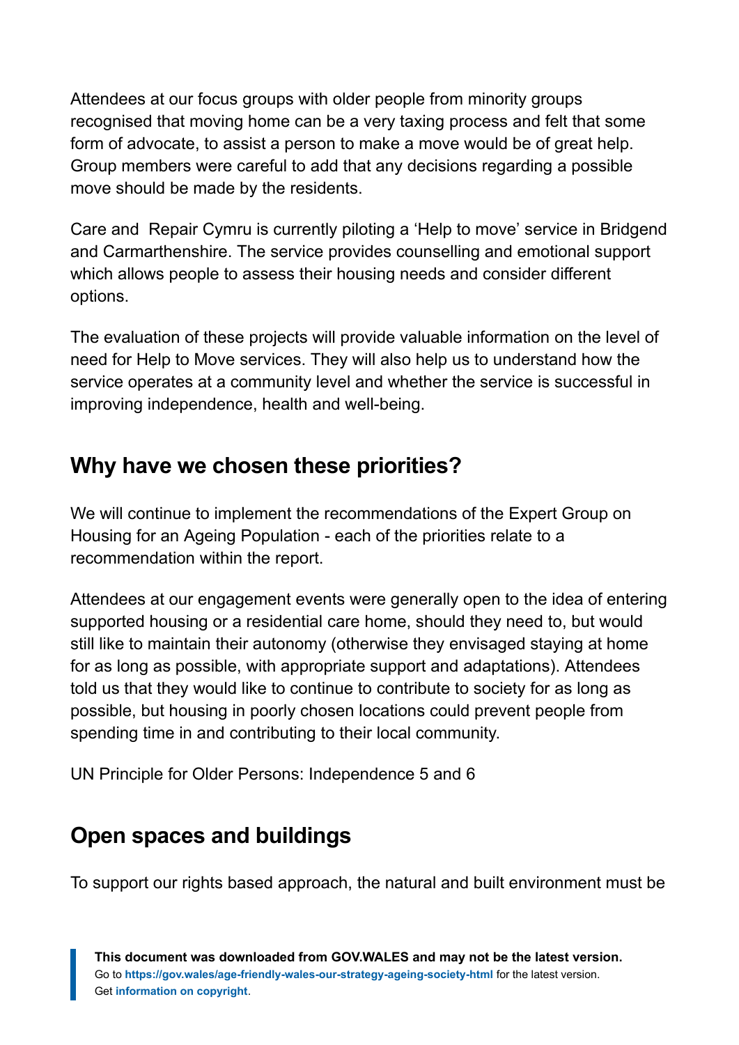Attendees at our focus groups with older people from minority groups recognised that moving home can be a very taxing process and felt that some form of advocate, to assist a person to make a move would be of great help. Group members were careful to add that any decisions regarding a possible move should be made by the residents.

Care and  Repair Cymru is currently piloting a ‘Help to move’ service in Bridgend and Carmarthenshire. The service provides counselling and emotional support which allows people to assess their housing needs and consider different options.

The evaluation of these projects will provide valuable information on the level of need for Help to Move services. They will also help us to understand how the service operates at a community level and whether the service is successful in improving independence, health and well-being.

## Why have we chosen these priorities?

We will continue to implement the recommendations of the Expert Group on Housing for an Ageing Population - each of the priorities relate to a recommendation within the report.

Attendees at our engagement events were generally open to the idea of entering supported housing or a residential care home, should they need to, but would still like to maintain their autonomy (otherwise they envisaged staying at home for as long as possible, with appropriate support and adaptations). Attendees told us that they would like to continue to contribute to society for as long as possible, but housing in poorly chosen locations could prevent people from spending time in and contributing to their local community.

UN Principle for Older Persons: Independence 5 and 6

## Open spaces and buildings

To support our rights based approach, the natural and built environment must be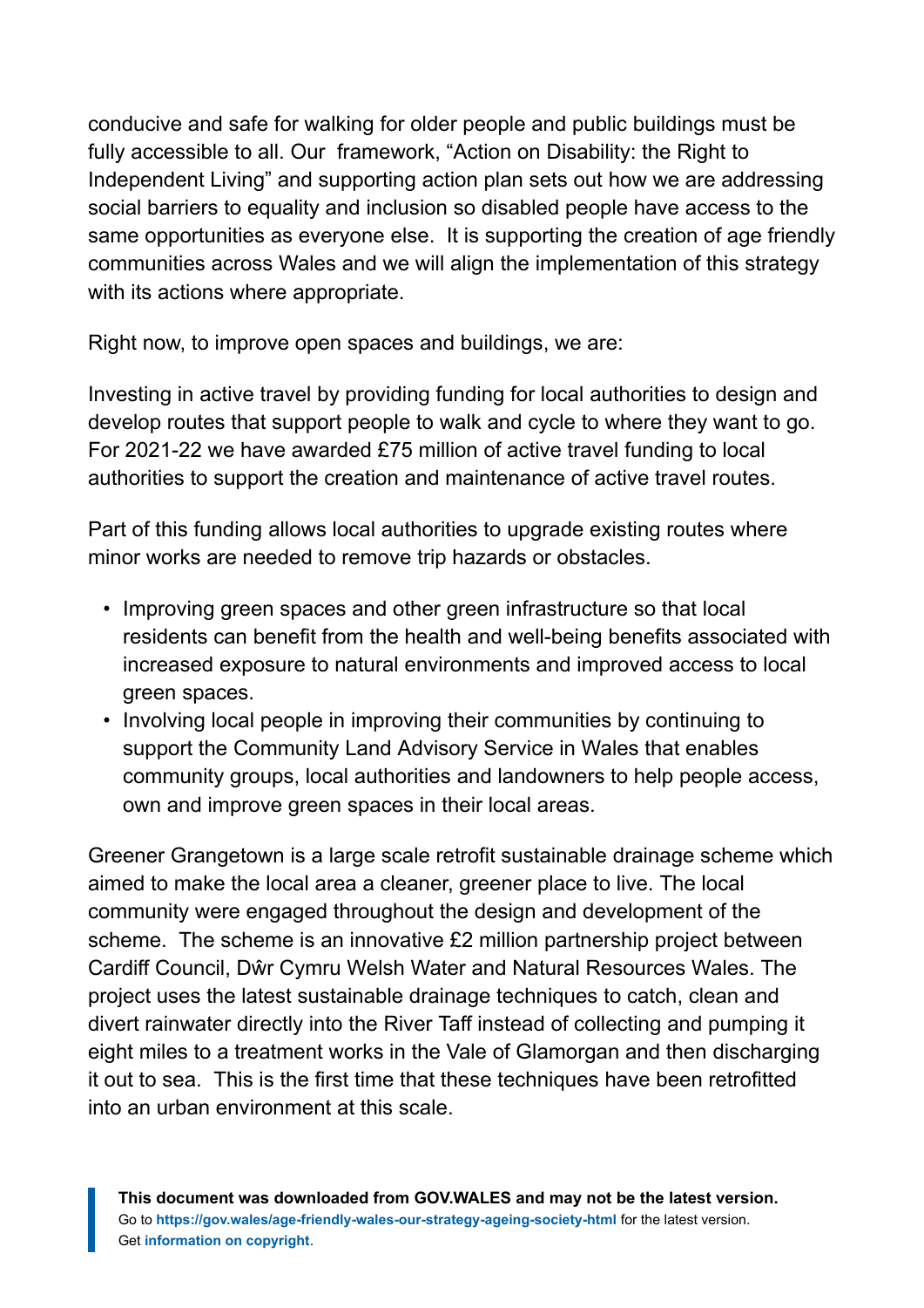conducive and safe for walking for older people and public buildings must be fully accessible to all. Our framework, "Action on Disability: the Right to Independent Living" and supporting action plan sets out how we are addressing social barriers to equality and inclusion so disabled people have access to the same opportunities as everyone else. It is supporting the creation of age friendly communities across Wales and we will align the implementation of this strategy with its actions where appropriate.

Right now, to improve open spaces and buildings, we are:

Investing in active travel by providing funding for local authorities to design and develop routes that support people to walk and cycle to where they want to go. For 2021-22 we have awarded £75 million of active travel funding to local authorities to support the creation and maintenance of active travel routes.

Part of this funding allows local authorities to upgrade existing routes where minor works are needed to remove trip hazards or obstacles.

- Improving green spaces and other green infrastructure so that local residents can benefit from the health and well-being benefits associated with increased exposure to natural environments and improved access to local green spaces.
- Involving local people in improving their communities by continuing to support the Community Land Advisory Service in Wales that enables community groups, local authorities and landowners to help people access, own and improve green spaces in their local areas.

Greener Grangetown is a large scale retrofit sustainable drainage scheme which aimed to make the local area a cleaner, greener place to live. The local community were engaged throughout the design and development of the scheme. The scheme is an innovative £2 million partnership project between Cardiff Council, Dŵr Cymru Welsh Water and Natural Resources Wales. The project uses the latest sustainable drainage techniques to catch, clean and divert rainwater directly into the River Taff instead of collecting and pumping it eight miles to a treatment works in the Vale of Glamorgan and then discharging it out to sea. This is the first time that these techniques have been retrofitted into an urban environment at this scale.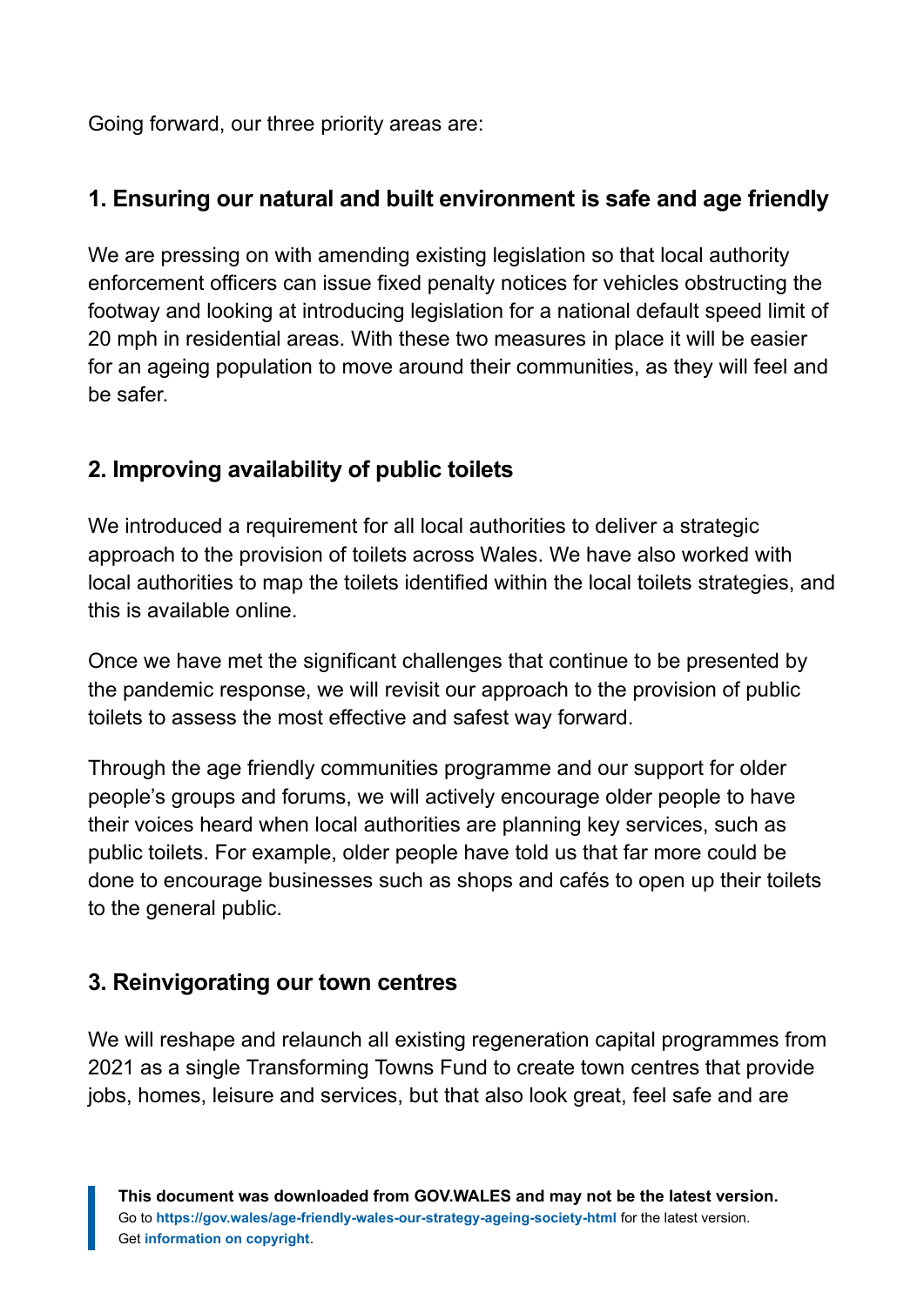Going forward, our three priority areas are:

### 1. Ensuring our natural and built environment is safe and age friendly

We are pressing on with amending existing legislation so that local authority enforcement officers can issue fixed penalty notices for vehicles obstructing the footway and looking at introducing legislation for a national default speed limit of 20 mph in residential areas. With these two measures in place it will be easier for an ageing population to move around their communities, as they will feel and be safer.

### 2. Improving availability of public toilets

We introduced a requirement for all local authorities to deliver a strategic approach to the provision of toilets across Wales. We have also worked with local authorities to map the toilets identified within the local toilets strategies, and this is available online.

Once we have met the significant challenges that continue to be presented by the pandemic response, we will revisit our approach to the provision of public toilets to assess the most effective and safest way forward.

Through the age friendly communities programme and our support for older people's groups and forums, we will actively encourage older people to have their voices heard when local authorities are planning key services, such as public toilets. For example, older people have told us that far more could be done to encourage businesses such as shops and cafés to open up their toilets to the general public.

### 3. Reinvigorating our town centres

We will reshape and relaunch all existing regeneration capital programmes from 2021 as a single Transforming Towns Fund to create town centres that provide jobs, homes, leisure and services, but that also look great, feel safe and are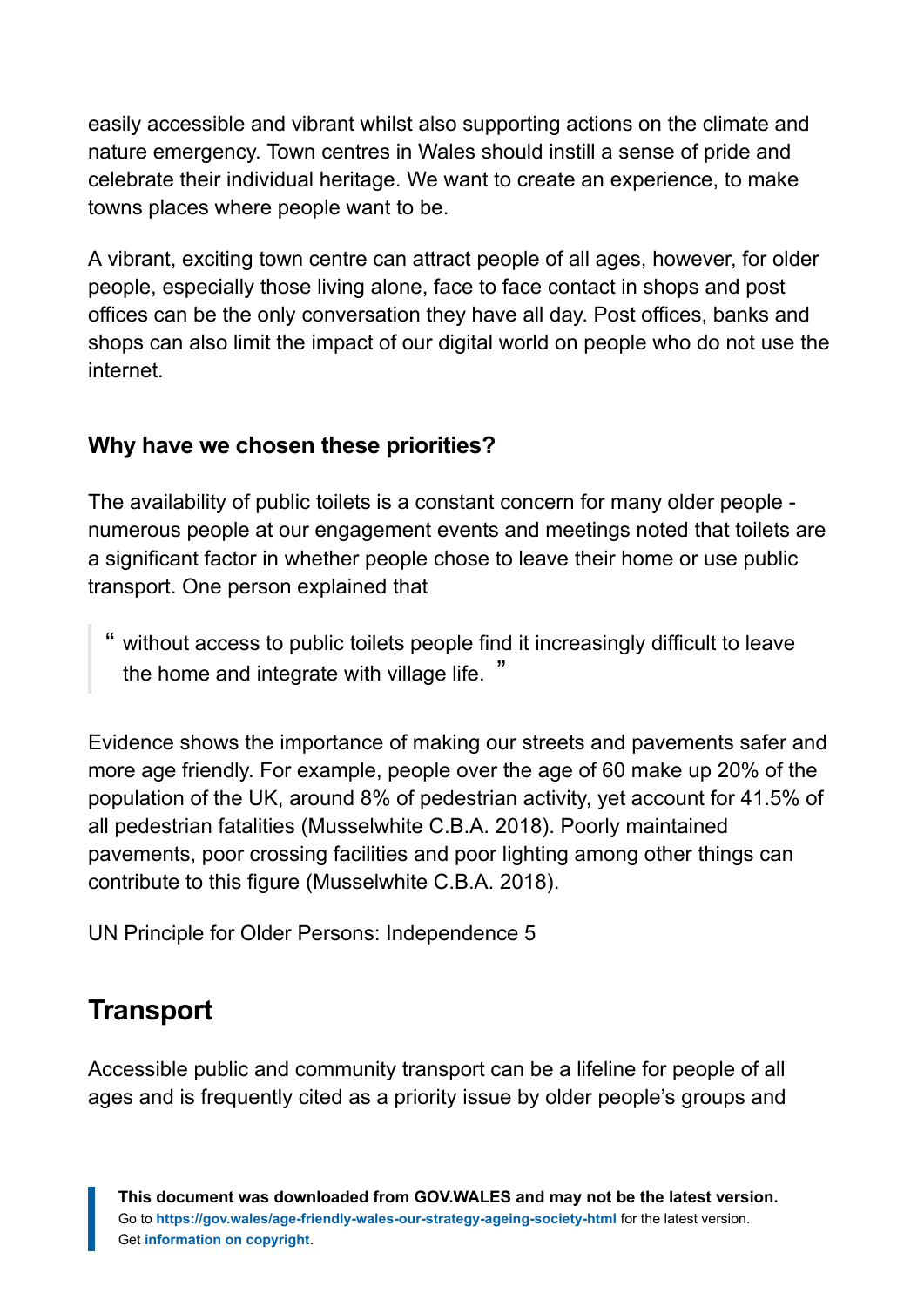easily accessible and vibrant whilst also supporting actions on the climate and nature emergency. Town centres in Wales should instill a sense of pride and celebrate their individual heritage. We want to create an experience, to make towns places where people want to be.

A vibrant, exciting town centre can attract people of all ages, however, for older people, especially those living alone, face to face contact in shops and post offices can be the only conversation they have all day. Post offices, banks and shops can also limit the impact of our digital world on people who do not use the internet.

### Why have we chosen these priorities?

The availability of public toilets is a constant concern for many older people - numerous people at our engagement events and meetings noted that toilets are a significant factor in whether people chose to leave their home or use public transport. One person explained that

> " without access to public toilets people find it increasingly difficult to leave the home and integrate with village life. "

Evidence shows the importance of making our streets and pavements safer and more age friendly. For example, people over the age of 60 make up 20% of the population of the UK, around 8% of pedestrian activity, yet account for 41.5% of all pedestrian fatalities (Musselwhite C.B.A. 2018). Poorly maintained pavements, poor crossing facilities and poor lighting among other things can contribute to this figure (Musselwhite C.B.A. 2018).

UN Principle for Older Persons: Independence 5

## Transport

Accessible public and community transport can be a lifeline for people of all ages and is frequently cited as a priority issue by older people's groups and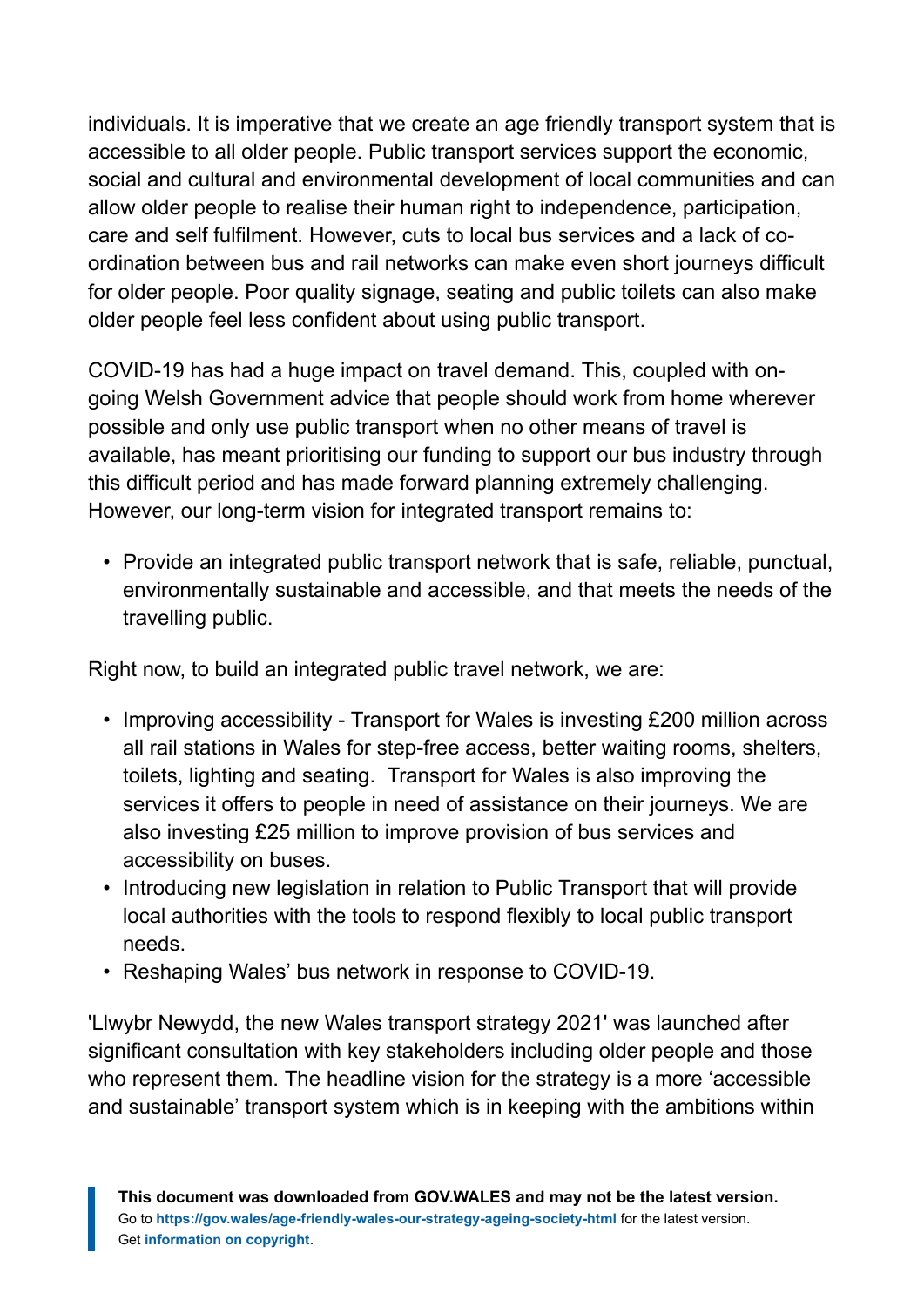individuals. It is imperative that we create an age friendly transport system that is accessible to all older people. Public transport services support the economic, social and cultural and environmental development of local communities and can allow older people to realise their human right to independence, participation, care and self fulfilment. However, cuts to local bus services and a lack of co-ordination between bus and rail networks can make even short journeys difficult for older people. Poor quality signage, seating and public toilets can also make older people feel less confident about using public transport.

COVID-19 has had a huge impact on travel demand. This, coupled with on-going Welsh Government advice that people should work from home wherever possible and only use public transport when no other means of travel is available, has meant prioritising our funding to support our bus industry through this difficult period and has made forward planning extremely challenging. However, our long-term vision for integrated transport remains to:

- Provide an integrated public transport network that is safe, reliable, punctual, environmentally sustainable and accessible, and that meets the needs of the travelling public.

Right now, to build an integrated public travel network, we are:

- Improving accessibility - Transport for Wales is investing £200 million across all rail stations in Wales for step-free access, better waiting rooms, shelters, toilets, lighting and seating. Transport for Wales is also improving the services it offers to people in need of assistance on their journeys. We are also investing £25 million to improve provision of bus services and accessibility on buses.
- Introducing new legislation in relation to Public Transport that will provide local authorities with the tools to respond flexibly to local public transport needs.
- Reshaping Wales' bus network in response to COVID-19.

'Llwybr Newydd, the new Wales transport strategy 2021' was launched after significant consultation with key stakeholders including older people and those who represent them. The headline vision for the strategy is a more 'accessible and sustainable' transport system which is in keeping with the ambitions within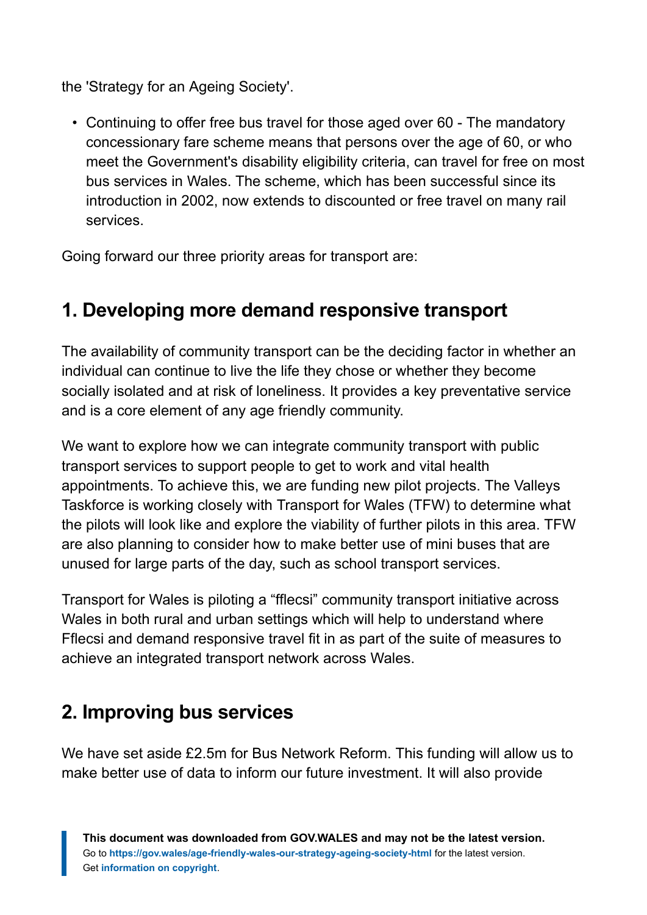the 'Strategy for an Ageing Society'.

- Continuing to offer free bus travel for those aged over 60 - The mandatory concessionary fare scheme means that persons over the age of 60, or who meet the Government's disability eligibility criteria, can travel for free on most bus services in Wales. The scheme, which has been successful since its introduction in 2002, now extends to discounted or free travel on many rail services.

Going forward our three priority areas for transport are:

## 1. Developing more demand responsive transport

The availability of community transport can be the deciding factor in whether an individual can continue to live the life they chose or whether they become socially isolated and at risk of loneliness. It provides a key preventative service and is a core element of any age friendly community.

We want to explore how we can integrate community transport with public transport services to support people to get to work and vital health appointments. To achieve this, we are funding new pilot projects. The Valleys Taskforce is working closely with Transport for Wales (TFW) to determine what the pilots will look like and explore the viability of further pilots in this area. TFW are also planning to consider how to make better use of mini buses that are unused for large parts of the day, such as school transport services.

Transport for Wales is piloting a "fflecsi" community transport initiative across Wales in both rural and urban settings which will help to understand where Fflecsi and demand responsive travel fit in as part of the suite of measures to achieve an integrated transport network across Wales.

## 2. Improving bus services

We have set aside £2.5m for Bus Network Reform. This funding will allow us to make better use of data to inform our future investment. It will also provide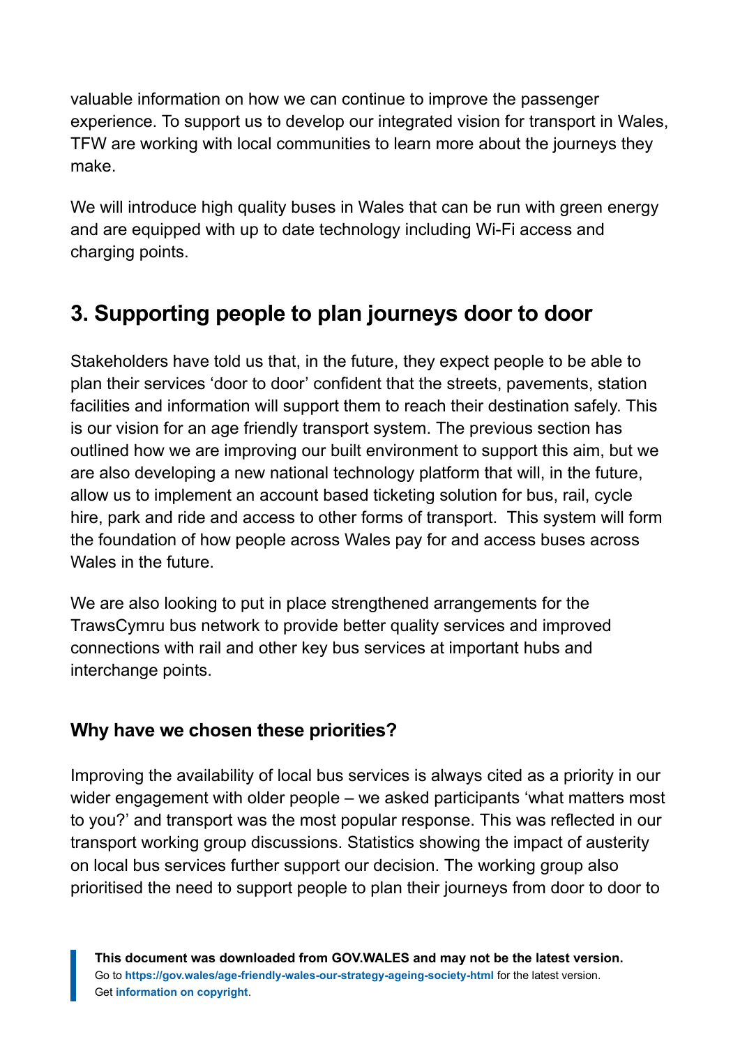valuable information on how we can continue to improve the passenger experience. To support us to develop our integrated vision for transport in Wales, TFW are working with local communities to learn more about the journeys they make.

We will introduce high quality buses in Wales that can be run with green energy and are equipped with up to date technology including Wi-Fi access and charging points.

## 3. Supporting people to plan journeys door to door

Stakeholders have told us that, in the future, they expect people to be able to plan their services 'door to door' confident that the streets, pavements, station facilities and information will support them to reach their destination safely. This is our vision for an age friendly transport system. The previous section has outlined how we are improving our built environment to support this aim, but we are also developing a new national technology platform that will, in the future, allow us to implement an account based ticketing solution for bus, rail, cycle hire, park and ride and access to other forms of transport. This system will form the foundation of how people across Wales pay for and access buses across Wales in the future.

We are also looking to put in place strengthened arrangements for the TrawsCymru bus network to provide better quality services and improved connections with rail and other key bus services at important hubs and interchange points.

### Why have we chosen these priorities?

Improving the availability of local bus services is always cited as a priority in our wider engagement with older people – we asked participants 'what matters most to you?' and transport was the most popular response. This was reflected in our transport working group discussions. Statistics showing the impact of austerity on local bus services further support our decision. The working group also prioritised the need to support people to plan their journeys from door to door to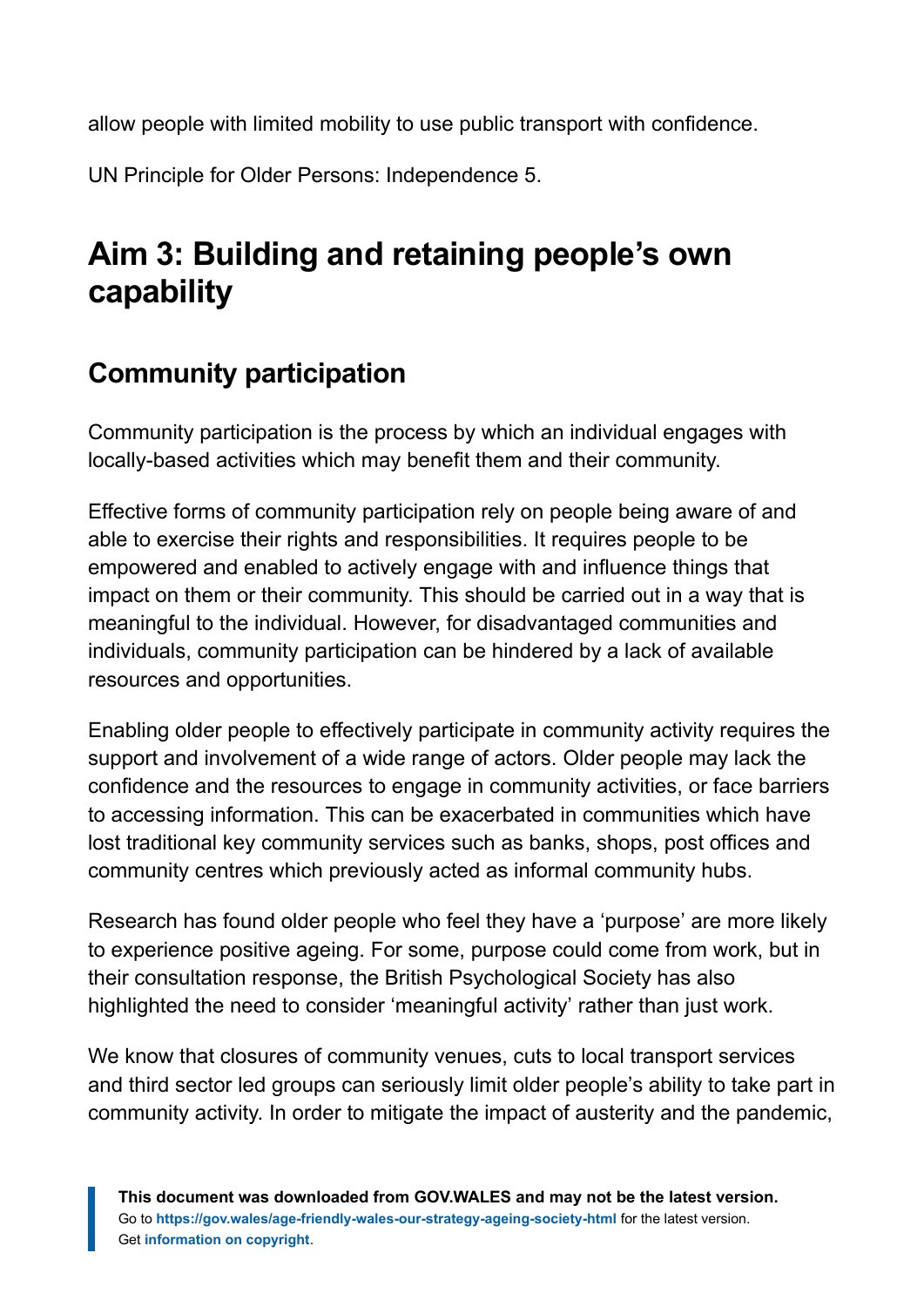allow people with limited mobility to use public transport with confidence.

UN Principle for Older Persons: Independence 5.

## Aim 3: Building and retaining people's own capability

### Community participation

Community participation is the process by which an individual engages with locally-based activities which may benefit them and their community.

Effective forms of community participation rely on people being aware of and able to exercise their rights and responsibilities. It requires people to be empowered and enabled to actively engage with and influence things that impact on them or their community. This should be carried out in a way that is meaningful to the individual. However, for disadvantaged communities and individuals, community participation can be hindered by a lack of available resources and opportunities.

Enabling older people to effectively participate in community activity requires the support and involvement of a wide range of actors. Older people may lack the confidence and the resources to engage in community activities, or face barriers to accessing information. This can be exacerbated in communities which have lost traditional key community services such as banks, shops, post offices and community centres which previously acted as informal community hubs.

Research has found older people who feel they have a 'purpose' are more likely to experience positive ageing. For some, purpose could come from work, but in their consultation response, the British Psychological Society has also highlighted the need to consider 'meaningful activity' rather than just work.

We know that closures of community venues, cuts to local transport services and third sector led groups can seriously limit older people's ability to take part in community activity. In order to mitigate the impact of austerity and the pandemic,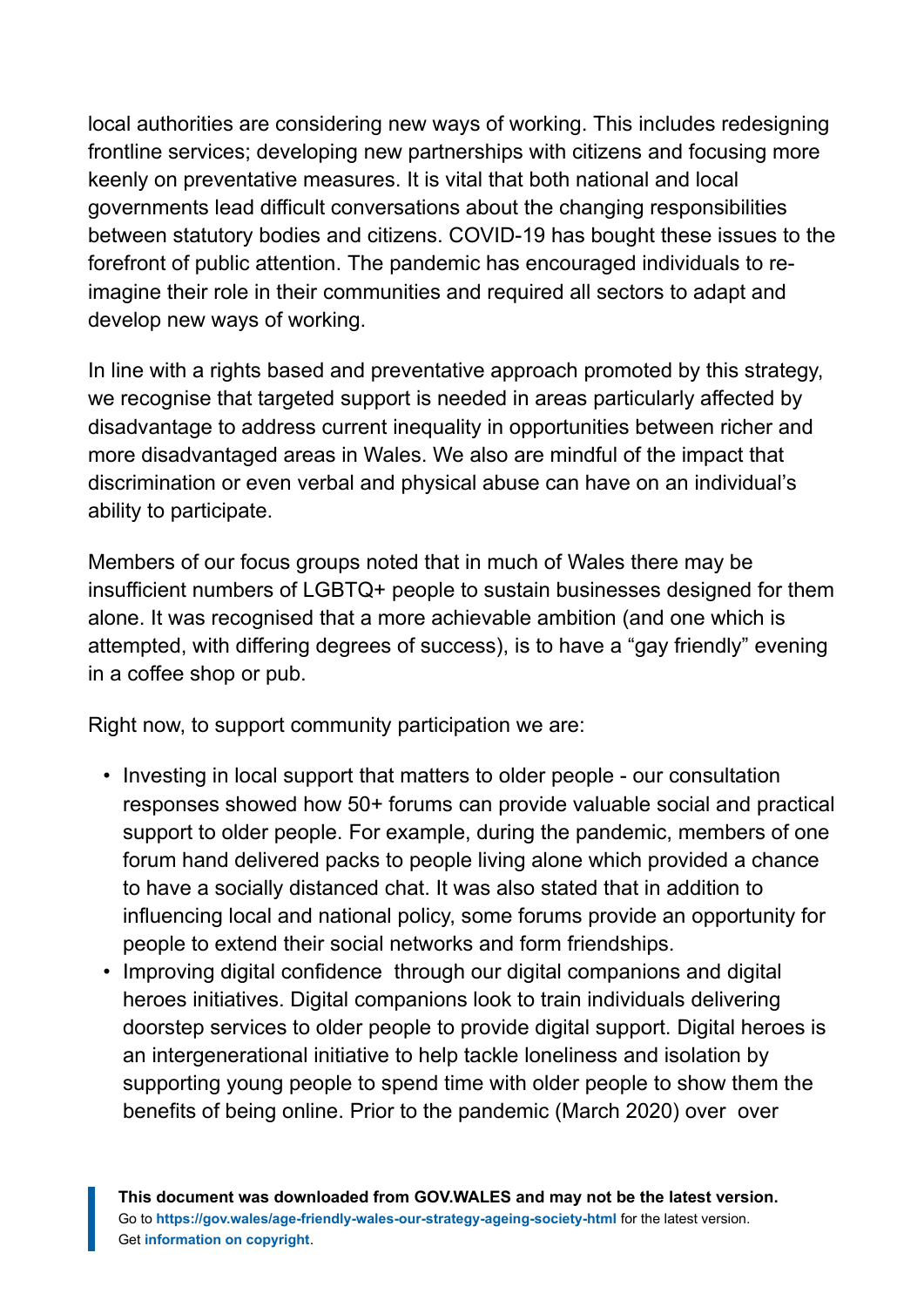local authorities are considering new ways of working. This includes redesigning frontline services; developing new partnerships with citizens and focusing more keenly on preventative measures. It is vital that both national and local governments lead difficult conversations about the changing responsibilities between statutory bodies and citizens. COVID-19 has bought these issues to the forefront of public attention. The pandemic has encouraged individuals to re-imagine their role in their communities and required all sectors to adapt and develop new ways of working.

In line with a rights based and preventative approach promoted by this strategy, we recognise that targeted support is needed in areas particularly affected by disadvantage to address current inequality in opportunities between richer and more disadvantaged areas in Wales. We also are mindful of the impact that discrimination or even verbal and physical abuse can have on an individual's ability to participate.

Members of our focus groups noted that in much of Wales there may be insufficient numbers of LGBTQ+ people to sustain businesses designed for them alone. It was recognised that a more achievable ambition (and one which is attempted, with differing degrees of success), is to have a "gay friendly" evening in a coffee shop or pub.

Right now, to support community participation we are:

- Investing in local support that matters to older people - our consultation responses showed how 50+ forums can provide valuable social and practical support to older people. For example, during the pandemic, members of one forum hand delivered packs to people living alone which provided a chance to have a socially distanced chat. It was also stated that in addition to influencing local and national policy, some forums provide an opportunity for people to extend their social networks and form friendships.
- Improving digital confidence through our digital companions and digital heroes initiatives. Digital companions look to train individuals delivering doorstep services to older people to provide digital support. Digital heroes is an intergenerational initiative to help tackle loneliness and isolation by supporting young people to spend time with older people to show them the benefits of being online. Prior to the pandemic (March 2020) over over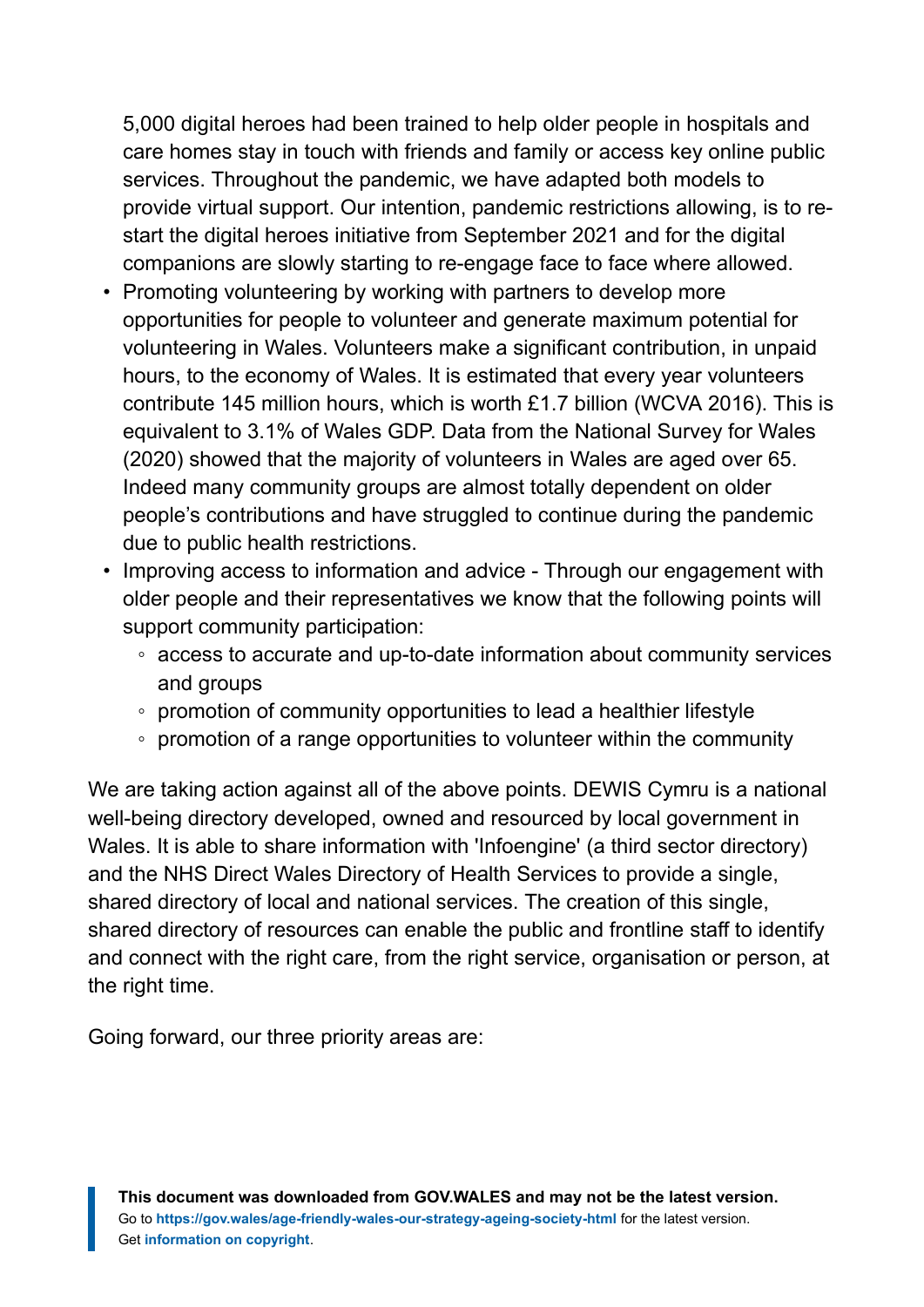5,000 digital heroes had been trained to help older people in hospitals and care homes stay in touch with friends and family or access key online public services. Throughout the pandemic, we have adapted both models to provide virtual support. Our intention, pandemic restrictions allowing, is to re-start the digital heroes initiative from September 2021 and for the digital companions are slowly starting to re-engage face to face where allowed.

- Promoting volunteering by working with partners to develop more opportunities for people to volunteer and generate maximum potential for volunteering in Wales. Volunteers make a significant contribution, in unpaid hours, to the economy of Wales. It is estimated that every year volunteers contribute 145 million hours, which is worth £1.7 billion (WCVA 2016). This is equivalent to 3.1% of Wales GDP. Data from the National Survey for Wales (2020) showed that the majority of volunteers in Wales are aged over 65. Indeed many community groups are almost totally dependent on older people's contributions and have struggled to continue during the pandemic due to public health restrictions.
- Improving access to information and advice - Through our engagement with older people and their representatives we know that the following points will support community participation:
    - access to accurate and up-to-date information about community services and groups
    - promotion of community opportunities to lead a healthier lifestyle
    - promotion of a range opportunities to volunteer within the community

We are taking action against all of the above points. DEWIS Cymru is a national well-being directory developed, owned and resourced by local government in Wales. It is able to share information with 'Infoengine' (a third sector directory) and the NHS Direct Wales Directory of Health Services to provide a single, shared directory of local and national services. The creation of this single, shared directory of resources can enable the public and frontline staff to identify and connect with the right care, from the right service, organisation or person, at the right time.

Going forward, our three priority areas are: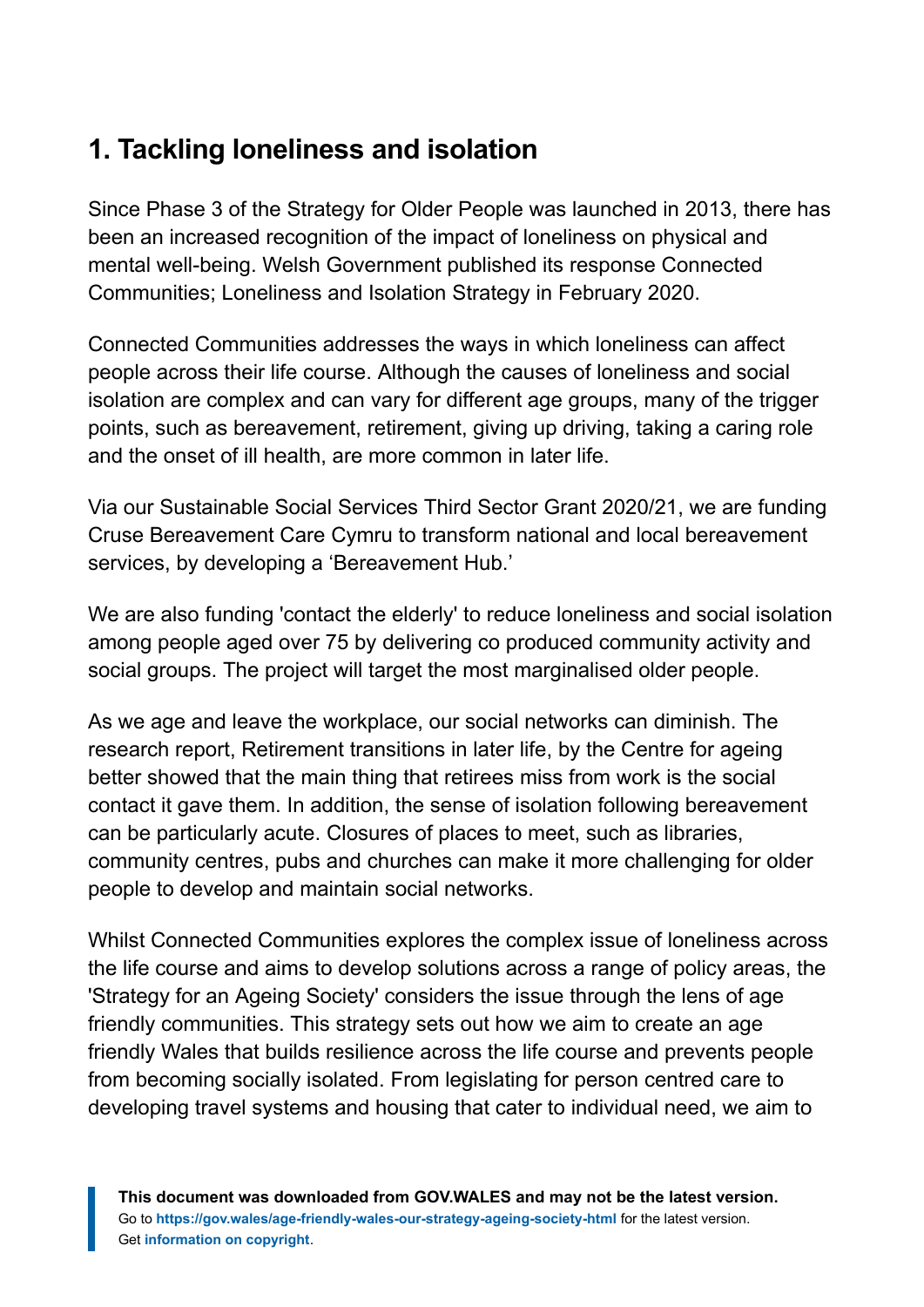## 1. Tackling loneliness and isolation

Since Phase 3 of the Strategy for Older People was launched in 2013, there has been an increased recognition of the impact of loneliness on physical and mental well-being. Welsh Government published its response Connected Communities; Loneliness and Isolation Strategy in February 2020.

Connected Communities addresses the ways in which loneliness can affect people across their life course. Although the causes of loneliness and social isolation are complex and can vary for different age groups, many of the trigger points, such as bereavement, retirement, giving up driving, taking a caring role and the onset of ill health, are more common in later life.

Via our Sustainable Social Services Third Sector Grant 2020/21, we are funding Cruse Bereavement Care Cymru to transform national and local bereavement services, by developing a 'Bereavement Hub.'

We are also funding 'contact the elderly' to reduce loneliness and social isolation among people aged over 75 by delivering co produced community activity and social groups. The project will target the most marginalised older people.

As we age and leave the workplace, our social networks can diminish. The research report, Retirement transitions in later life, by the Centre for ageing better showed that the main thing that retirees miss from work is the social contact it gave them. In addition, the sense of isolation following bereavement can be particularly acute. Closures of places to meet, such as libraries, community centres, pubs and churches can make it more challenging for older people to develop and maintain social networks.

Whilst Connected Communities explores the complex issue of loneliness across the life course and aims to develop solutions across a range of policy areas, the 'Strategy for an Ageing Society' considers the issue through the lens of age friendly communities. This strategy sets out how we aim to create an age friendly Wales that builds resilience across the life course and prevents people from becoming socially isolated. From legislating for person centred care to developing travel systems and housing that cater to individual need, we aim to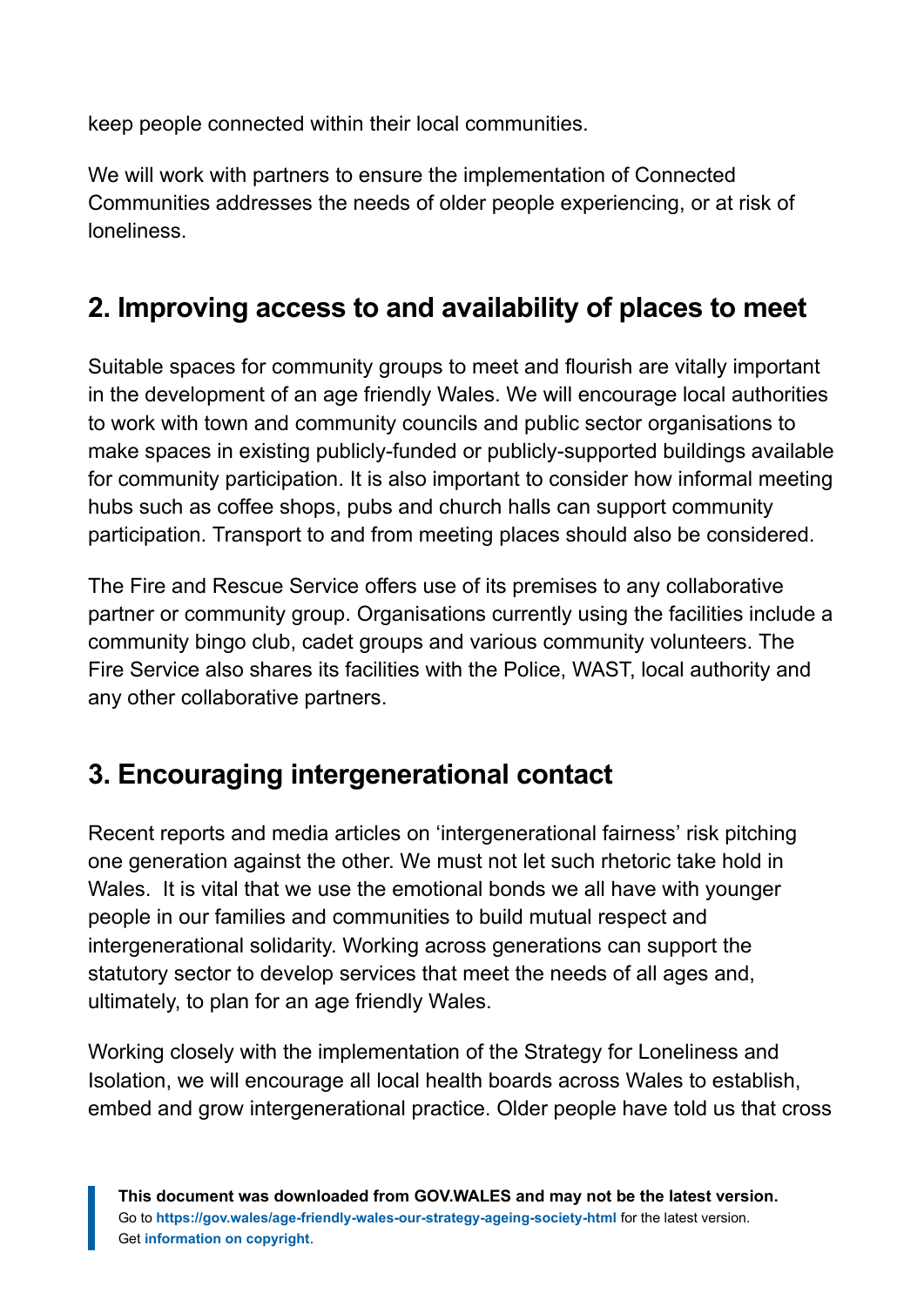keep people connected within their local communities.

We will work with partners to ensure the implementation of Connected Communities addresses the needs of older people experiencing, or at risk of loneliness.

## 2. Improving access to and availability of places to meet

Suitable spaces for community groups to meet and flourish are vitally important in the development of an age friendly Wales. We will encourage local authorities to work with town and community councils and public sector organisations to make spaces in existing publicly-funded or publicly-supported buildings available for community participation. It is also important to consider how informal meeting hubs such as coffee shops, pubs and church halls can support community participation. Transport to and from meeting places should also be considered.

The Fire and Rescue Service offers use of its premises to any collaborative partner or community group. Organisations currently using the facilities include a community bingo club, cadet groups and various community volunteers. The Fire Service also shares its facilities with the Police, WAST, local authority and any other collaborative partners.

## 3. Encouraging intergenerational contact

Recent reports and media articles on 'intergenerational fairness' risk pitching one generation against the other. We must not let such rhetoric take hold in Wales. It is vital that we use the emotional bonds we all have with younger people in our families and communities to build mutual respect and intergenerational solidarity. Working across generations can support the statutory sector to develop services that meet the needs of all ages and, ultimately, to plan for an age friendly Wales.

Working closely with the implementation of the Strategy for Loneliness and Isolation, we will encourage all local health boards across Wales to establish, embed and grow intergenerational practice. Older people have told us that cross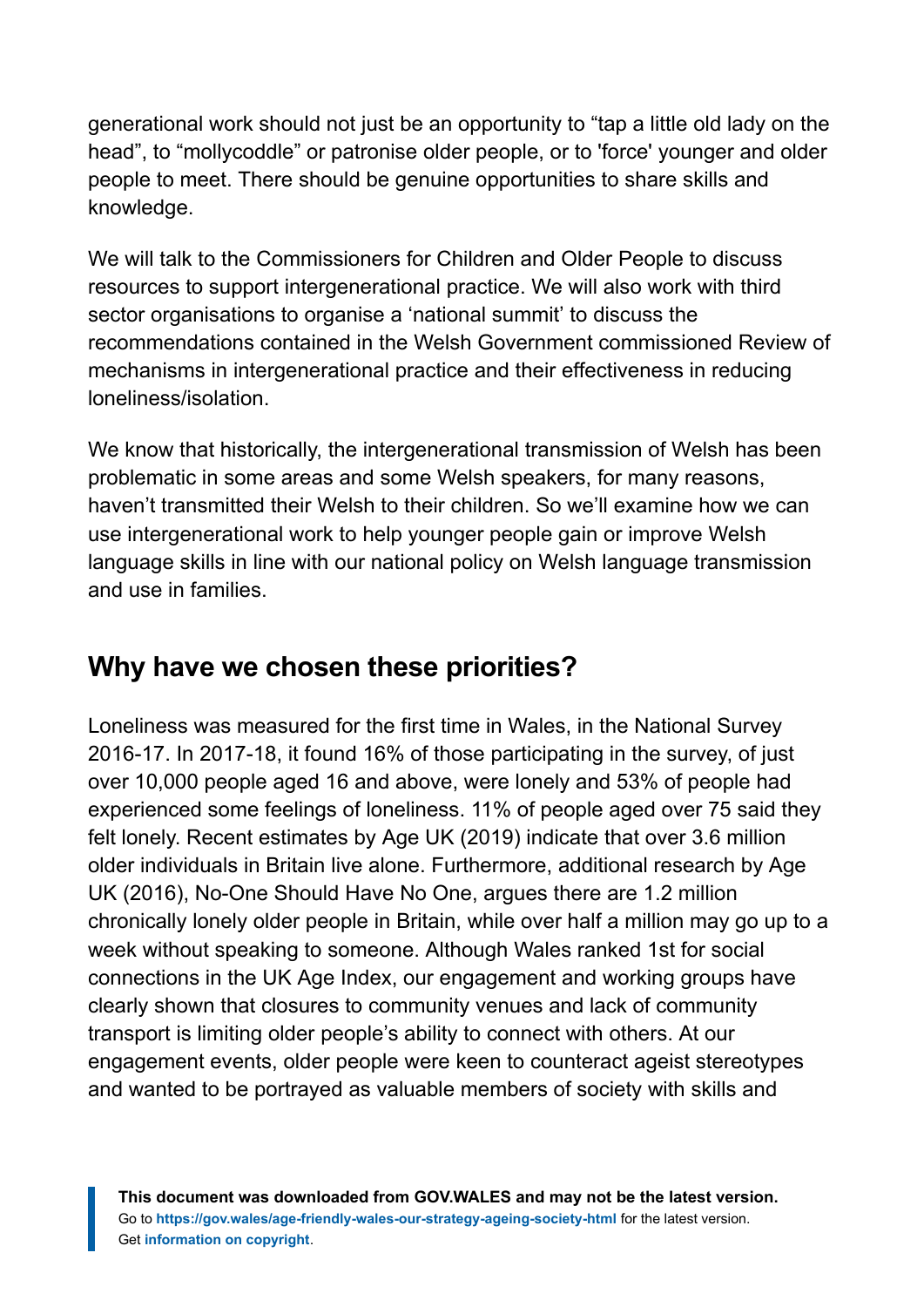generational work should not just be an opportunity to “tap a little old lady on the head”, to “mollycoddle” or patronise older people, or to 'force' younger and older people to meet. There should be genuine opportunities to share skills and knowledge.

We will talk to the Commissioners for Children and Older People to discuss resources to support intergenerational practice. We will also work with third sector organisations to organise a ‘national summit’ to discuss the recommendations contained in the Welsh Government commissioned Review of mechanisms in intergenerational practice and their effectiveness in reducing loneliness/isolation.

We know that historically, the intergenerational transmission of Welsh has been problematic in some areas and some Welsh speakers, for many reasons, haven’t transmitted their Welsh to their children. So we’ll examine how we can use intergenerational work to help younger people gain or improve Welsh language skills in line with our national policy on Welsh language transmission and use in families.

## Why have we chosen these priorities?

Loneliness was measured for the first time in Wales, in the National Survey 2016-17. In 2017-18, it found 16% of those participating in the survey, of just over 10,000 people aged 16 and above, were lonely and 53% of people had experienced some feelings of loneliness. 11% of people aged over 75 said they felt lonely. Recent estimates by Age UK (2019) indicate that over 3.6 million older individuals in Britain live alone. Furthermore, additional research by Age UK (2016), No-One Should Have No One, argues there are 1.2 million chronically lonely older people in Britain, while over half a million may go up to a week without speaking to someone. Although Wales ranked 1st for social connections in the UK Age Index, our engagement and working groups have clearly shown that closures to community venues and lack of community transport is limiting older people’s ability to connect with others. At our engagement events, older people were keen to counteract ageist stereotypes and wanted to be portrayed as valuable members of society with skills and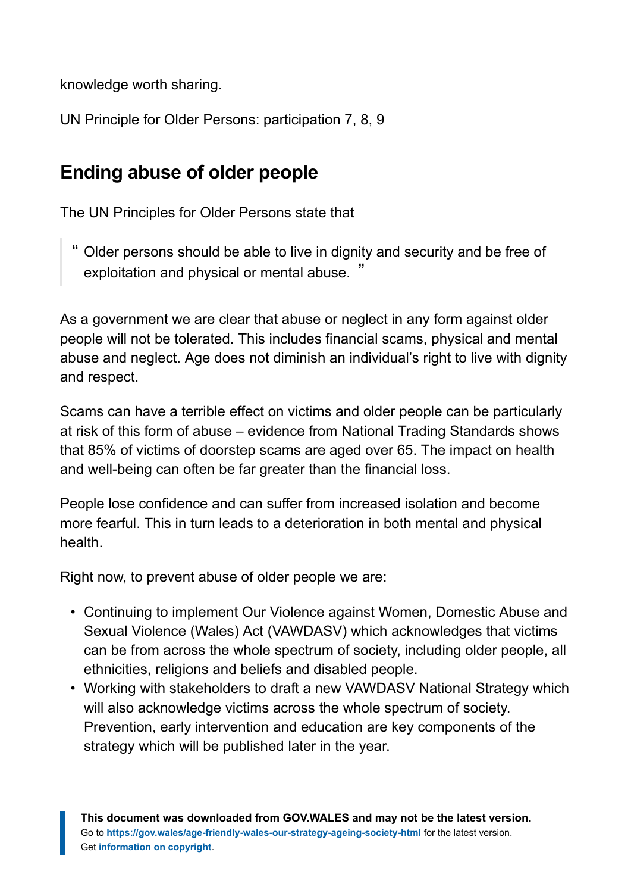knowledge worth sharing.

UN Principle for Older Persons: participation 7, 8, 9

## Ending abuse of older people

The UN Principles for Older Persons state that

> "Older persons should be able to live in dignity and security and be free of exploitation and physical or mental abuse."

As a government we are clear that abuse or neglect in any form against older people will not be tolerated. This includes financial scams, physical and mental abuse and neglect. Age does not diminish an individual's right to live with dignity and respect.

Scams can have a terrible effect on victims and older people can be particularly at risk of this form of abuse – evidence from National Trading Standards shows that 85% of victims of doorstep scams are aged over 65. The impact on health and well-being can often be far greater than the financial loss.

People lose confidence and can suffer from increased isolation and become more fearful. This in turn leads to a deterioration in both mental and physical health.

Right now, to prevent abuse of older people we are:

- Continuing to implement Our Violence against Women, Domestic Abuse and Sexual Violence (Wales) Act (VAWDASV) which acknowledges that victims can be from across the whole spectrum of society, including older people, all ethnicities, religions and beliefs and disabled people.
- Working with stakeholders to draft a new VAWDASV National Strategy which will also acknowledge victims across the whole spectrum of society. Prevention, early intervention and education are key components of the strategy which will be published later in the year.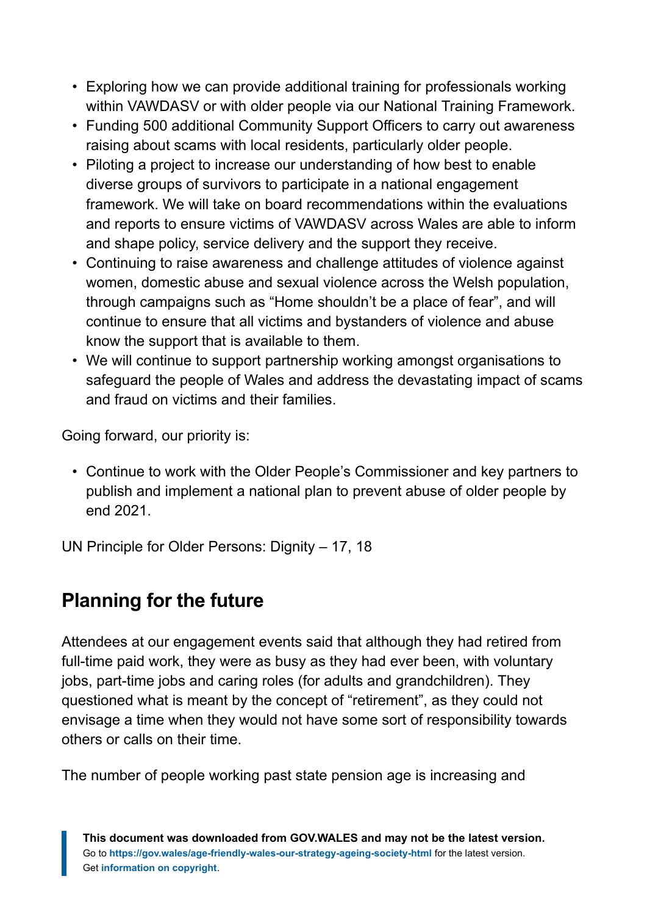- Exploring how we can provide additional training for professionals working within VAWDASV or with older people via our National Training Framework.
- Funding 500 additional Community Support Officers to carry out awareness raising about scams with local residents, particularly older people.
- Piloting a project to increase our understanding of how best to enable diverse groups of survivors to participate in a national engagement framework. We will take on board recommendations within the evaluations and reports to ensure victims of VAWDASV across Wales are able to inform and shape policy, service delivery and the support they receive.
- Continuing to raise awareness and challenge attitudes of violence against women, domestic abuse and sexual violence across the Welsh population, through campaigns such as "Home shouldn't be a place of fear", and will continue to ensure that all victims and bystanders of violence and abuse know the support that is available to them.
- We will continue to support partnership working amongst organisations to safeguard the people of Wales and address the devastating impact of scams and fraud on victims and their families.

Going forward, our priority is:

- Continue to work with the Older People's Commissioner and key partners to publish and implement a national plan to prevent abuse of older people by end 2021.

UN Principle for Older Persons: Dignity – 17, 18

## Planning for the future

Attendees at our engagement events said that although they had retired from full-time paid work, they were as busy as they had ever been, with voluntary jobs, part-time jobs and caring roles (for adults and grandchildren). They questioned what is meant by the concept of "retirement", as they could not envisage a time when they would not have some sort of responsibility towards others or calls on their time.

The number of people working past state pension age is increasing and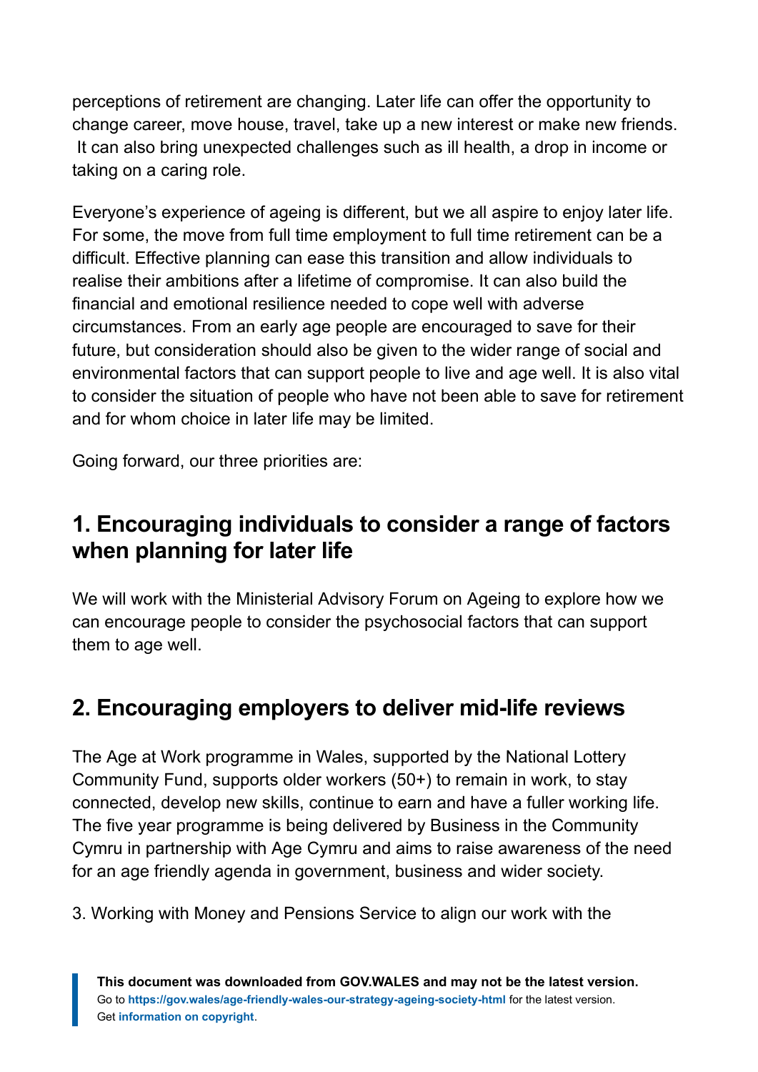perceptions of retirement are changing. Later life can offer the opportunity to change career, move house, travel, take up a new interest or make new friends. It can also bring unexpected challenges such as ill health, a drop in income or taking on a caring role.

Everyone's experience of ageing is different, but we all aspire to enjoy later life. For some, the move from full time employment to full time retirement can be a difficult. Effective planning can ease this transition and allow individuals to realise their ambitions after a lifetime of compromise. It can also build the financial and emotional resilience needed to cope well with adverse circumstances. From an early age people are encouraged to save for their future, but consideration should also be given to the wider range of social and environmental factors that can support people to live and age well. It is also vital to consider the situation of people who have not been able to save for retirement and for whom choice in later life may be limited.

Going forward, our three priorities are:

## 1. Encouraging individuals to consider a range of factors when planning for later life

We will work with the Ministerial Advisory Forum on Ageing to explore how we can encourage people to consider the psychosocial factors that can support them to age well.

## 2. Encouraging employers to deliver mid-life reviews

The Age at Work programme in Wales, supported by the National Lottery Community Fund, supports older workers (50+) to remain in work, to stay connected, develop new skills, continue to earn and have a fuller working life. The five year programme is being delivered by Business in the Community Cymru in partnership with Age Cymru and aims to raise awareness of the need for an age friendly agenda in government, business and wider society.

3. Working with Money and Pensions Service to align our work with the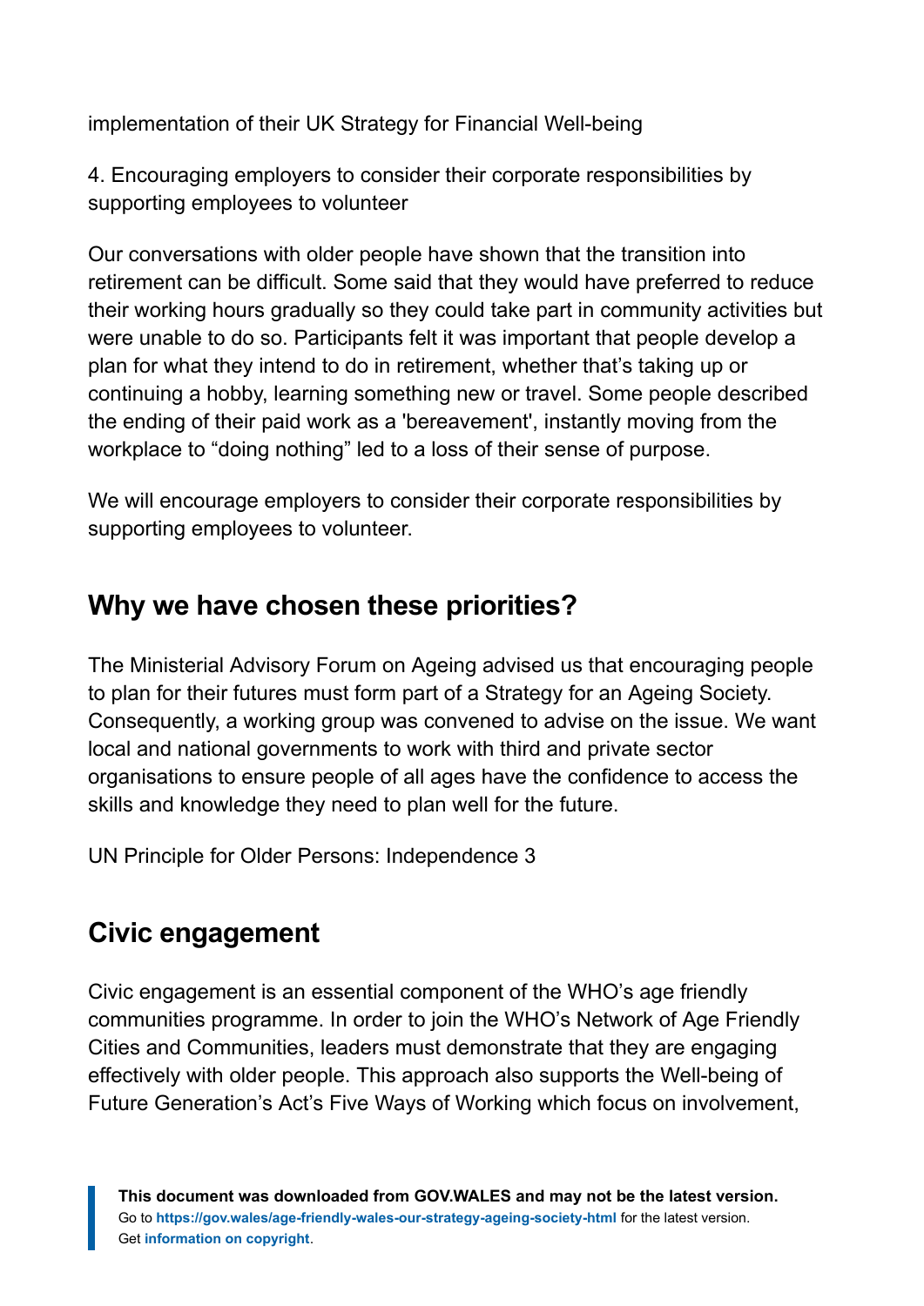implementation of their UK Strategy for Financial Well-being

4. Encouraging employers to consider their corporate responsibilities by supporting employees to volunteer

Our conversations with older people have shown that the transition into retirement can be difficult. Some said that they would have preferred to reduce their working hours gradually so they could take part in community activities but were unable to do so. Participants felt it was important that people develop a plan for what they intend to do in retirement, whether that's taking up or continuing a hobby, learning something new or travel. Some people described the ending of their paid work as a 'bereavement', instantly moving from the workplace to "doing nothing" led to a loss of their sense of purpose.

We will encourage employers to consider their corporate responsibilities by supporting employees to volunteer.

## Why we have chosen these priorities?

The Ministerial Advisory Forum on Ageing advised us that encouraging people to plan for their futures must form part of a Strategy for an Ageing Society. Consequently, a working group was convened to advise on the issue. We want local and national governments to work with third and private sector organisations to ensure people of all ages have the confidence to access the skills and knowledge they need to plan well for the future.

UN Principle for Older Persons: Independence 3

## Civic engagement

Civic engagement is an essential component of the WHO's age friendly communities programme. In order to join the WHO's Network of Age Friendly Cities and Communities, leaders must demonstrate that they are engaging effectively with older people. This approach also supports the Well-being of Future Generation's Act's Five Ways of Working which focus on involvement,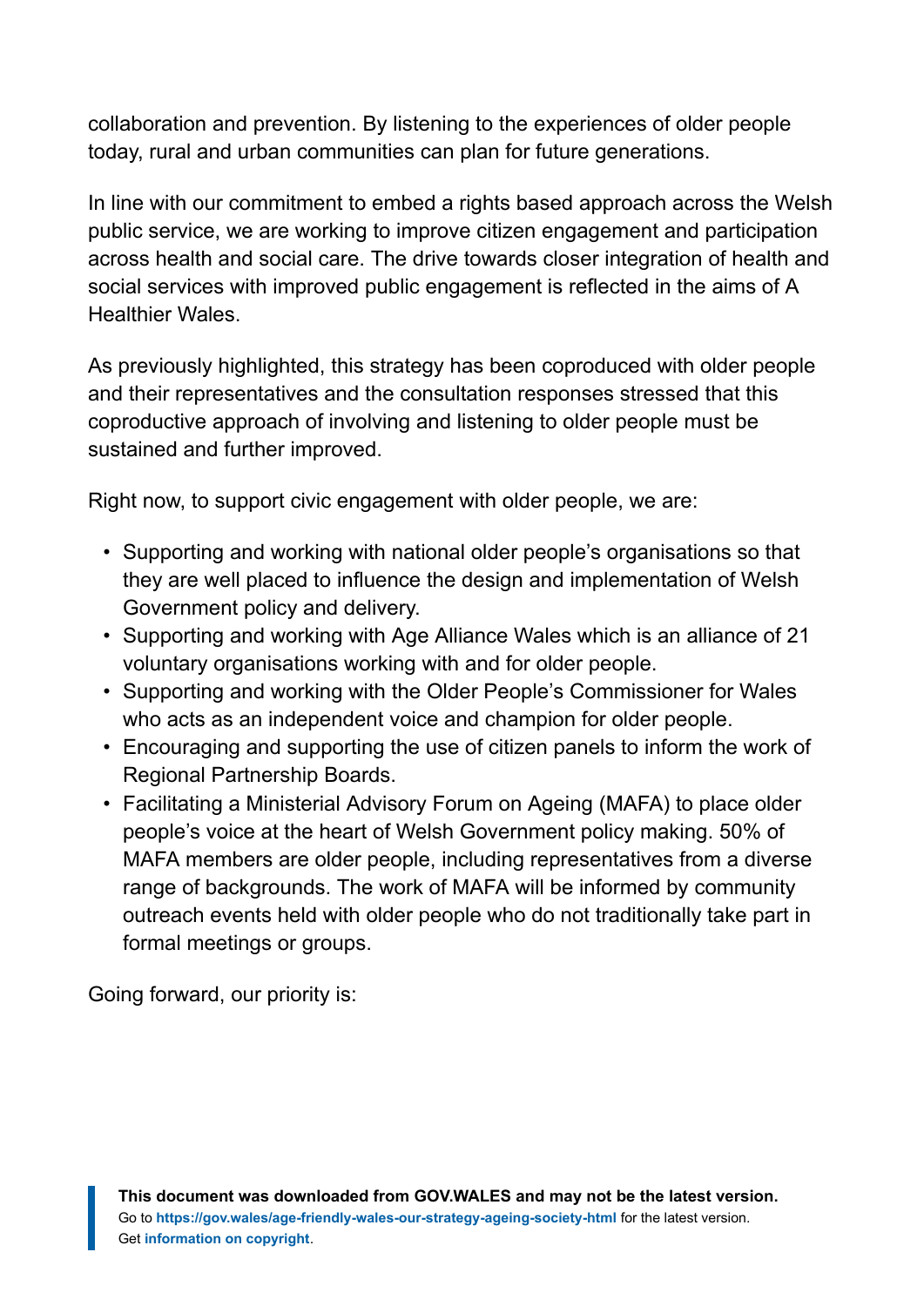collaboration and prevention. By listening to the experiences of older people today, rural and urban communities can plan for future generations.

In line with our commitment to embed a rights based approach across the Welsh public service, we are working to improve citizen engagement and participation across health and social care. The drive towards closer integration of health and social services with improved public engagement is reflected in the aims of A Healthier Wales.

As previously highlighted, this strategy has been coproduced with older people and their representatives and the consultation responses stressed that this coproductive approach of involving and listening to older people must be sustained and further improved.

Right now, to support civic engagement with older people, we are:

- Supporting and working with national older people's organisations so that they are well placed to influence the design and implementation of Welsh Government policy and delivery.
- Supporting and working with Age Alliance Wales which is an alliance of 21 voluntary organisations working with and for older people.
- Supporting and working with the Older People's Commissioner for Wales who acts as an independent voice and champion for older people.
- Encouraging and supporting the use of citizen panels to inform the work of Regional Partnership Boards.
- Facilitating a Ministerial Advisory Forum on Ageing (MAFA) to place older people's voice at the heart of Welsh Government policy making. 50% of MAFA members are older people, including representatives from a diverse range of backgrounds. The work of MAFA will be informed by community outreach events held with older people who do not traditionally take part in formal meetings or groups.

Going forward, our priority is: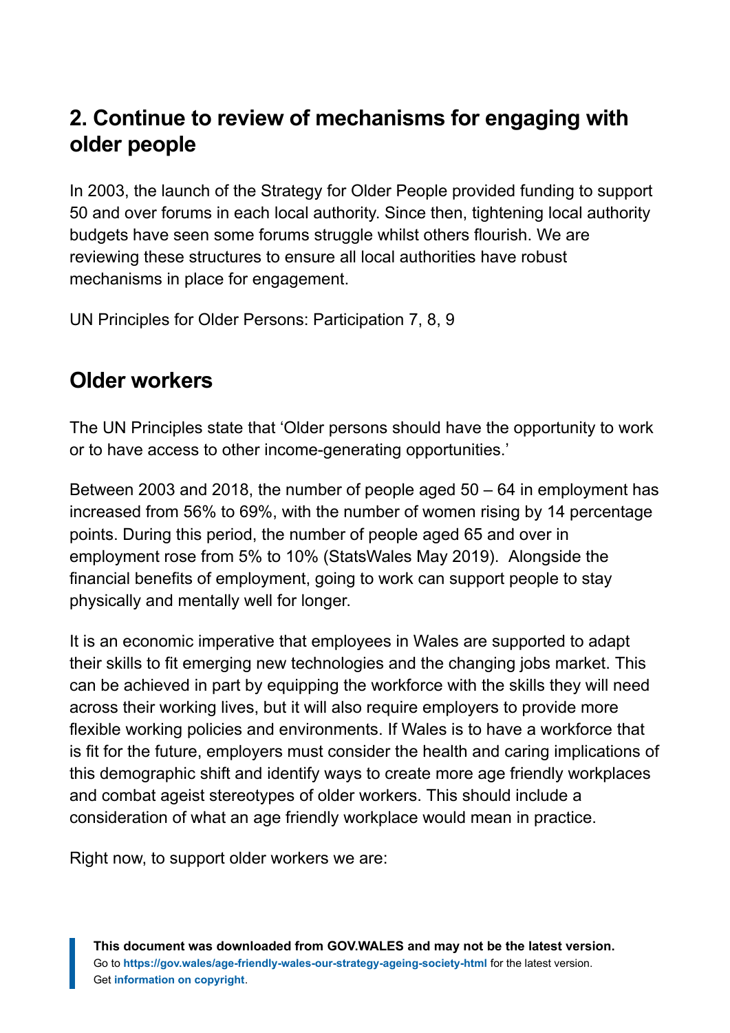## 2. Continue to review of mechanisms for engaging with older people

In 2003, the launch of the Strategy for Older People provided funding to support 50 and over forums in each local authority. Since then, tightening local authority budgets have seen some forums struggle whilst others flourish. We are reviewing these structures to ensure all local authorities have robust mechanisms in place for engagement.

UN Principles for Older Persons: Participation 7, 8, 9

## Older workers

The UN Principles state that 'Older persons should have the opportunity to work or to have access to other income-generating opportunities.'

Between 2003 and 2018, the number of people aged 50 – 64 in employment has increased from 56% to 69%, with the number of women rising by 14 percentage points. During this period, the number of people aged 65 and over in employment rose from 5% to 10% (StatsWales May 2019). Alongside the financial benefits of employment, going to work can support people to stay physically and mentally well for longer.

It is an economic imperative that employees in Wales are supported to adapt their skills to fit emerging new technologies and the changing jobs market. This can be achieved in part by equipping the workforce with the skills they will need across their working lives, but it will also require employers to provide more flexible working policies and environments. If Wales is to have a workforce that is fit for the future, employers must consider the health and caring implications of this demographic shift and identify ways to create more age friendly workplaces and combat ageist stereotypes of older workers. This should include a consideration of what an age friendly workplace would mean in practice.

Right now, to support older workers we are: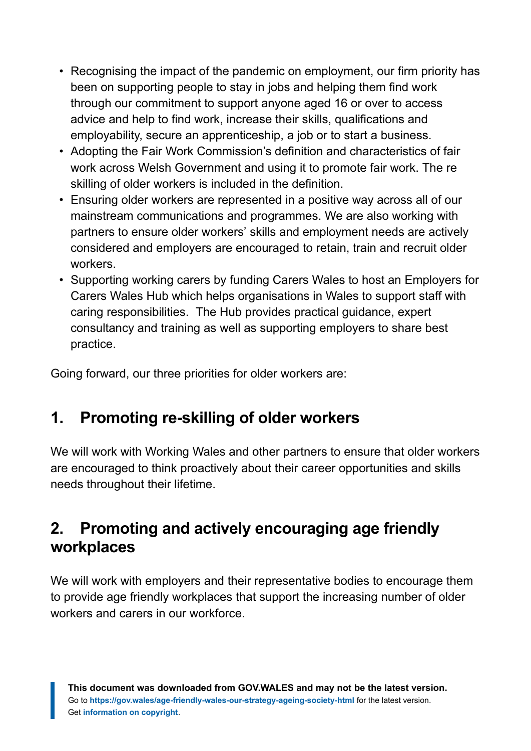- Recognising the impact of the pandemic on employment, our firm priority has been on supporting people to stay in jobs and helping them find work through our commitment to support anyone aged 16 or over to access advice and help to find work, increase their skills, qualifications and employability, secure an apprenticeship, a job or to start a business.
- Adopting the Fair Work Commission's definition and characteristics of fair work across Welsh Government and using it to promote fair work. The re skilling of older workers is included in the definition.
- Ensuring older workers are represented in a positive way across all of our mainstream communications and programmes. We are also working with partners to ensure older workers' skills and employment needs are actively considered and employers are encouraged to retain, train and recruit older workers.
- Supporting working carers by funding Carers Wales to host an Employers for Carers Wales Hub which helps organisations in Wales to support staff with caring responsibilities. The Hub provides practical guidance, expert consultancy and training as well as supporting employers to share best practice.

Going forward, our three priorities for older workers are:

## 1. Promoting re-skilling of older workers

We will work with Working Wales and other partners to ensure that older workers are encouraged to think proactively about their career opportunities and skills needs throughout their lifetime.

## 2. Promoting and actively encouraging age friendly workplaces

We will work with employers and their representative bodies to encourage them to provide age friendly workplaces that support the increasing number of older workers and carers in our workforce.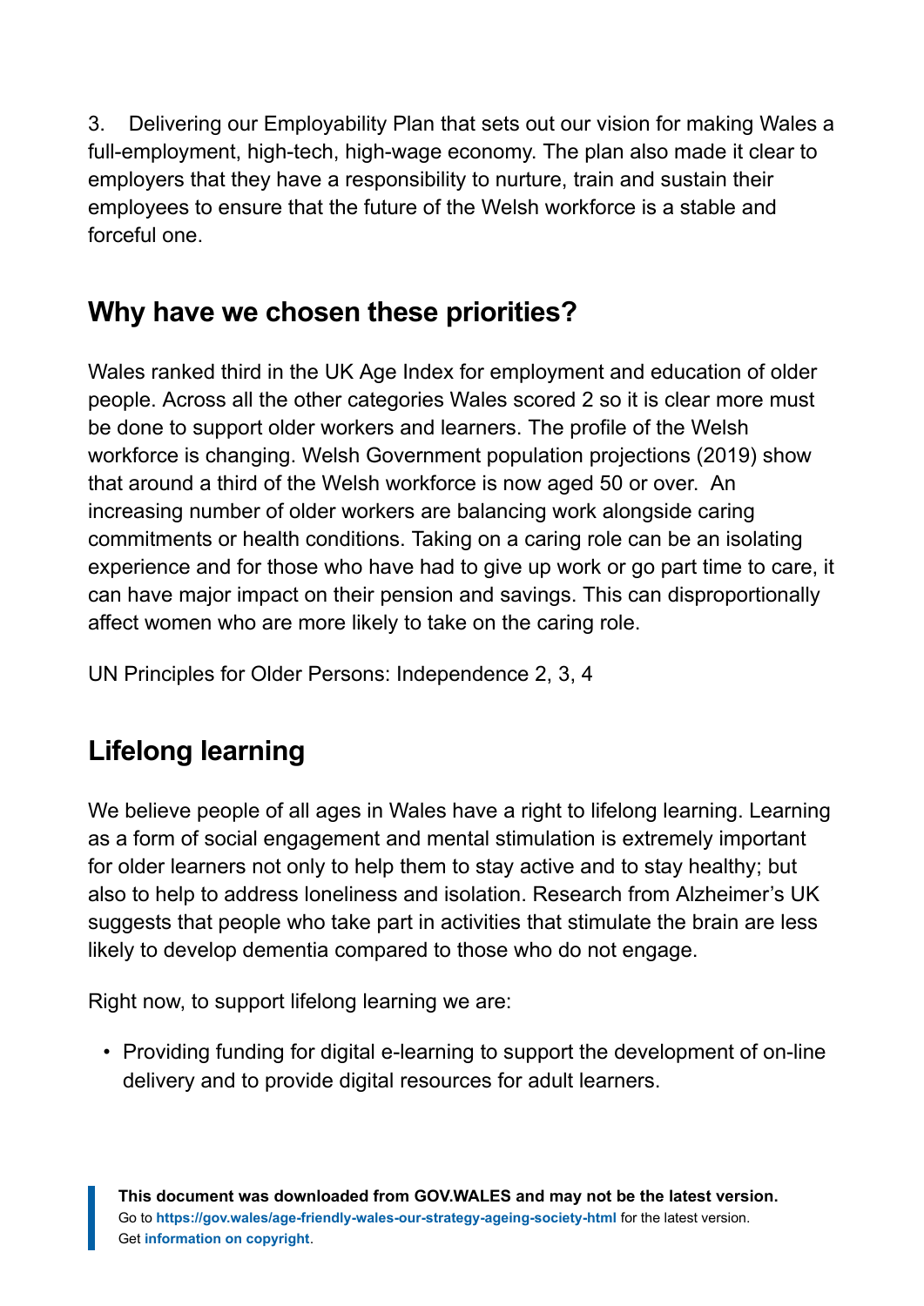3. Delivering our Employability Plan that sets out our vision for making Wales a full-employment, high-tech, high-wage economy. The plan also made it clear to employers that they have a responsibility to nurture, train and sustain their employees to ensure that the future of the Welsh workforce is a stable and forceful one.

## Why have we chosen these priorities?

Wales ranked third in the UK Age Index for employment and education of older people. Across all the other categories Wales scored 2 so it is clear more must be done to support older workers and learners. The profile of the Welsh workforce is changing. Welsh Government population projections (2019) show that around a third of the Welsh workforce is now aged 50 or over. An increasing number of older workers are balancing work alongside caring commitments or health conditions. Taking on a caring role can be an isolating experience and for those who have had to give up work or go part time to care, it can have major impact on their pension and savings. This can disproportionally affect women who are more likely to take on the caring role.

UN Principles for Older Persons: Independence 2, 3, 4

## Lifelong learning

We believe people of all ages in Wales have a right to lifelong learning. Learning as a form of social engagement and mental stimulation is extremely important for older learners not only to help them to stay active and to stay healthy; but also to help to address loneliness and isolation. Research from Alzheimer's UK suggests that people who take part in activities that stimulate the brain are less likely to develop dementia compared to those who do not engage.

Right now, to support lifelong learning we are:

- Providing funding for digital e-learning to support the development of on-line delivery and to provide digital resources for adult learners.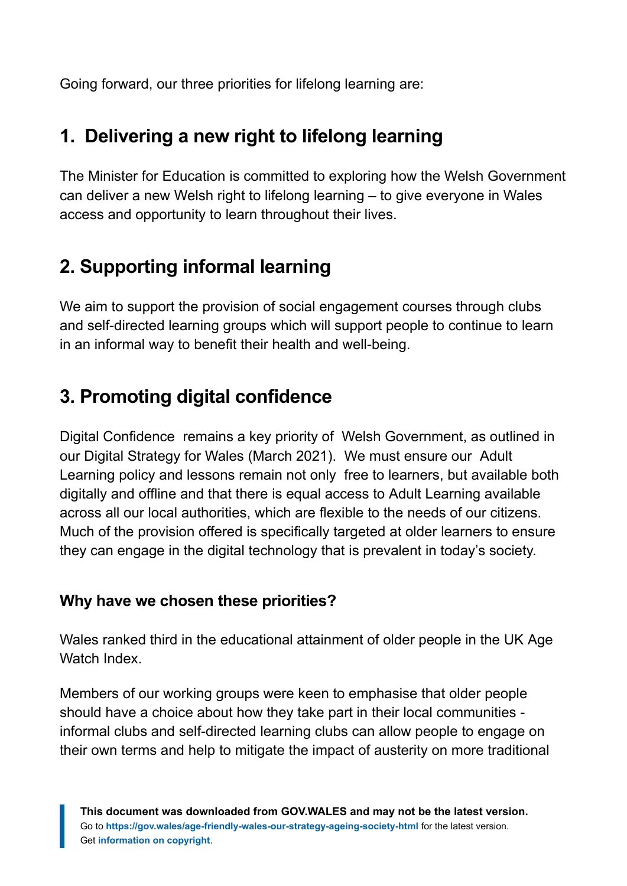Going forward, our three priorities for lifelong learning are:

## 1. Delivering a new right to lifelong learning

The Minister for Education is committed to exploring how the Welsh Government can deliver a new Welsh right to lifelong learning – to give everyone in Wales access and opportunity to learn throughout their lives.

## 2. Supporting informal learning

We aim to support the provision of social engagement courses through clubs and self-directed learning groups which will support people to continue to learn in an informal way to benefit their health and well-being.

## 3. Promoting digital confidence

Digital Confidence remains a key priority of Welsh Government, as outlined in our Digital Strategy for Wales (March 2021). We must ensure our Adult Learning policy and lessons remain not only free to learners, but available both digitally and offline and that there is equal access to Adult Learning available across all our local authorities, which are flexible to the needs of our citizens. Much of the provision offered is specifically targeted at older learners to ensure they can engage in the digital technology that is prevalent in today's society.

### Why have we chosen these priorities?

Wales ranked third in the educational attainment of older people in the UK Age Watch Index.

Members of our working groups were keen to emphasise that older people should have a choice about how they take part in their local communities - informal clubs and self-directed learning clubs can allow people to engage on their own terms and help to mitigate the impact of austerity on more traditional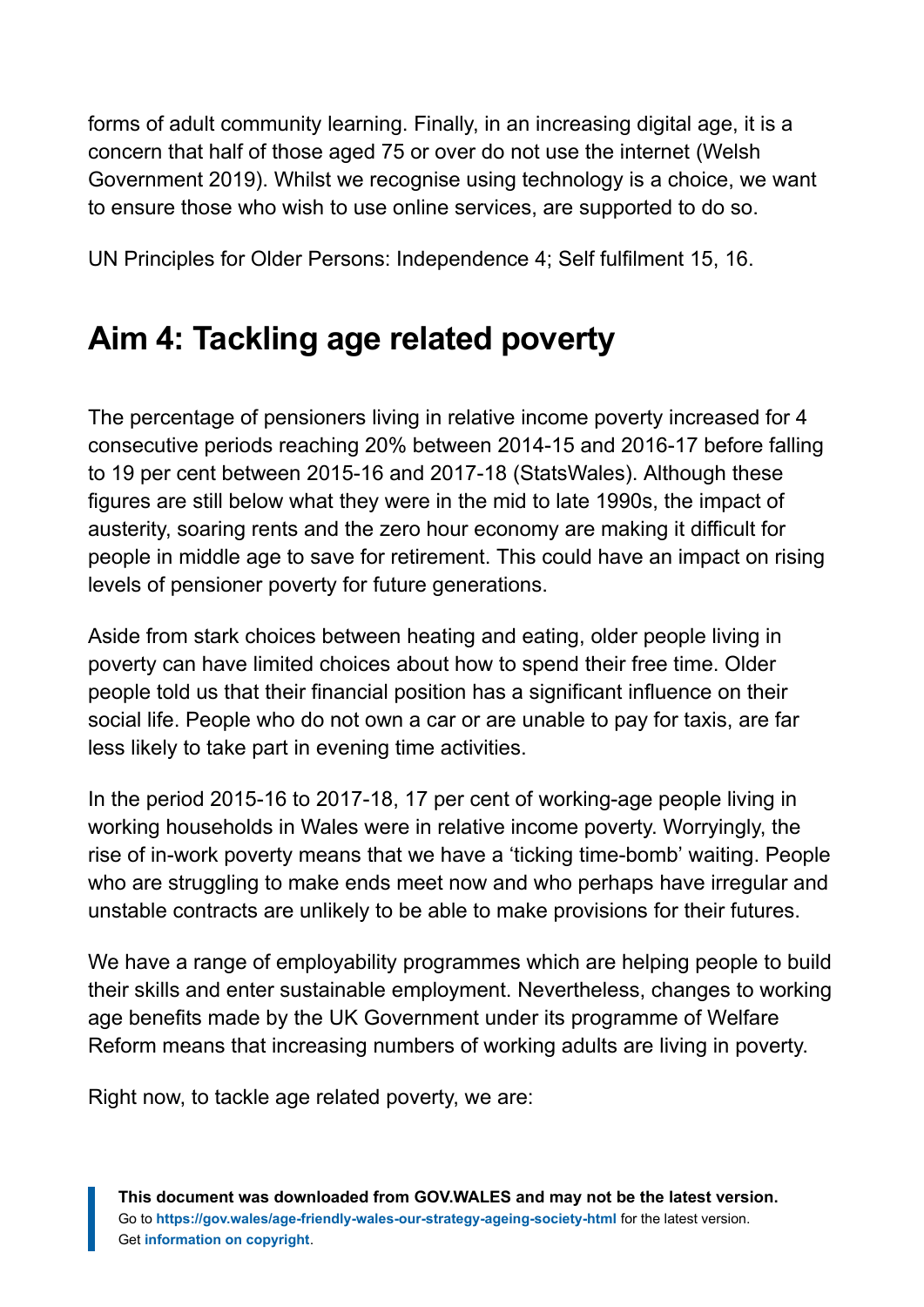forms of adult community learning. Finally, in an increasing digital age, it is a concern that half of those aged 75 or over do not use the internet (Welsh Government 2019). Whilst we recognise using technology is a choice, we want to ensure those who wish to use online services, are supported to do so.

UN Principles for Older Persons: Independence 4; Self fulfilment 15, 16.

## Aim 4: Tackling age related poverty

The percentage of pensioners living in relative income poverty increased for 4 consecutive periods reaching 20% between 2014-15 and 2016-17 before falling to 19 per cent between 2015-16 and 2017-18 (StatsWales). Although these figures are still below what they were in the mid to late 1990s, the impact of austerity, soaring rents and the zero hour economy are making it difficult for people in middle age to save for retirement. This could have an impact on rising levels of pensioner poverty for future generations.

Aside from stark choices between heating and eating, older people living in poverty can have limited choices about how to spend their free time. Older people told us that their financial position has a significant influence on their social life. People who do not own a car or are unable to pay for taxis, are far less likely to take part in evening time activities.

In the period 2015-16 to 2017-18, 17 per cent of working-age people living in working households in Wales were in relative income poverty. Worryingly, the rise of in-work poverty means that we have a 'ticking time-bomb' waiting. People who are struggling to make ends meet now and who perhaps have irregular and unstable contracts are unlikely to be able to make provisions for their futures.

We have a range of employability programmes which are helping people to build their skills and enter sustainable employment. Nevertheless, changes to working age benefits made by the UK Government under its programme of Welfare Reform means that increasing numbers of working adults are living in poverty.

Right now, to tackle age related poverty, we are: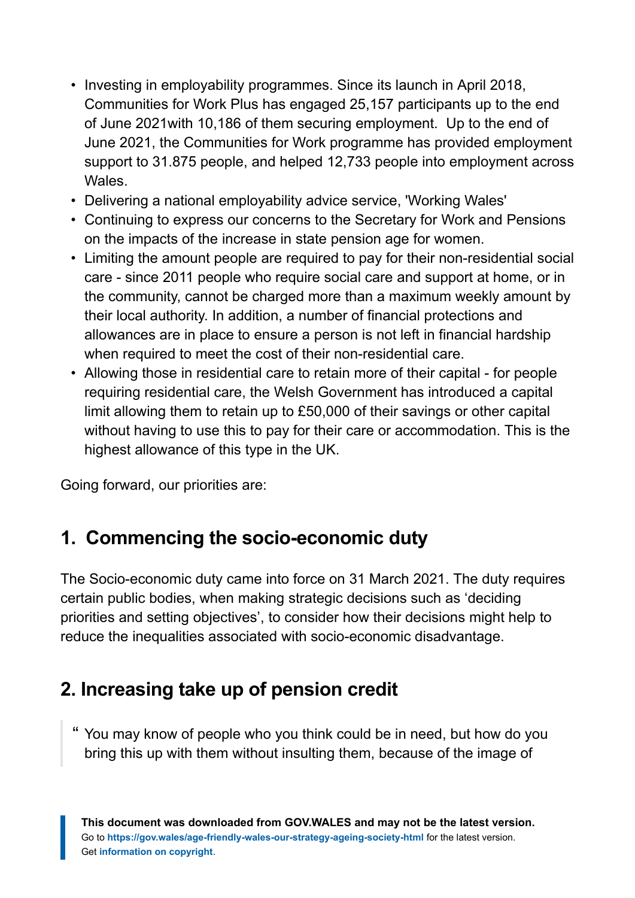- Investing in employability programmes. Since its launch in April 2018, Communities for Work Plus has engaged 25,157 participants up to the end of June 2021with 10,186 of them securing employment.  Up to the end of June 2021, the Communities for Work programme has provided employment support to 31.875 people, and helped 12,733 people into employment across Wales.
- Delivering a national employability advice service, 'Working Wales'
- Continuing to express our concerns to the Secretary for Work and Pensions on the impacts of the increase in state pension age for women.
- Limiting the amount people are required to pay for their non-residential social care - since 2011 people who require social care and support at home, or in the community, cannot be charged more than a maximum weekly amount by their local authority. In addition, a number of financial protections and allowances are in place to ensure a person is not left in financial hardship when required to meet the cost of their non-residential care.
- Allowing those in residential care to retain more of their capital - for people requiring residential care, the Welsh Government has introduced a capital limit allowing them to retain up to £50,000 of their savings or other capital without having to use this to pay for their care or accommodation. This is the highest allowance of this type in the UK.

Going forward, our priorities are:

## 1. Commencing the socio-economic duty

The Socio-economic duty came into force on 31 March 2021. The duty requires certain public bodies, when making strategic decisions such as ‘deciding priorities and setting objectives’, to consider how their decisions might help to reduce the inequalities associated with socio-economic disadvantage.

## 2. Increasing take up of pension credit

> “ You may know of people who you think could be in need, but how do you bring this up with them without insulting them, because of the image of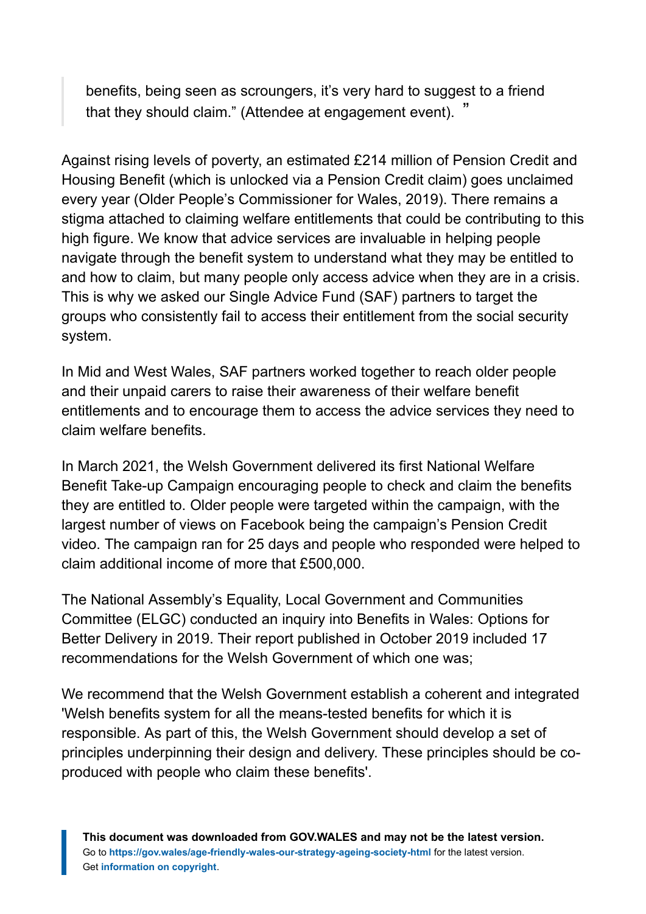> benefits, being seen as scroungers, it's very hard to suggest to a friend that they should claim." (Attendee at engagement event). "

Against rising levels of poverty, an estimated £214 million of Pension Credit and Housing Benefit (which is unlocked via a Pension Credit claim) goes unclaimed every year (Older People's Commissioner for Wales, 2019). There remains a stigma attached to claiming welfare entitlements that could be contributing to this high figure. We know that advice services are invaluable in helping people navigate through the benefit system to understand what they may be entitled to and how to claim, but many people only access advice when they are in a crisis. This is why we asked our Single Advice Fund (SAF) partners to target the groups who consistently fail to access their entitlement from the social security system.

In Mid and West Wales, SAF partners worked together to reach older people and their unpaid carers to raise their awareness of their welfare benefit entitlements and to encourage them to access the advice services they need to claim welfare benefits.

In March 2021, the Welsh Government delivered its first National Welfare Benefit Take-up Campaign encouraging people to check and claim the benefits they are entitled to. Older people were targeted within the campaign, with the largest number of views on Facebook being the campaign's Pension Credit video. The campaign ran for 25 days and people who responded were helped to claim additional income of more that £500,000.

The National Assembly's Equality, Local Government and Communities Committee (ELGC) conducted an inquiry into Benefits in Wales: Options for Better Delivery in 2019. Their report published in October 2019 included 17 recommendations for the Welsh Government of which one was;

We recommend that the Welsh Government establish a coherent and integrated 'Welsh benefits system for all the means-tested benefits for which it is responsible. As part of this, the Welsh Government should develop a set of principles underpinning their design and delivery. These principles should be co-produced with people who claim these benefits'.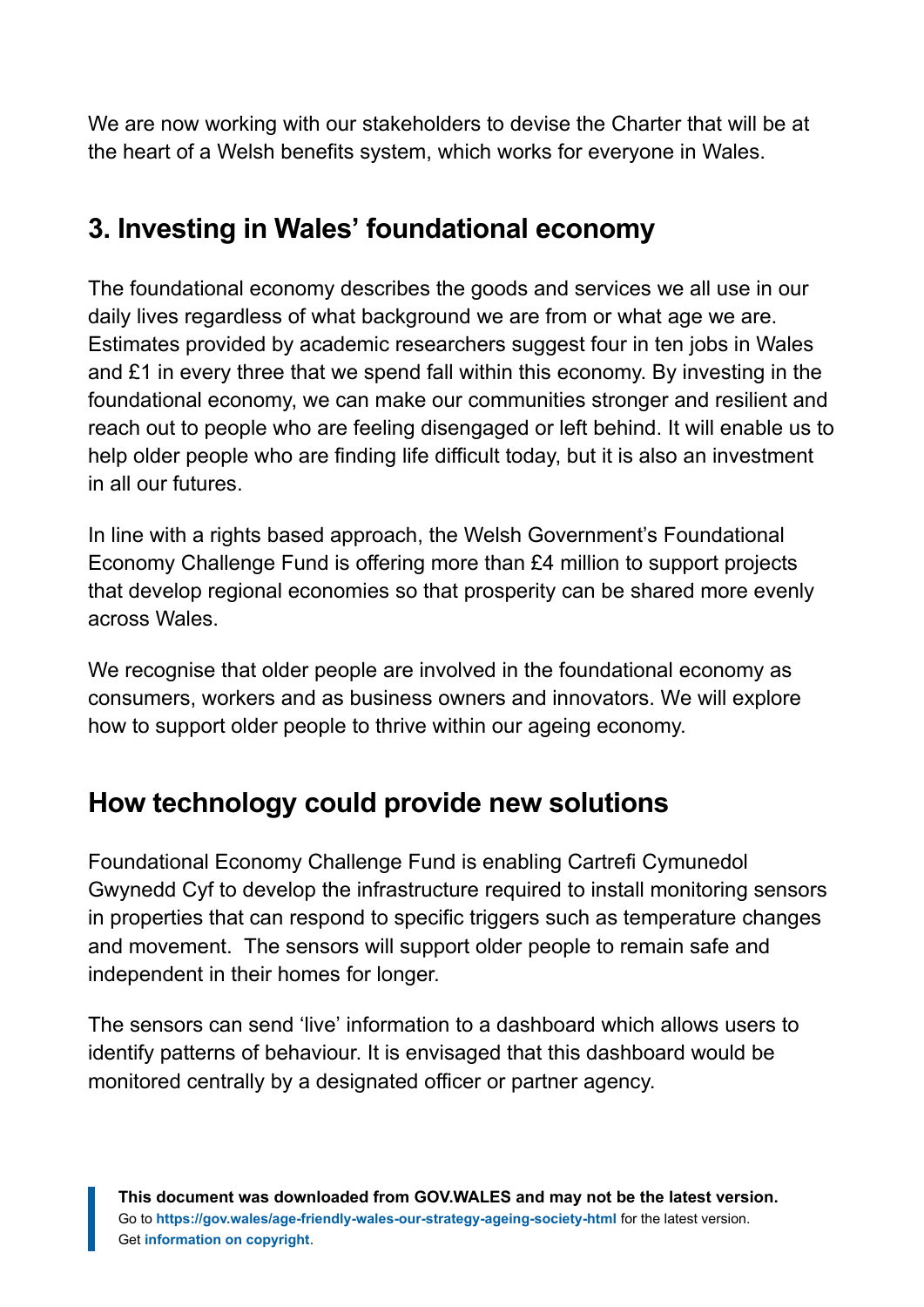We are now working with our stakeholders to devise the Charter that will be at the heart of a Welsh benefits system, which works for everyone in Wales.

## 3. Investing in Wales' foundational economy

The foundational economy describes the goods and services we all use in our daily lives regardless of what background we are from or what age we are. Estimates provided by academic researchers suggest four in ten jobs in Wales and £1 in every three that we spend fall within this economy. By investing in the foundational economy, we can make our communities stronger and resilient and reach out to people who are feeling disengaged or left behind. It will enable us to help older people who are finding life difficult today, but it is also an investment in all our futures.

In line with a rights based approach, the Welsh Government's Foundational Economy Challenge Fund is offering more than £4 million to support projects that develop regional economies so that prosperity can be shared more evenly across Wales.

We recognise that older people are involved in the foundational economy as consumers, workers and as business owners and innovators. We will explore how to support older people to thrive within our ageing economy.

## How technology could provide new solutions

Foundational Economy Challenge Fund is enabling Cartrefi Cymunedol Gwynedd Cyf to develop the infrastructure required to install monitoring sensors in properties that can respond to specific triggers such as temperature changes and movement. The sensors will support older people to remain safe and independent in their homes for longer.

The sensors can send 'live' information to a dashboard which allows users to identify patterns of behaviour. It is envisaged that this dashboard would be monitored centrally by a designated officer or partner agency.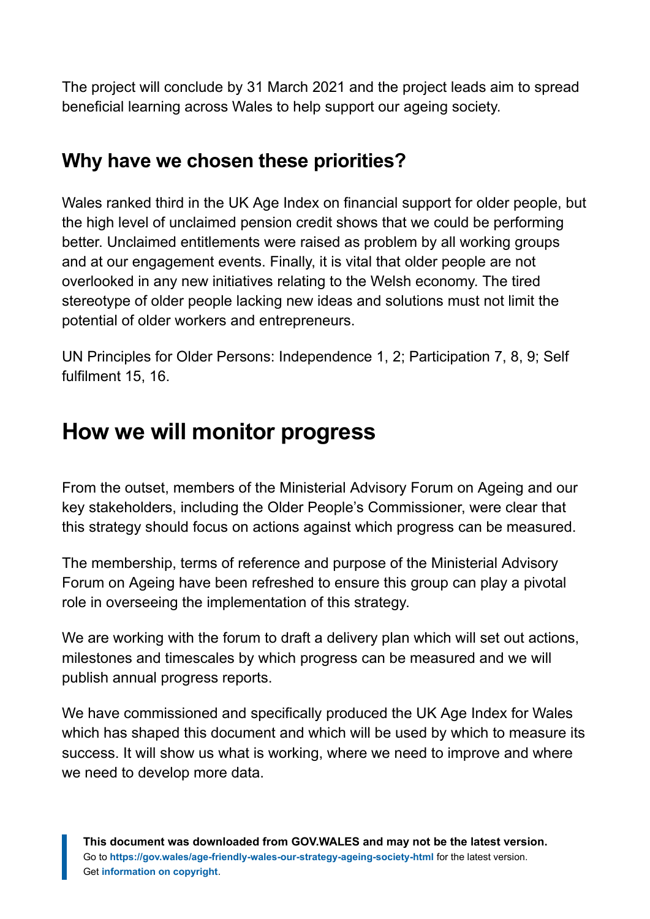The project will conclude by 31 March 2021 and the project leads aim to spread beneficial learning across Wales to help support our ageing society.

### Why have we chosen these priorities?

Wales ranked third in the UK Age Index on financial support for older people, but the high level of unclaimed pension credit shows that we could be performing better. Unclaimed entitlements were raised as problem by all working groups and at our engagement events. Finally, it is vital that older people are not overlooked in any new initiatives relating to the Welsh economy. The tired stereotype of older people lacking new ideas and solutions must not limit the potential of older workers and entrepreneurs.

UN Principles for Older Persons: Independence 1, 2; Participation 7, 8, 9; Self fulfilment 15, 16.

## How we will monitor progress

From the outset, members of the Ministerial Advisory Forum on Ageing and our key stakeholders, including the Older People's Commissioner, were clear that this strategy should focus on actions against which progress can be measured.

The membership, terms of reference and purpose of the Ministerial Advisory Forum on Ageing have been refreshed to ensure this group can play a pivotal role in overseeing the implementation of this strategy.

We are working with the forum to draft a delivery plan which will set out actions, milestones and timescales by which progress can be measured and we will publish annual progress reports.

We have commissioned and specifically produced the UK Age Index for Wales which has shaped this document and which will be used by which to measure its success. It will show us what is working, where we need to improve and where we need to develop more data.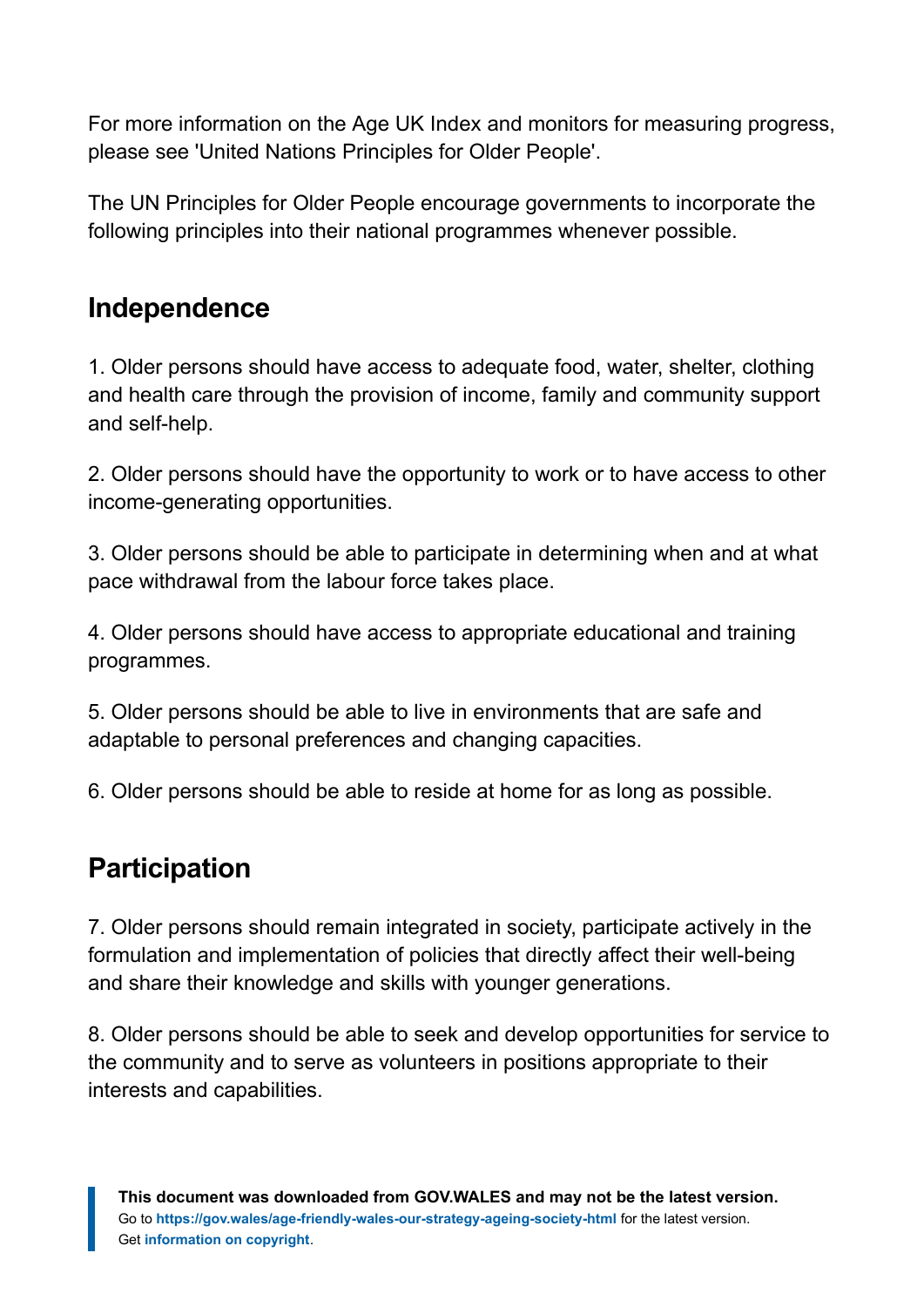For more information on the Age UK Index and monitors for measuring progress, please see 'United Nations Principles for Older People'.

The UN Principles for Older People encourage governments to incorporate the following principles into their national programmes whenever possible.

## Independence

1. Older persons should have access to adequate food, water, shelter, clothing and health care through the provision of income, family and community support and self-help.

2. Older persons should have the opportunity to work or to have access to other income-generating opportunities.

3. Older persons should be able to participate in determining when and at what pace withdrawal from the labour force takes place.

4. Older persons should have access to appropriate educational and training programmes.

5. Older persons should be able to live in environments that are safe and adaptable to personal preferences and changing capacities.

6. Older persons should be able to reside at home for as long as possible.

## Participation

7. Older persons should remain integrated in society, participate actively in the formulation and implementation of policies that directly affect their well-being and share their knowledge and skills with younger generations.

8. Older persons should be able to seek and develop opportunities for service to the community and to serve as volunteers in positions appropriate to their interests and capabilities.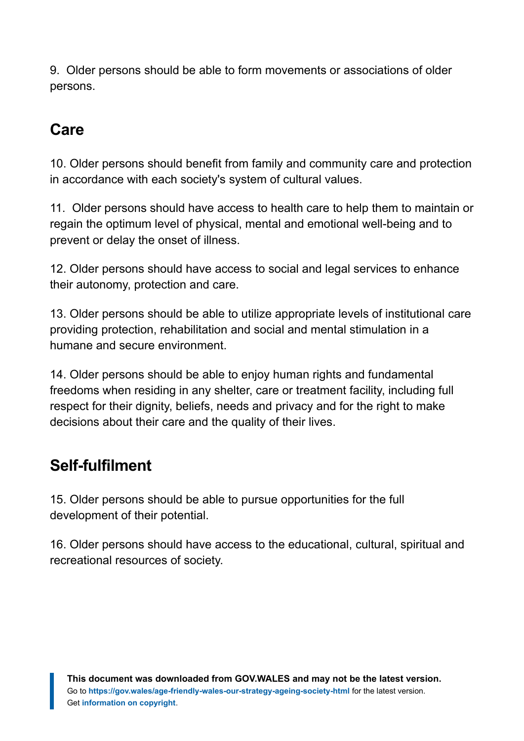9. Older persons should be able to form movements or associations of older persons.

## Care

10. Older persons should benefit from family and community care and protection in accordance with each society's system of cultural values.

11. Older persons should have access to health care to help them to maintain or regain the optimum level of physical, mental and emotional well-being and to prevent or delay the onset of illness.

12. Older persons should have access to social and legal services to enhance their autonomy, protection and care.

13. Older persons should be able to utilize appropriate levels of institutional care providing protection, rehabilitation and social and mental stimulation in a humane and secure environment.

14. Older persons should be able to enjoy human rights and fundamental freedoms when residing in any shelter, care or treatment facility, including full respect for their dignity, beliefs, needs and privacy and for the right to make decisions about their care and the quality of their lives.

## Self-fulfilment

15. Older persons should be able to pursue opportunities for the full development of their potential.

16. Older persons should have access to the educational, cultural, spiritual and recreational resources of society.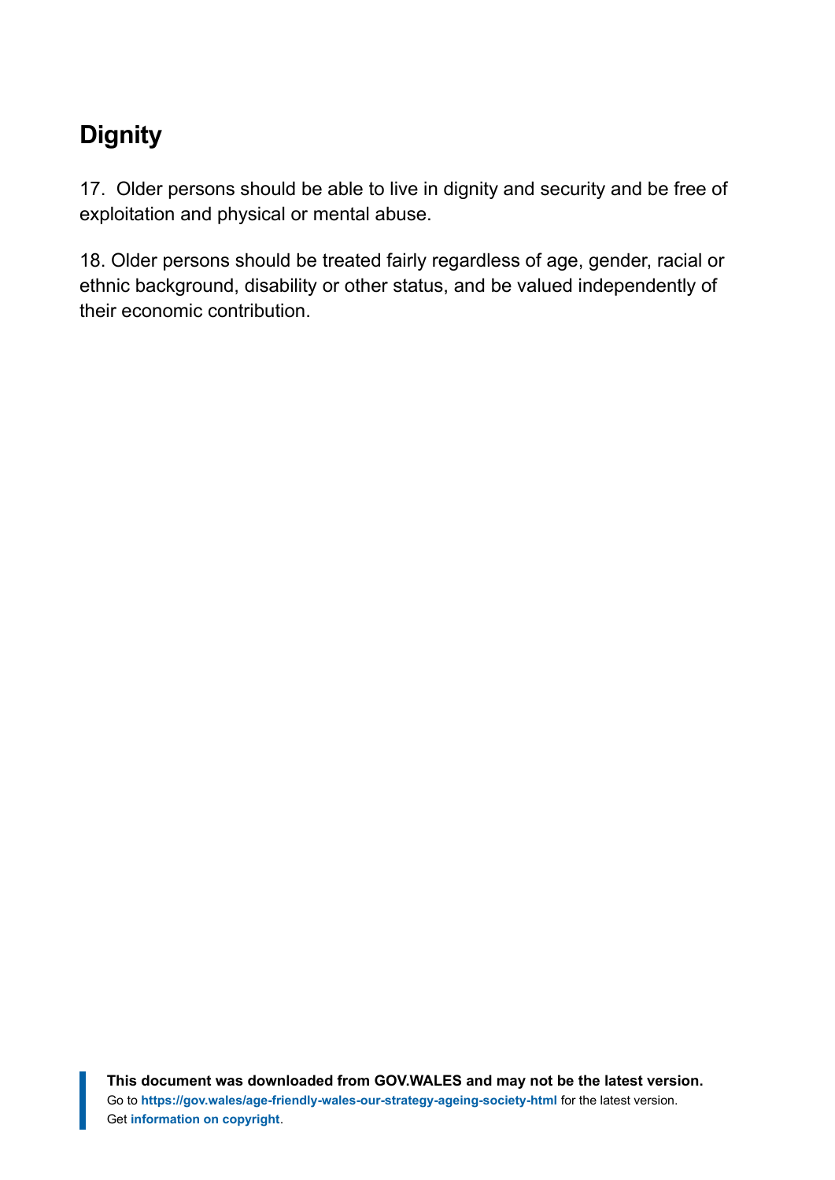## Dignity

17. Older persons should be able to live in dignity and security and be free of exploitation and physical or mental abuse.

18. Older persons should be treated fairly regardless of age, gender, racial or ethnic background, disability or other status, and be valued independently of their economic contribution.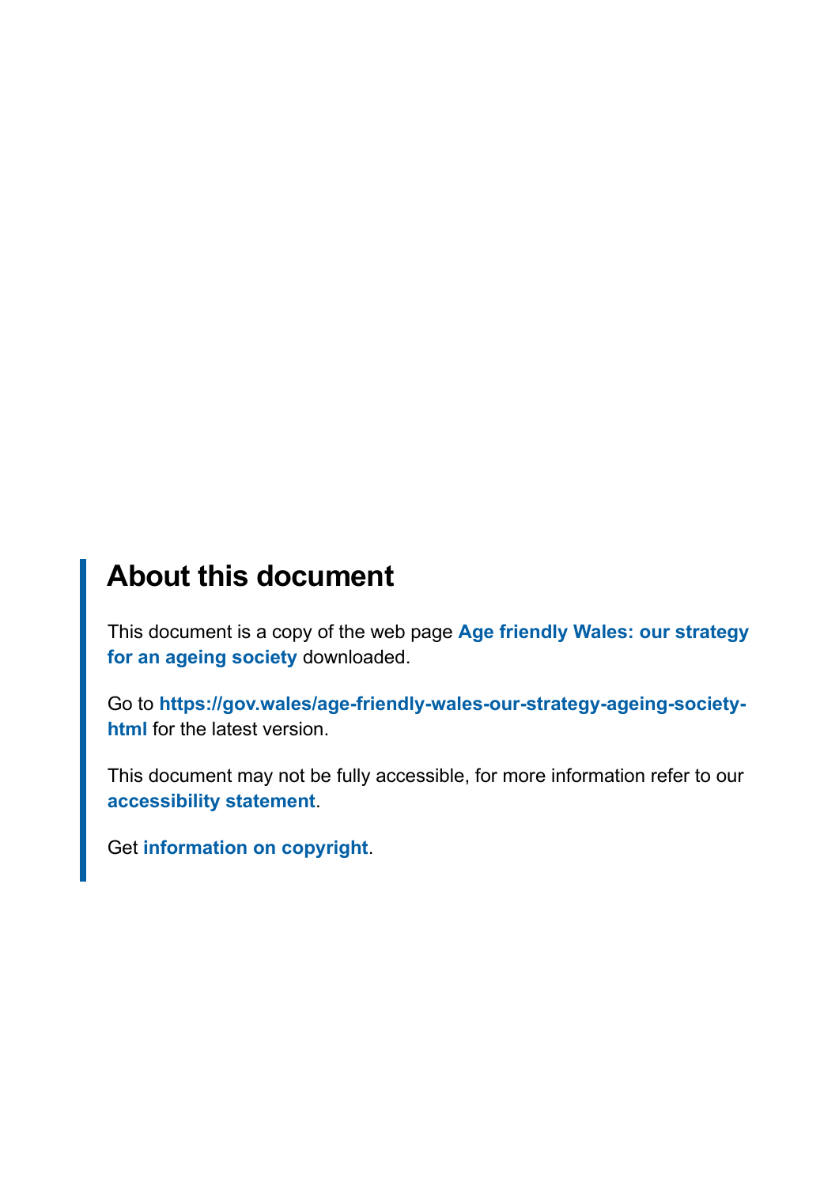## About this document

This document is a copy of the web page **Age friendly Wales: our strategy for an ageing society** downloaded.

Go to **https://gov.wales/age-friendly-wales-our-strategy-ageing-society-html** for the latest version.

This document may not be fully accessible, for more information refer to our **accessibility statement**.

Get **information on copyright**.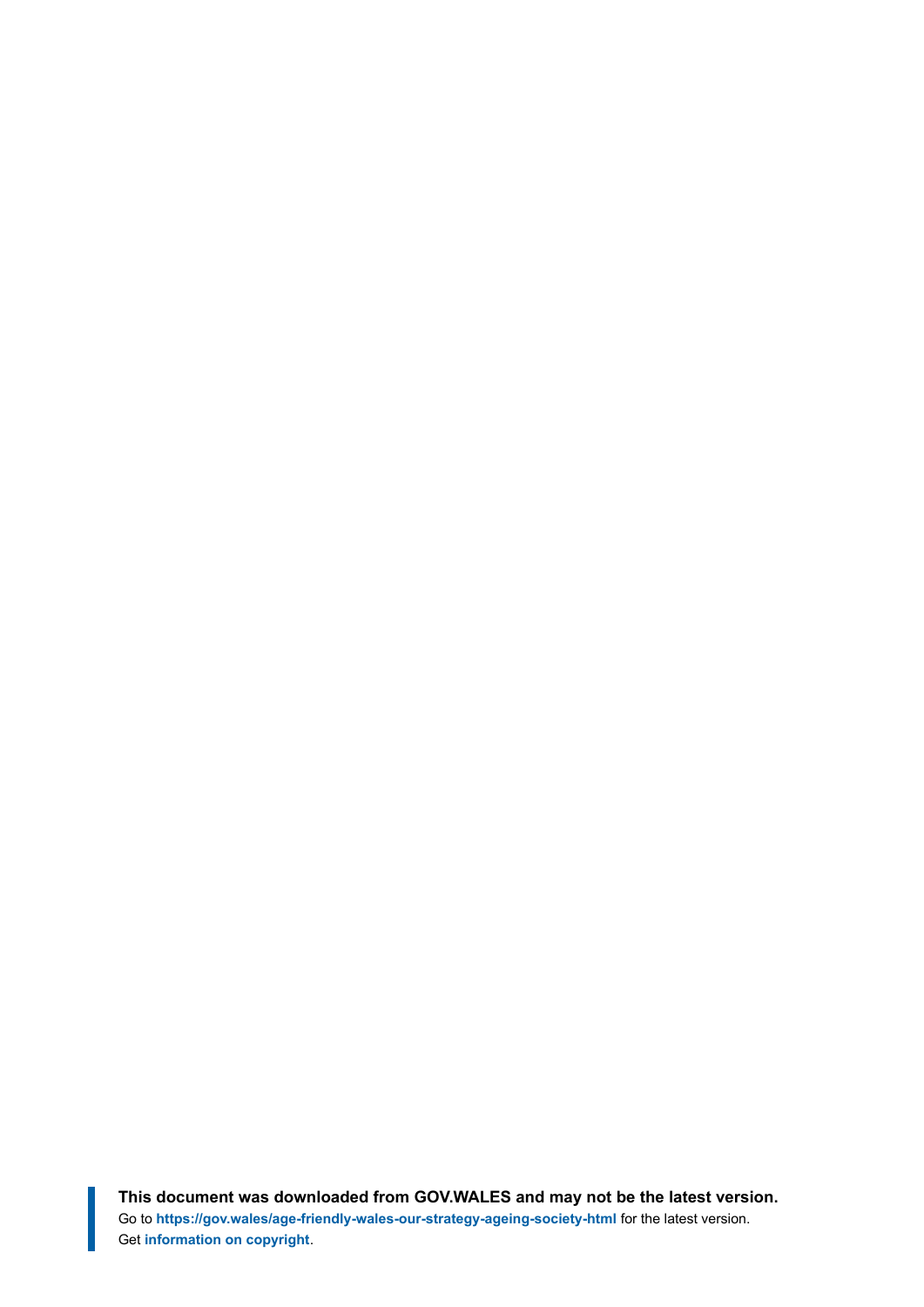**This document was downloaded from GOV.WALES and may not be the latest version.**
Go to **https://gov.wales/age-friendly-wales-our-strategy-ageing-society-html** for the latest version.
Get **information on copyright**.